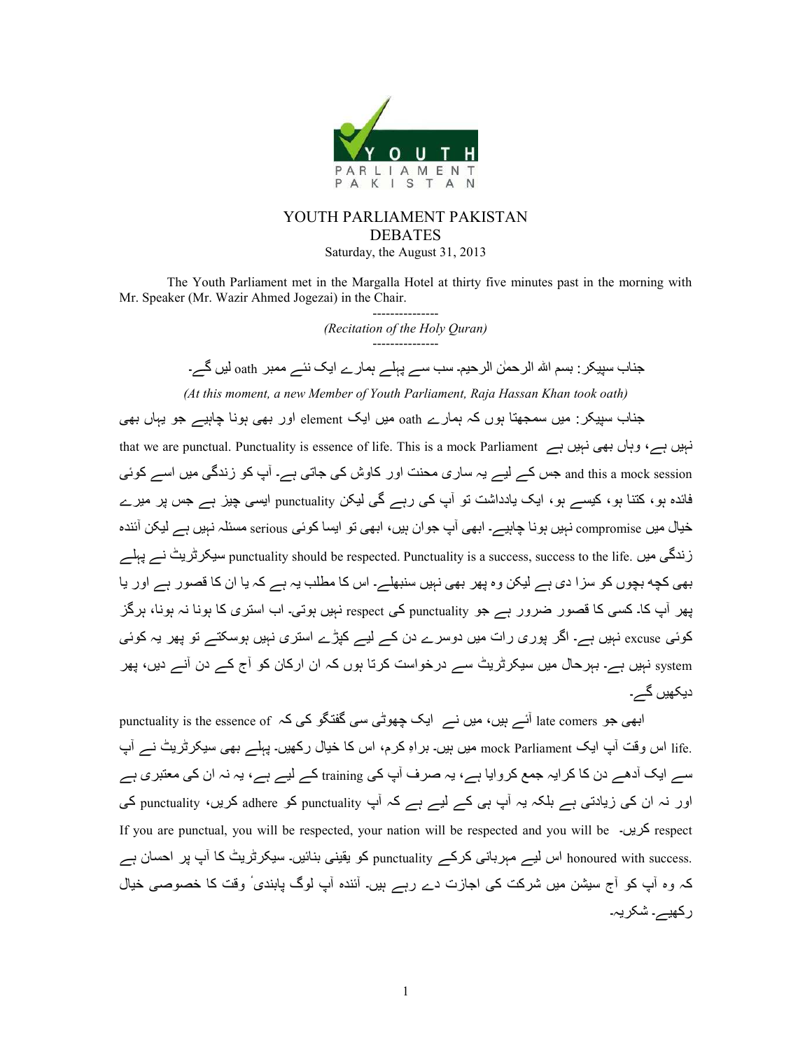# YOUTH PARLIAMENT PAKISTAN
## DEBATES
Saturday, the August 31, 2013

The Youth Parliament met in the Margalla Hotel at thirty five minutes past in the morning with Mr. Speaker (Mr. Wazir Ahmed Jogezai) in the Chair.

---------------

*(Recitation of the Holy Quran)*

---------------

جناب سپیکر: بسم اللہ الرحمٰن الرحیم۔ سب سے پہلے ہمارے ایک نئے ممبر oath لیں گے۔

*(At this moment, a new Member of Youth Parliament, Raja Hassan Khan took oath)*

جناب سپیکر: میں سمجھتا ہوں کہ ہمارے oath میں ایک element اور بھی ہونا چاہیے جو یہاں بھی نہیں ہے، وہاں بھی نہیں ہے that we are punctual. Punctuality is essence of life. This is a mock Parliament and this a mock session جس کے لیے یہ ساری محنت اور کاوش کی جاتی ہے۔ آپ کو زندگی میں اسے کوئی فائدہ ہو، کتنا ہو، کیسے ہو، ایک یادداشت تو آپ کی رہے گی لیکن punctuality ایسی چیز ہے جس پر میرے خیال میں compromise نہیں ہونا چاہیے۔ ابھی آپ جوان ہیں، ابھی تو ایسا کوئی serious مسئلہ نہیں ہے لیکن آئندہ زندگی میں punctuality should be respected. Punctuality is a success, success to the life. سیکرٹریٹ نے پہلے بھی کچھ بچوں کو سزا دی ہے لیکن وہ پھر بھی نہیں سنبھلے۔ اس کا مطلب یہ ہے کہ یا ان کا قصور ہے اور یا پھر آپ کا۔ کسی کا قصور ضرور ہے جو punctuality کی respect نہیں ہوتی۔ اب استری کا ہونا نہ ہونا، ہرگز کوئی excuse نہیں ہے۔ اگر پوری رات میں دوسرے دن کے لیے کپڑے استری نہیں ہوسکتے تو پھر یہ کوئی system نہیں ہے۔ بہرحال میں سیکرٹریٹ سے درخواست کرتا ہوں کہ ان ارکان کو آج کے دن آنے دیں، پھر دیکھیں گے۔

ابھی جو late comers آئے ہیں، میں نے ایک چھوٹی سی گفتگو کی کہ punctuality is the essence of life. اس وقت آپ ایک mock Parliament میں ہیں۔ براہِ کرم، اس کا خیال رکھیں۔ پہلے بھی سیکرٹریٹ نے آپ سے ایک آدھے دن کا کرایہ جمع کروایا ہے، یہ صرف آپ کی training کے لیے ہے، یہ نہ ان کی معتبری ہے اور نہ ان کی زیادتی ہے بلکہ یہ آپ ہی کے لیے ہے کہ آپ punctuality کو adhere کریں، punctuality کی respect کریں۔ If you are punctual, you will be respected, your nation will be respected and you will be honoured with success. اس لیے مہربانی کرکے punctuality کو یقینی بنائیں۔ سیکرٹریٹ کا آپ پر احسان ہے کہ وہ آپ کو آج سیشن میں شرکت کی اجازت دے رہے ہیں۔ آئندہ آپ لوگ پابندیٔ وقت کا خصوصی خیال رکھیے۔ شکریہ۔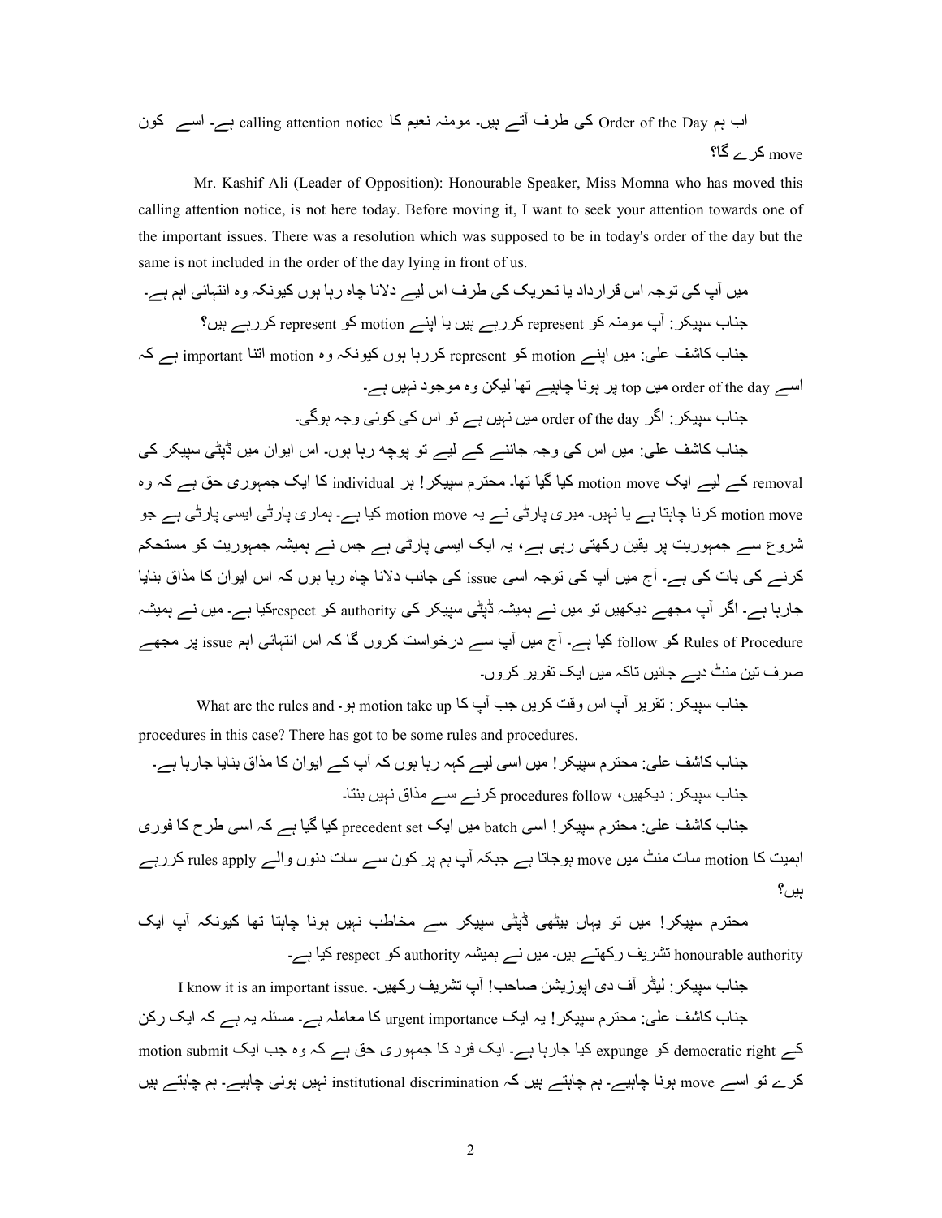اب ہم Order of the Day کی طرف آتے ہیں۔ مومنہ نعیم کا calling attention notice ہے۔ اسے کون move کرے گا؟

Mr. Kashif Ali (Leader of Opposition): Honourable Speaker, Miss Momna who has moved this calling attention notice, is not here today. Before moving it, I want to seek your attention towards one of the important issues. There was a resolution which was supposed to be in today's order of the day but the same is not included in the order of the day lying in front of us.

میں آپ کی توجہ اس قرارداد یا تحریک کی طرف اس لیے دلانا چاہ رہا ہوں کیونکہ وہ انتہائی اہم ہے۔

جناب سپیکر: آپ مومنہ کو represent کررہے ہیں یا اپنے motion کو represent کررہے ہیں؟

جناب کاشف علی: میں اپنے motion کو represent کررہا ہوں کیونکہ وہ motion اتنا important ہے کہ اسے order of the day میں top پر ہونا چاہیے تھا لیکن وہ موجود نہیں ہے۔

جناب سپیکر: اگر order of the day میں نہیں ہے تو اس کی کوئی وجہ ہوگی۔

جناب کاشف علی: میں اس کی وجہ جاننے کے لیے تو پوچھ رہا ہوں۔ اس ایوان میں ڈپٹی سپیکر کی removal کے لیے ایک motion move کیا گیا تھا۔ محترم سپیکر! ہر individual کا ایک جمہوری حق ہے کہ وہ motion move کرنا چاہتا ہے یا نہیں۔ میری پارٹی نے یہ motion move کیا ہے۔ ہماری پارٹی ایسی پارٹی ہے جو شروع سے جمہوریت پر یقین رکھتی رہی ہے، یہ ایک ایسی پارٹی ہے جس نے ہمیشہ جمہوریت کو مستحکم کرنے کی بات کی ہے۔ آج میں آپ کی توجہ اسی issue کی جانب دلانا چاہ رہا ہوں کہ اس ایوان کا مذاق بنایا جارہا ہے۔ اگر آپ مجھے دیکھیں تو میں نے ہمیشہ ڈپٹی سپیکر کی authority کو respectکیا ہے۔ میں نے ہمیشہ Rules of Procedure کو follow کیا ہے۔ آج میں آپ سے درخواست کروں گا کہ اس انتہائی اہم issue پر مجھے صرف تین منٹ دیے جائیں تاکہ میں ایک تقریر کروں۔

جناب سپیکر: تقریر آپ اس وقت کریں جب آپ کا motion take up ہو۔ What are the rules and procedures in this case? There has got to be some rules and procedures.

جناب کاشف علی: محترم سپیکر! میں اسی لیے کہہ رہا ہوں کہ آپ کے ایوان کا مذاق بنایا جارہا ہے۔

جناب سپیکر: دیکھیں، procedures follow کرنے سے مذاق نہیں بنتا۔

جناب کاشف علی: محترم سپیکر! اسی batch میں ایک precedent set کیا گیا ہے کہ اسی طرح کا فوری اہمیت کا motion سات منٹ میں move ہوجاتا ہے جبکہ آپ ہم پر کون سے سات دنوں والے rules apply کررہے ہیں؟

محترم سپیکر! میں تو یہاں بیٹھی ڈپٹی سپیکر سے مخاطب نہیں ہونا چاہتا تھا کیونکہ آپ ایک honourable authority تشریف رکھتے ہیں۔ میں نے ہمیشہ authority کو respect کیا ہے۔

جناب سپیکر: لیڈر آف دی اپوزیشن صاحب! آپ تشریف رکھیں۔ I know it is an important issue.

جناب کاشف علی: محترم سپیکر! یہ ایک urgent importance کا معاملہ ہے۔ مسئلہ یہ ہے کہ ایک رکن کے democratic right کو expunge کیا جارہا ہے۔ ایک فرد کا جمہوری حق ہے کہ وہ جب ایک motion submit کرے تو اسے move ہونا چاہیے۔ ہم چاہتے ہیں کہ institutional discrimination نہیں ہونی چاہیے۔ ہم چاہتے ہیں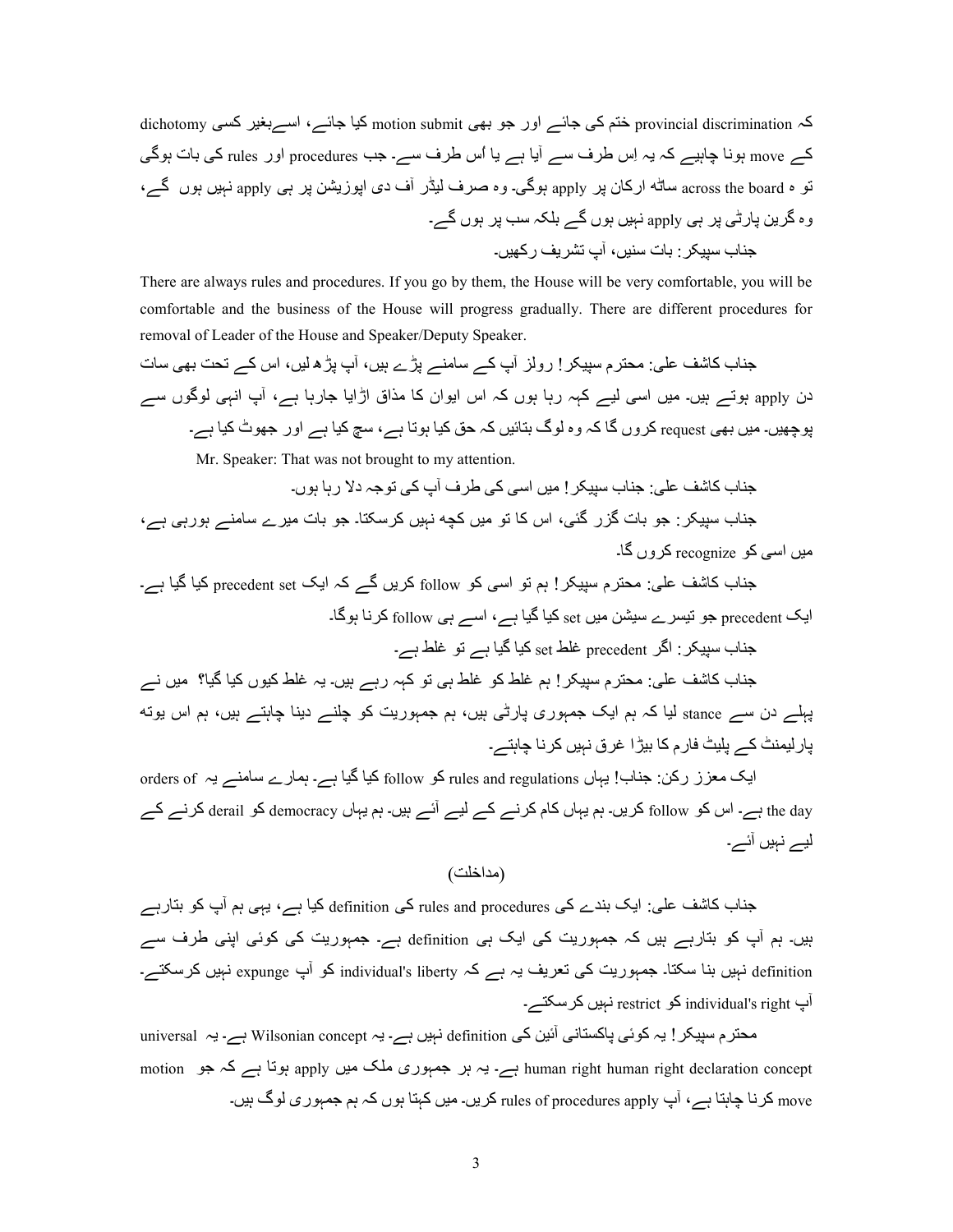کہ provincial discrimination ختم کی جائے اور جو بھی motion submit کیا جائے، اسےبغیر کسی dichotomy کے move ہونا چاہیے کہ یہ اِس طرف سے آیا ہے یا اُس طرف سے۔ جب procedures اور rules کی بات ہوگی تو وہ across the board ساٹھ ارکان پر apply ہوگی۔ وہ صرف لیڈر آف دی اپوزیشن پر ہی apply نہیں ہوں گے، وہ گرین پارٹی پر ہی apply نہیں ہوں گے بلکہ سب پر ہوں گے۔

جناب سپیکر: بات سنیں، آپ تشریف رکھیں۔

There are always rules and procedures. If you go by them, the House will be very comfortable, you will be comfortable and the business of the House will progress gradually. There are different procedures for removal of Leader of the House and Speaker/Deputy Speaker.

جناب کاشف علی: محترم سپیکر! رولز آپ کے سامنے پڑے ہیں، آپ پڑھ لیں، اس کے تحت بھی سات دن apply ہوتے ہیں۔ میں اسی لیے کہہ رہا ہوں کہ اس ایوان کا مذاق اڑایا جارہا ہے، آپ انہی لوگوں سے پوچھیں۔ میں بھی request کروں گا کہ وہ لوگ بتائیں کہ حق کیا ہوتا ہے، سچ کیا ہے اور جھوٹ کیا ہے۔

Mr. Speaker: That was not brought to my attention.

جناب کاشف علی: جناب سپیکر! میں اسی کی طرف آپ کی توجہ دلا رہا ہوں۔

جناب سپیکر: جو بات گزر گئی، اس کا تو میں کچھ نہیں کرسکتا۔ جو بات میرے سامنے ہورہی ہے، میں اسی کو recognize کروں گا۔

جناب کاشف علی: محترم سپیکر! ہم تو اسی کو follow کریں گے کہ ایک precedent set کیا گیا ہے۔ ایک precedent جو تیسرے سیشن میں set کیا گیا ہے، اسے ہی follow کرنا ہوگا۔

جناب سپیکر: اگر precedent غلط set کیا گیا ہے تو غلط ہے۔

جناب کاشف علی: محترم سپیکر! ہم غلط کو غلط ہی تو کہہ رہے ہیں۔ یہ غلط کیوں کیا گیا؟ میں نے پہلے دن سے stance لیا کہ ہم ایک جمہوری پارٹی ہیں، ہم جمہوریت کو چلنے دینا چاہتے ہیں، ہم اس یوتھ پارلیمنٹ کے پلیٹ فارم کا بیڑا غرق نہیں کرنا چاہتے۔

ایک معزز رکن: جناب! یہاں rules and regulations کو follow کیا گیا ہے۔ ہمارے سامنے یہ orders of the day ہے۔ اس کو follow کریں۔ ہم یہاں کام کرنے کے لیے آئے ہیں۔ ہم یہاں democracy کو derail کرنے کے لیے نہیں آئے۔

(مداخلت)

جناب کاشف علی: ایک بندے کی rules and procedures کی definition کیا ہے، یہی ہم آپ کو بتارہے ہیں۔ ہم آپ کو بتارہے ہیں کہ جمہوریت کی ایک ہی definition ہے۔ جمہوریت کی کوئی اپنی طرف سے definition نہیں بنا سکتا۔ جمہوریت کی تعریف یہ ہے کہ individual's liberty کو آپ expunge نہیں کرسکتے۔ آپ individual's right کو restrict نہیں کرسکتے۔

محترم سپیکر! یہ کوئی پاکستانی آئین کی definition نہیں ہے۔ یہ Wilsonian concept ہے۔ یہ universal human right human right declaration concept ہے۔ یہ ہر جمہوری ملک میں apply ہوتا ہے کہ جو motion move کرنا چاہتا ہے، آپ rules of procedures apply کریں۔ میں کہتا ہوں کہ ہم جمہوری لوگ ہیں۔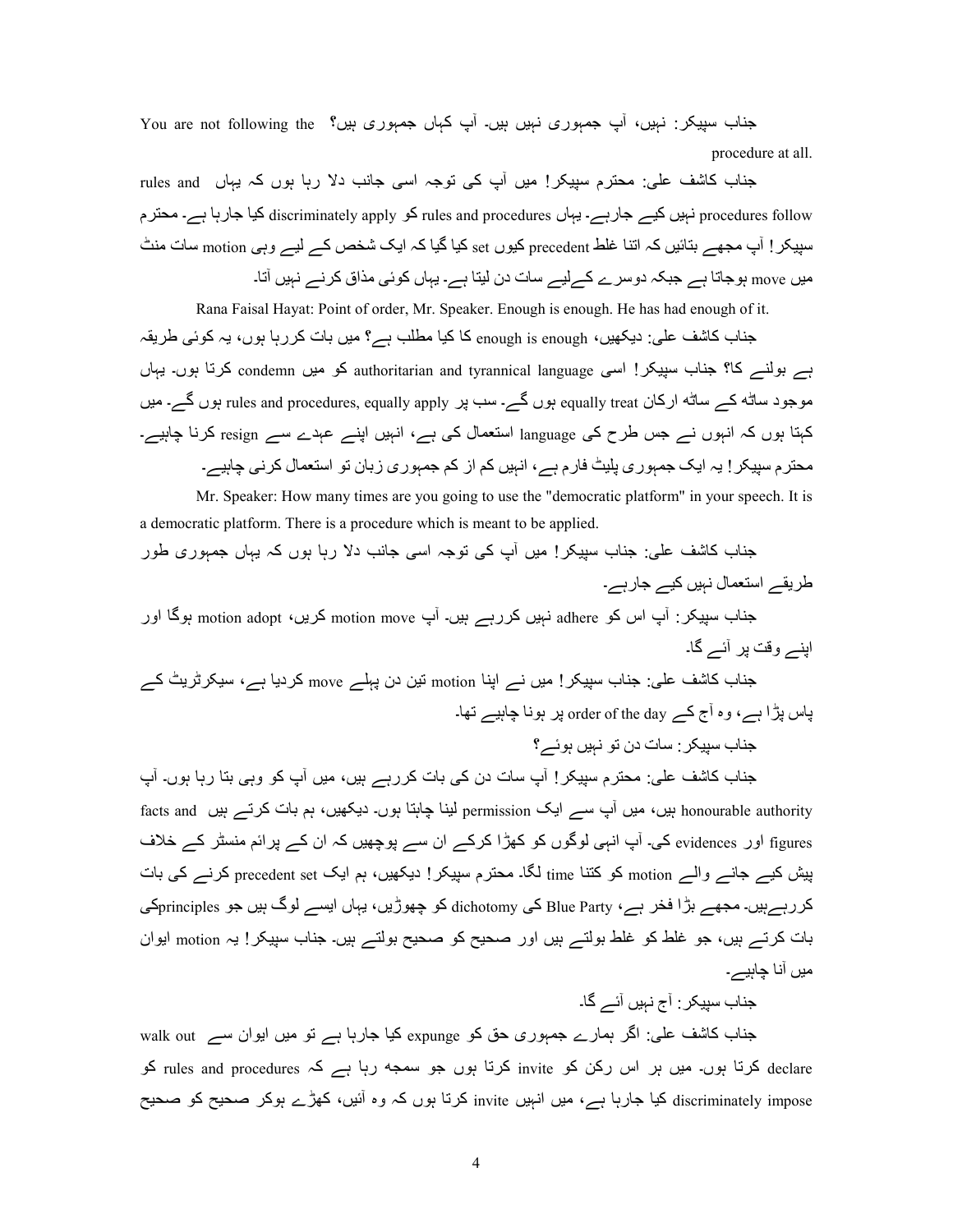جناب سپیکر: نہیں، آپ جمہوری نہیں ہیں۔ آپ کہاں جمہوری ہیں؟ You are not following the procedure at all.

جناب کاشف علی: محترم سپیکر! میں آپ کی توجہ اسی جانب دلا رہا ہوں کہ یہاں rules and procedures follow نہیں کیے جارہے۔ یہاں rules and procedures کو discriminately apply کیا جارہا ہے۔ محترم سپیکر! آپ مجھے بتائیں کہ اتنا غلط precedent کیوں set کیا گیا کہ ایک شخص کے لیے وہی motion سات منٹ میں move ہوجاتا ہے جبکہ دوسرے کےلیے سات دن لیتا ہے۔ یہاں کوئی مذاق کرنے نہیں آتا۔

Rana Faisal Hayat: Point of order, Mr. Speaker. Enough is enough. He has had enough of it.

جناب کاشف علی: دیکھیں، enough is enough کا کیا مطلب ہے؟ میں بات کررہا ہوں، یہ کوئی طریقہ ہے بولنے کا؟ جناب سپیکر! اسی authoritarian and tyrannical language کو میں condemn کرتا ہوں۔ یہاں موجود ساٹھ کے ساٹھ ارکان equally treat ہوں گے۔ سب پر rules and procedures, equally apply ہوں گے۔ میں کہتا ہوں کہ انہوں نے جس طرح کی language استعمال کی ہے، انہیں اپنے عہدے سے resign کرنا چاہیے۔ محترم سپیکر! یہ ایک جمہوری پلیٹ فارم ہے، انہیں کم از کم جمہوری زبان تو استعمال کرنی چاہیے۔

Mr. Speaker: How many times are you going to use the "democratic platform" in your speech. It is a democratic platform. There is a procedure which is meant to be applied.

جناب کاشف علی: جناب سپیکر! میں آپ کی توجہ اسی جانب دلا رہا ہوں کہ یہاں جمہوری طور طریقے استعمال نہیں کیے جارہے۔

جناب سپیکر: آپ اس کو adhere نہیں کررہے ہیں۔ آپ motion move کریں، motion adopt ہوگا اور اپنے وقت پر آئے گا۔

جناب کاشف علی: جناب سپیکر! میں نے اپنا motion تین دن پہلے move کردیا ہے، سیکرٹریٹ کے پاس پڑا ہے، وہ آج کے order of the day پر ہونا چاہیے تھا۔

جناب سپیکر: سات دن تو نہیں ہوئے؟

جناب کاشف علی: محترم سپیکر! آپ سات دن کی بات کررہے ہیں، میں آپ کو وہی بتا رہا ہوں۔ آپ honourable authority ہیں، میں آپ سے ایک permission لینا چاہتا ہوں۔ دیکھیں، ہم بات کرتے ہیں facts and figures اور evidences کی۔ آپ انہی لوگوں کو کھڑا کرکے ان سے پوچھیں کہ ان کے پرائم منسٹر کے خلاف پیش کیے جانے والے motion کو کتنا time لگا۔ محترم سپیکر! دیکھیں، ہم ایک precedent set کرنے کی بات کررہےہیں۔ مجھے بڑا فخر ہے، Blue Party کی dichotomy کو چھوڑیں، یہاں ایسے لوگ ہیں جو principlesکی بات کرتے ہیں، جو غلط کو غلط بولتے ہیں اور صحیح کو صحیح بولتے ہیں۔ جناب سپیکر! یہ motion ایوان میں آنا چاہیے۔

جناب سپیکر: آج نہیں آئے گا۔

جناب کاشف علی: اگر ہمارے جمہوری حق کو expunge کیا جارہا ہے تو میں ایوان سے walk out declare کرتا ہوں۔ میں ہر اس رکن کو invite کرتا ہوں جو سمجھ رہا ہے کہ rules and procedures کو discriminately impose کیا جارہا ہے، میں انہیں invite کرتا ہوں کہ وہ آئیں، کھڑے ہوکر صحیح کو صحیح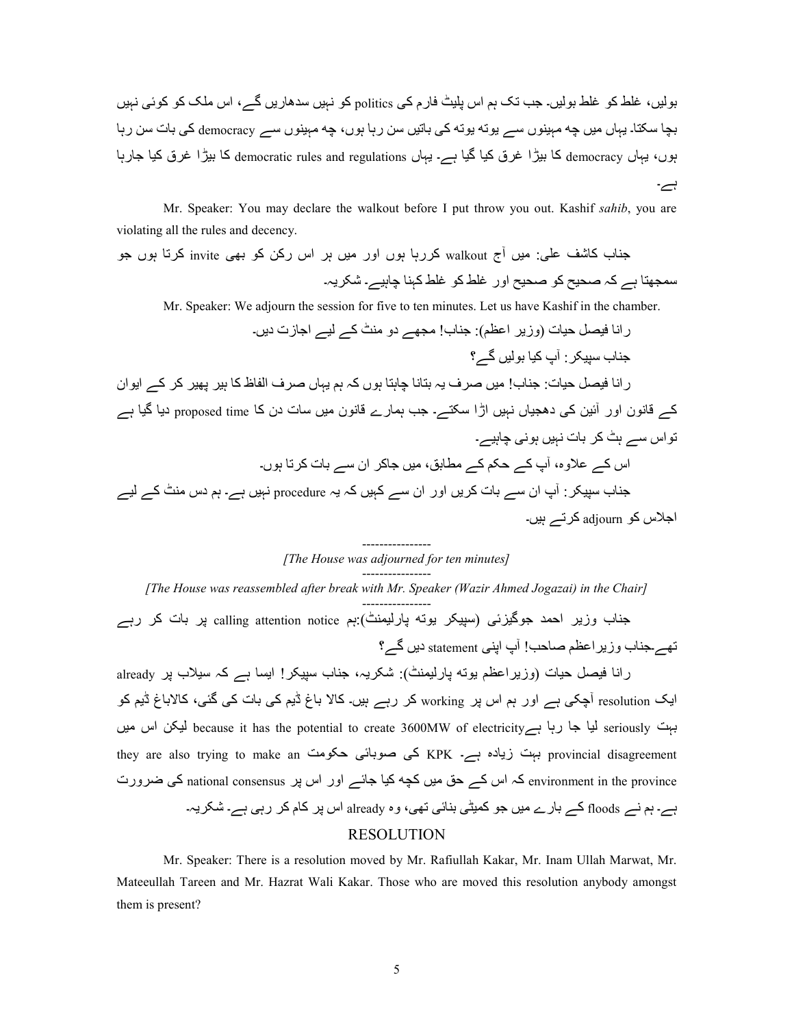بولیں، غلط کو غلط بولیں۔ جب تک ہم اس پلیٹ فارم کی politics کو نہیں سدھاریں گے، اس ملک کو کوئی نہیں بچا سکتا۔ یہاں میں چھ مہینوں سے یوتھ یوتھ کی باتیں سن رہا ہوں، چھ مہینوں سے democracy کی بات سن رہا ہوں، یہاں democracy کا بیڑا غرق کیا گیا ہے۔ یہاں democratic rules and regulations کا بیڑا غرق کیا جارہا ہے۔

Mr. Speaker: You may declare the walkout before I put throw you out. Kashif *sahib*, you are violating all the rules and decency.

جناب کاشف علی: میں آج walkout کررہا ہوں اور میں ہر اس رکن کو بھی invite کرتا ہوں جو سمجھتا ہے کہ صحیح کو صحیح اور غلط کو غلط کہنا چاہیے۔ شکریہ۔

Mr. Speaker: We adjourn the session for five to ten minutes. Let us have Kashif in the chamber.

رانا فیصل حیات (وزیر اعظم): جناب! مجھے دو منٹ کے لیے اجازت دیں۔

جناب سپیکر: آپ کیا بولیں گے؟

رانا فیصل حیات: جناب! میں صرف یہ بتانا چاہتا ہوں کہ ہم یہاں صرف الفاظ کا ہیر پھیر کر کے ایوان کے قانون اور آئین کی دھجیاں نہیں اڑا سکتے۔ جب ہمارے قانون میں سات دن کا proposed time دیا گیا ہے تواس سے ہٹ کر بات نہیں ہونی چاہیے۔

اس کے علاوہ، آپ کے حکم کے مطابق، میں جاکر ان سے بات کرتا ہوں۔

جناب سپیکر: آپ ان سے بات کریں اور ان سے کہیں کہ یہ procedure نہیں ہے۔ ہم دس منٹ کے لیے اجلاس کو adjourn کرتے ہیں۔

---

*[The House was adjourned for ten minutes]*

---

*[The House was reassembled after break with Mr. Speaker (Wazir Ahmed Jogazai) in the Chair]*

---

جناب وزیر احمد جوگیزئی (سپیکر یوتھ پارلیمنٹ):ہم calling attention notice پر بات کر رہے تھے۔جناب وزیراعظم صاحب! آپ اپنی statement دیں گے؟

رانا فیصل حیات (وزیراعظم یوتھ پارلیمنٹ): شکریہ، جناب سپیکر! ایسا ہے کہ سیلاب پر already ایک resolution آچکی ہے اور ہم اس پر working کر رہے ہیں۔ کالا باغ ڈیم کی بات کی گئی، کالاباغ ڈیم کو بہت seriously لیا جا رہا ہےbecause it has the potential to create 3600MW of electricity لیکن اس میں provincial disagreement بہت زیادہ ہے۔ KPK کی صوبائی حکومت they are also trying to make an environment in the province کہ اس کے حق میں کچھ کیا جائے اور اس پر national consensus کی ضرورت ہے۔ ہم نے floods کے بارے میں جو کمیٹی بنائی تھی، وہ already اس پر کام کر رہی ہے۔ شکریہ۔

## RESOLUTION

Mr. Speaker: There is a resolution moved by Mr. Rafiullah Kakar, Mr. Inam Ullah Marwat, Mr. Mateeullah Tareen and Mr. Hazrat Wali Kakar. Those who are moved this resolution anybody amongst them is present?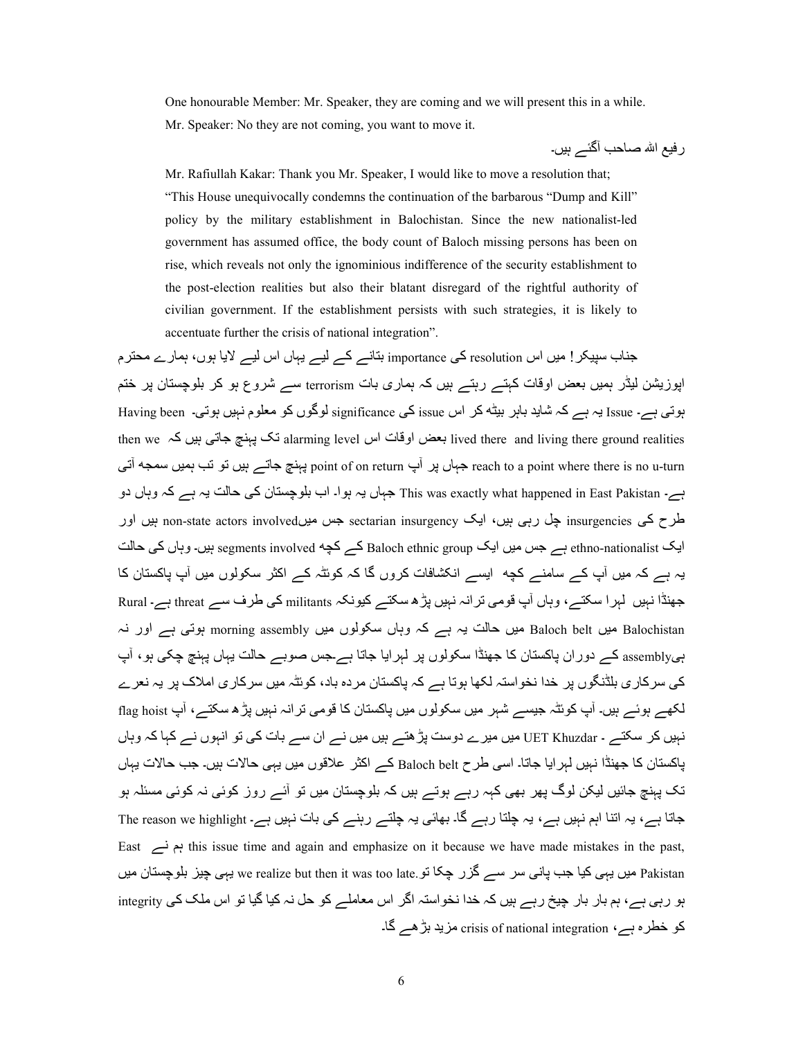One honourable Member: Mr. Speaker, they are coming and we will present this in a while.

Mr. Speaker: No they are not coming, you want to move it.

رفیع اللہ صاحب آگئے ہیں۔

Mr. Rafiullah Kakar: Thank you Mr. Speaker, I would like to move a resolution that;

"This House unequivocally condemns the continuation of the barbarous "Dump and Kill" policy by the military establishment in Balochistan. Since the new nationalist-led government has assumed office, the body count of Baloch missing persons has been on rise, which reveals not only the ignominious indifference of the security establishment to the post-election realities but also their blatant disregard of the rightful authority of civilian government. If the establishment persists with such strategies, it is likely to accentuate further the crisis of national integration".

جناب سپیکر! میں اس resolution کی importance بتانے کے لیے یہاں اس لیے لایا ہوں، ہمارے محترم اپوزیشن لیڈر ہمیں بعض اوقات کہتے رہتے ہیں کہ ہماری بات terrorism سے شروع ہو کر بلوچستان پر ختم ہوتی ہے۔ Issue یہ ہے کہ شاید باہر بیٹھ کر اس issue کی significance لوگوں کو معلوم نہیں ہوتی۔ Having been lived there and living there ground realities بعض اوقات اس alarming level تک پہنچ جاتی ہیں کہ then we reach to a point where there is no u-turn جہاں پر آپ point of on return پہنچ جاتے ہیں تو تب ہمیں سمجھ آتی ہے۔ This was exactly what happened in East Pakistan جہاں یہ ہوا۔ اب بلوچستان کی حالت یہ ہے کہ وہاں دو طرح کی insurgencies چل رہی ہیں، ایک sectarian insurgency جس میںnon-state actors involved ہیں اور ایک ethno-nationalist ہے جس میں ایک Baloch ethnic group کے کچھ segments involved ہیں۔ وہاں کی حالت یہ ہے کہ میں آپ کے سامنے کچھ ایسے انکشافات کروں گا کہ کوئٹہ کے اکثر سکولوں میں آپ پاکستان کا جھنڈا نہیں لہرا سکتے، وہاں آپ قومی ترانہ نہیں پڑھ سکتے کیونکہ militants کی طرف سے threat ہے۔ Rural Balochistan میں Baloch belt میں حالت یہ ہے کہ وہاں سکولوں میں morning assembly ہوتی ہے اور نہ ہیassembly کے دوران پاکستان کا جھنڈا سکولوں پر لہرایا جاتا ہے۔جس صوبے حالت یہاں پہنچ چکی ہو، آپ کی سرکاری بلڈنگوں پر خدا نخواستہ لکھا ہوتا ہے کہ پاکستان مردہ باد، کوئٹہ میں سرکاری املاک پر یہ نعرے لکھے ہوئے ہیں۔ آپ کوئٹہ جیسے شہر میں سکولوں میں پاکستان کا قومی ترانہ نہیں پڑھ سکتے، آپ flag hoist نہیں کر سکتے ۔ UET Khuzdar میں میرے دوست پڑھتے ہیں میں نے ان سے بات کی تو انہوں نے کہا کہ وہاں پاکستان کا جھنڈا نہیں لہرایا جاتا۔ اسی طرح Baloch belt کے اکثر علاقوں میں یہی حالات ہیں۔ جب حالات یہاں تک پہنچ جائیں لیکن لوگ پھر بھی کہہ رہے ہوتے ہیں کہ بلوچستان میں تو آئے روز کوئی نہ کوئی مسئلہ ہو جاتا ہے، یہ اتنا اہم نہیں ہے، یہ چلتا رہے گا۔ بھائی یہ چلتے رہنے کی بات نہیں ہے۔ The reason we highlight this issue time and again and emphasize on it because we have made mistakes in the past, ہم نے East Pakistan میں یہی کیا جب پانی سر سے گزر چکا تو.we realize but then it was too late یہی چیز بلوچستان میں ہو رہی ہے، ہم بار بار چیخ رہے ہیں کہ خدا نخواستہ اگر اس معاملے کو حل نہ کیا گیا تو اس ملک کی integrity کو خطرہ ہے، crisis of national integration مزید بڑھے گا۔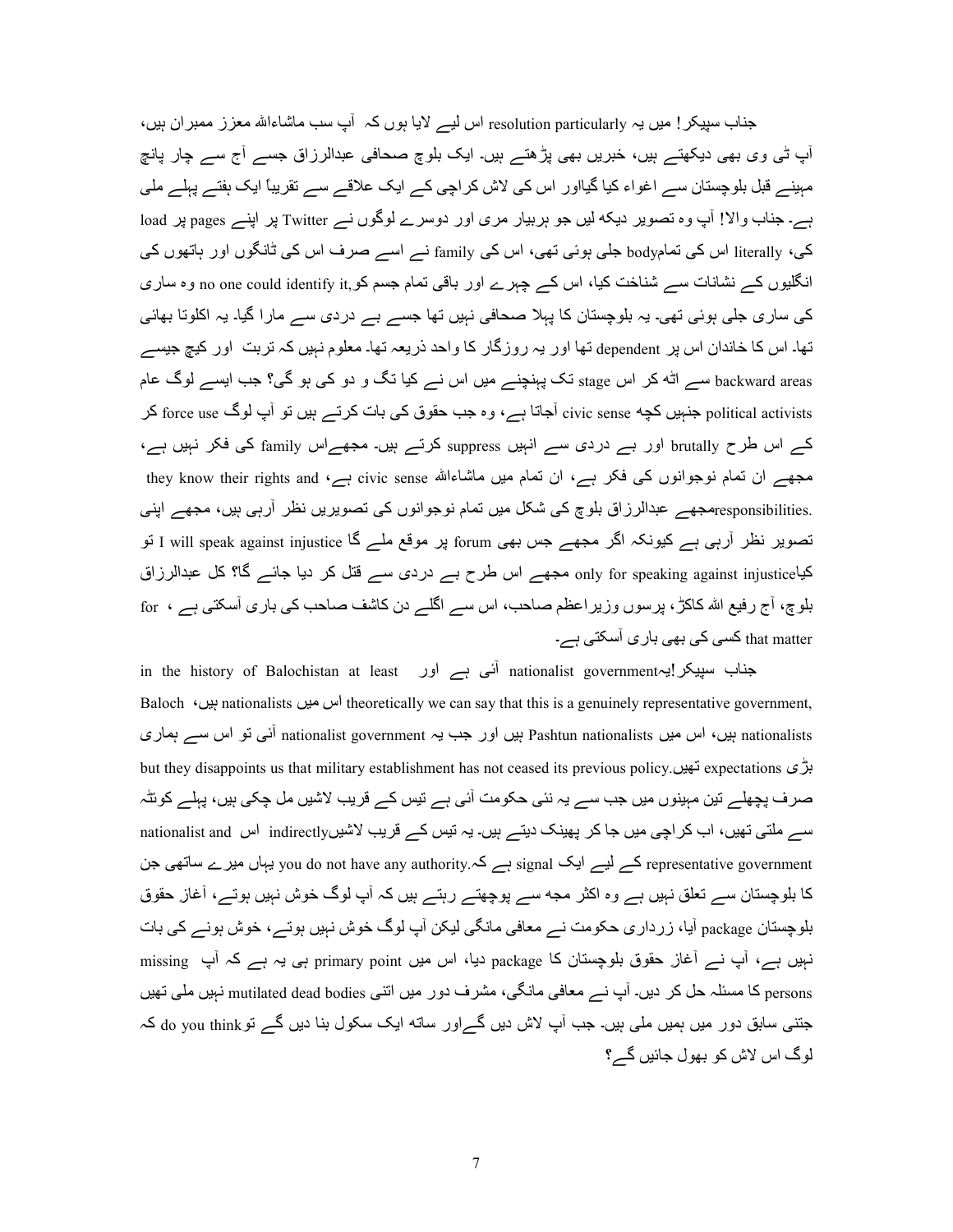جناب سپیکر! میں یہ resolution particularly اس لیے لایا ہوں کہ آپ سب ماشاءاللہ معزز ممبران ہیں، آپ ٹی وی بھی دیکھتے ہیں، خبریں بھی پڑھتے ہیں۔ ایک بلوچ صحافی عبدالرزاق جسے آج سے چار پانچ مہینے قبل بلوچستان سے اغواء کیا گیااور اس کی لاش کراچی کے ایک علاقے سے تقریباً ایک ہفتے پہلے ملی ہے۔ جناب والا! آپ وہ تصویر دیکھ لیں جو ہربیار مری اور دوسرے لوگوں نے Twitter پر اپنے pages پر load کی، literally اس کی تمامbody جلی ہوئی تھی، اس کی family نے اسے صرف اس کی ٹانگوں اور ہاتھوں کی انگلیوں کے نشانات سے شناخت کیا، اس کے چہرے اور باقی تمام جسم کو,no one could identify it وہ ساری کی ساری جلی ہوئی تھی۔ یہ بلوچستان کا پہلا صحافی نہیں تھا جسے بے دردی سے مارا گیا۔ یہ اکلوتا بھائی تھا۔ اس کا خاندان اس پر dependent تھا اور یہ روزگار کا واحد ذریعہ تھا۔ معلوم نہیں کہ تربت اور کیچ جیسے backward areas سے اٹھ کر اس stage تک پہنچنے میں اس نے کیا تگ و دو کی ہو گی؟ جب ایسے لوگ عام political activists جنہیں کچھ civic sense آجاتا ہے، وہ جب حقوق کی بات کرتے ہیں تو آپ لوگ force use کر کے اس طرح brutally اور بے دردی سے انہیں suppress کرتے ہیں۔ مجھےاس family کی فکر نہیں ہے، مجھے ان تمام نوجوانوں کی فکر ہے، ان تمام میں ماشاءاللہ civic sense ہے، they know their rights and responsibilities.مجھے عبدالرزاق بلوچ کی شکل میں تمام نوجوانوں کی تصویریں نظر آرہی ہیں، مجھے اپنی تصویر نظر آرہی ہے کیونکہ اگر مجھے جس بھی forum پر موقع ملے گا I will speak against injustice تو کیاonly for speaking against injustice مجھے اس طرح بے دردی سے قتل کر دیا جائے گا؟ کل عبدالرزاق بلوچ، آج رفیع اللہ کاکڑ، پرسوں وزیراعظم صاحب، اس سے اگلے دن کاشف صاحب کی باری آسکتی ہے ، for that matter کسی کی بھی باری آسکتی ہے۔

جناب سپیکر!یہnationalist government آئی ہے اور in the history of Balochistan at least theoretically we can say that this is a genuinely representative government, اس میں nationalists ہیں، Baloch nationalists ہیں، اس میں Pashtun nationalists ہیں اور جب یہ nationalist government آئی تو اس سے ہماری بڑی expectations تھیں.but they disappoints us that military establishment has not ceased its previous policy صرف پچھلے تین مہینوں میں جب سے یہ نئی حکومت آئی ہے تیس کے قریب لاشیں مل چکی ہیں، پہلے کوئٹہ سے ملتی تھیں، اب کراچی میں جا کر پھینک دیتے ہیں۔ یہ تیس کے قریب لاشیںindirectly اس nationalist and representative government کے لیے ایک signal ہے کہ.you do not have any authority یہاں میرے ساتھی جن کا بلوچستان سے تعلق نہیں ہے وہ اکثر مجھ سے پوچھتے رہتے ہیں کہ آپ لوگ خوش نہیں ہوتے، آغاز حقوق بلوچستان package آیا، زرداری حکومت نے معافی مانگی لیکن آپ لوگ خوش نہیں ہوتے، خوش ہونے کی بات نہیں ہے، آپ نے آغاز حقوق بلوچستان کا package دیا، اس میں primary point ہی یہ ہے کہ آپ missing persons کا مسئلہ حل کر دیں۔ آپ نے معافی مانگی، مشرف دور میں اتنی mutilated dead bodies نہیں ملی تھیں جتنی سابق دور میں ہمیں ملی ہیں۔ جب آپ لاش دیں گےاور ساتھ ایک سکول بنا دیں گے تو do you think کہ لوگ اس لاش کو بھول جائیں گے؟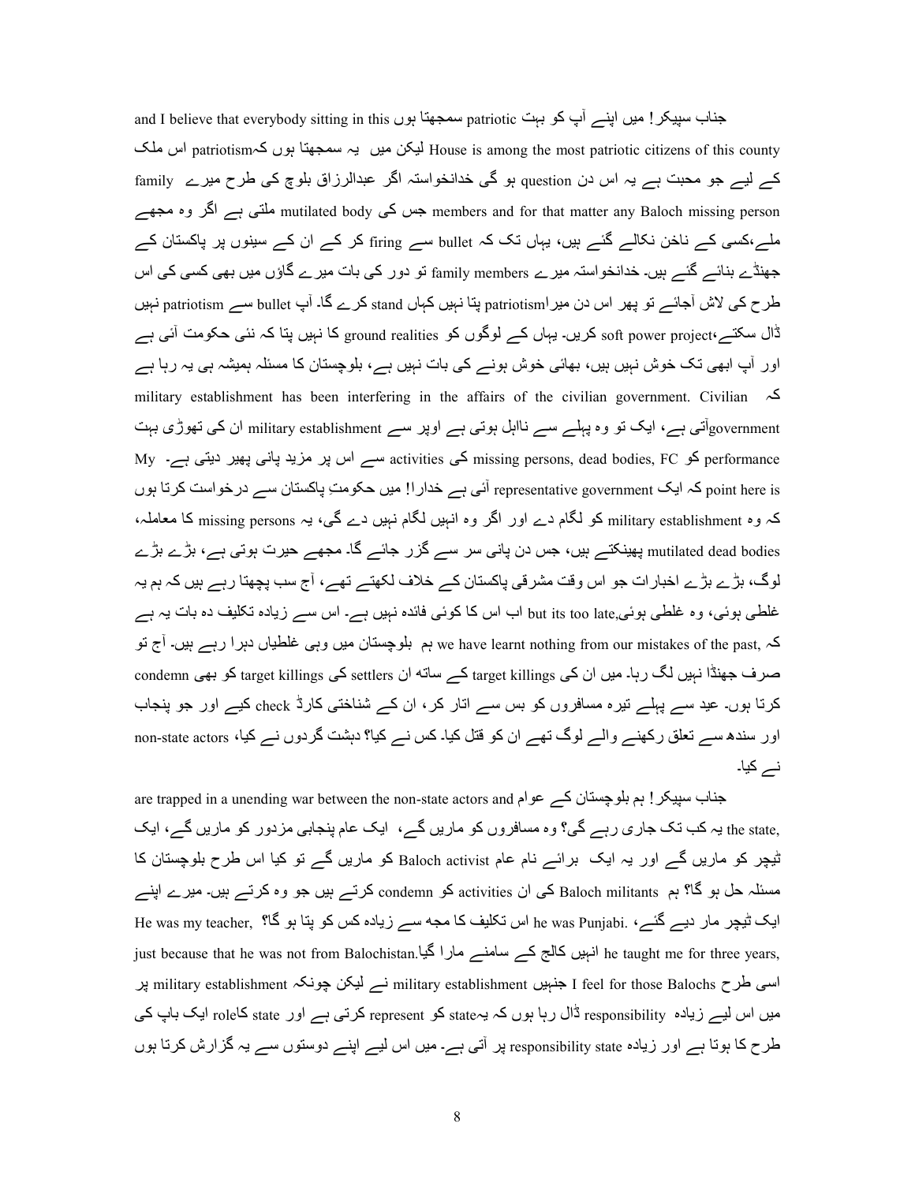جناب سپیکر! میں اپنے آپ کو بہت patriotic سمجھتا ہوں and I believe that everybody sitting in this House is among the most patriotic citizens of this county لیکن میں یہ سمجھتا ہوں کہpatriotism اس ملک کے لیے جو محبت ہے یہ اس دن question ہو گی خدانخواستہ اگر عبدالرزاق بلوچ کی طرح میرے family members and for that matter any Baloch missing person جس کی mutilated body ملتی ہے اگر وہ مجھے ملے،کسی کے ناخن نکالے گئے ہیں، یہاں تک کہ bullet سے firing کر کے ان کے سینوں پر پاکستان کے جھنڈے بنائے گئے ہیں۔ خدانخواستہ میرے family members تو دور کی بات میرے گاؤں میں بھی کسی کی اس طرح کی لاش آجائے تو پھر اس دن میراpatriotism پتا نہیں کہاں stand کرے گا۔ آپ bullet سے patriotism نہیں ڈال سکتے،soft power project کریں۔ یہاں کے لوگوں کو ground realities کا نہیں پتا کہ نئی حکومت آئی ہے اور آپ ابھی تک خوش نہیں ہیں، بھائی خوش ہونے کی بات نہیں ہے، بلوچستان کا مسئلہ ہمیشہ ہی یہ رہا ہے کہ military establishment has been interfering in the affairs of the civilian government. Civilian governmentآتی ہے، ایک تو وہ پہلے سے نااہل ہوتی ہے اوپر سے military establishment ان کی تھوڑی بہت performance کو missing persons, dead bodies, FC کی activities سے اس پر مزید پانی پھیر دیتی ہے۔ My point here is کہ ایک representative government آئی ہے خدارا! میں حکومتِ پاکستان سے درخواست کرتا ہوں کہ وہ military establishment کو لگام دے اور اگر وہ انہیں لگام نہیں دے گی، یہ missing persons کا معاملہ، mutilated dead bodies پھینکتے ہیں، جس دن پانی سر سے گزر جائے گا۔ مجھے حیرت ہوتی ہے، بڑے بڑے لوگ، بڑے بڑے اخبارات جو اس وقت مشرقی پاکستان کے خلاف لکھتے تھے، آج سب پچھتا رہے ہیں کہ ہم یہ غلطی ہوئی، وہ غلطی ہوئی،but its too late اب اس کا کوئی فائدہ نہیں ہے۔ اس سے زیادہ تکلیف دہ بات یہ ہے کہ we have learnt nothing from our mistakes of the past, ہم بلوچستان میں وہی غلطیاں دہرا رہے ہیں۔ آج تو صرف جھنڈا نہیں لگ رہا۔ میں ان کی target killings کے ساتھ ان settlers کی target killings کو بھی condemn کرتا ہوں۔ عید سے پہلے تیرہ مسافروں کو بس سے اتار کر، ان کے شناختی کارڈ check کیے اور جو پنجاب اور سندھ سے تعلق رکھنے والے لوگ تھے ان کو قتل کیا۔ کس نے کیا؟ دہشت گردوں نے کیا، non-state actors نے کیا۔

جناب سپیکر! ہم بلوچستان کے عوام are trapped in a unending war between the non-state actors and the state, یہ کب تک جاری رہے گی؟ وہ مسافروں کو ماریں گے، ایک عام پنجابی مزدور کو ماریں گے، ایک ٹیچر کو ماریں گے اور یہ ایک برائے نام عام Baloch activist کو ماریں گے تو کیا اس طرح بلوچستان کا مسئلہ حل ہو گا؟ ہم Baloch militants کی ان activities کو condemn کرتے ہیں جو وہ کرتے ہیں۔ میرے اپنے ایک ٹیچر مار دیے گئے، he was Punjabi. اس تکلیف کا مجھ سے زیادہ کس کو پتا ہو گا؟ He was my teacher, he taught me for three years, انہیں کالج کے سامنے مارا گیا۔just because that he was not from Balochistan. اسی طرح I feel for those Balochs جنہیں military establishment نے لیکن چونکہ military establishment پر میں اس لیے زیادہ responsibility ڈال رہا ہوں کہ یہstate کو represent کرتی ہے اور state کاrole ایک باپ کی طرح کا ہوتا ہے اور زیادہ responsibility state پر آتی ہے۔ میں اس لیے اپنے دوستوں سے یہ گزارش کرتا ہوں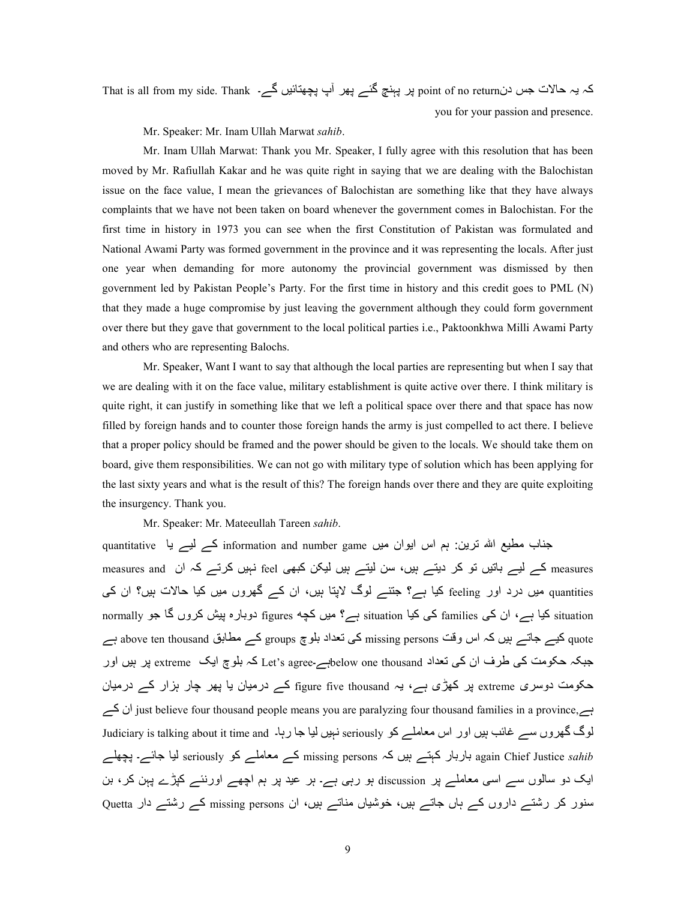کہ یہ حالات جس دن point of no return پر پہنچ گئے پھر آپ پچھتائیں گے۔ That is all from my side. Thank you for your passion and presence.

Mr. Speaker: Mr. Inam Ullah Marwat *sahib*.

Mr. Inam Ullah Marwat: Thank you Mr. Speaker, I fully agree with this resolution that has been moved by Mr. Rafiullah Kakar and he was quite right in saying that we are dealing with the Balochistan issue on the face value, I mean the grievances of Balochistan are something like that they have always complaints that we have not been taken on board whenever the government comes in Balochistan. For the first time in history in 1973 you can see when the first Constitution of Pakistan was formulated and National Awami Party was formed government in the province and it was representing the locals. After just one year when demanding for more autonomy the provincial government was dismissed by then government led by Pakistan People's Party. For the first time in history and this credit goes to PML (N) that they made a huge compromise by just leaving the government although they could form government over there but they gave that government to the local political parties i.e., Paktoonkhwa Milli Awami Party and others who are representing Balochs.

Mr. Speaker, Want I want to say that although the local parties are representing but when I say that we are dealing with it on the face value, military establishment is quite active over there. I think military is quite right, it can justify in something like that we left a political space over there and that space has now filled by foreign hands and to counter those foreign hands the army is just compelled to act there. I believe that a proper policy should be framed and the power should be given to the locals. We should take them on board, give them responsibilities. We can not go with military type of solution which has been applying for the last sixty years and what is the result of this? The foreign hands over there and they are quite exploiting the insurgency. Thank you.

Mr. Speaker: Mr. Mateeullah Tareen *sahib*.

جناب مطیع اللہ ترین: ہم اس ایوان میں information and number game کے لیے یا quantitative measures کے لیے باتیں تو کر دیتے ہیں، سن لیتے ہیں لیکن کبھی feel نہیں کرتے کہ ان measures and quantities میں درد اور feeling کیا ہے؟ جتنے لوگ لاپتا ہیں، ان کے گھروں میں کیا حالات ہیں؟ ان کی situation کیا ہے، ان کی families کی کیا situation ہے؟ میں کچھ figures دوبارہ پیش کروں گا جو normally quote کیے جاتے ہیں کہ اس وقت missing persons کی تعداد بلوچ groups کے مطابق above ten thousand ہے جبکہ حکومت کی طرف ان کی تعداد below one thousand ہے۔ Let's agree کہ بلوچ ایک extreme پر ہیں اور حکومت دوسری extreme پر کھڑی ہے، یہ figure five thousand کے درمیان یا پھر چار ہزار کے درمیان ہے، just believe four thousand people means you are paralyzing four thousand families in a province, ان کے لوگ گھروں سے غائب ہیں اور اس معاملے کو seriously نہیں لیا جا رہا۔ Judiciary is talking about it time and again Chief Justice *sahib* باربار کہتے ہیں کہ missing persons کے معاملے کو seriously لیا جائے۔ پچھلے ایک دو سالوں سے اسی معاملے پر discussion ہو رہی ہے۔ ہر عید پر ہم اچھے اورنئے کپڑے پہن کر، بن سنور کر رشتے داروں کے ہاں جاتے ہیں، خوشیاں مناتے ہیں، ان missing persons کے رشتے دار Quetta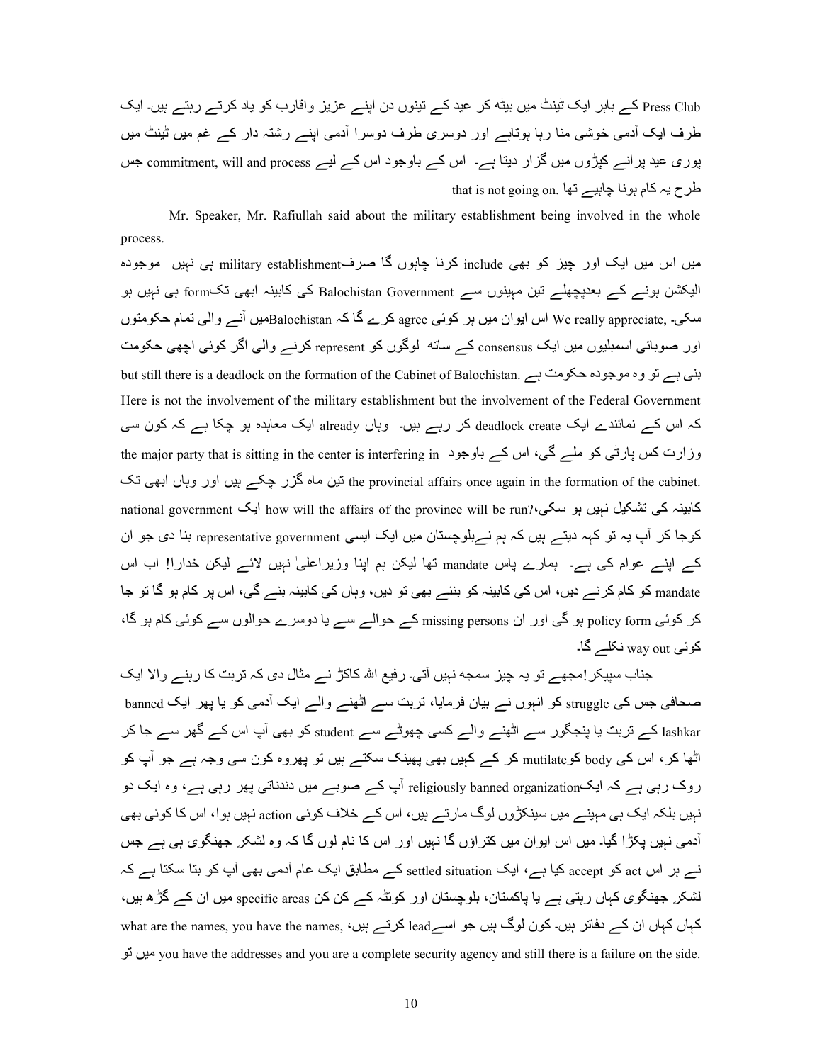Press Club کے باہر ایک ٹینٹ میں بیٹھ کر عید کے تینوں دن اپنے عزیز واقارب کو یاد کرتے رہتے ہیں۔ ایک طرف ایک آدمی خوشی منا رہا ہوتاہے اور دوسری طرف دوسرا آدمی اپنے رشتہ دار کے غم میں ٹینٹ میں پوری عید پرانے کپڑوں میں گزار دیتا ہے۔ اس کے باوجود اس کے لیے commitment, will and process جس طرح یہ کام ہونا چاہیے تھا .that is not going on

Mr. Speaker, Mr. Rafiullah said about the military establishment being involved in the whole process.

میں اس میں ایک اور چیز کو بھی include کرنا چاہوں گا صرفmilitary establishment ہی نہیں موجودہ الیکشن ہونے کے بعدپچھلے تین مہینوں سے Balochistan Government کی کابینہ ابھی تکform ہی نہیں ہو سکی۔ We really appreciate, اس ایوان میں ہر کوئی agree کرے گا کہ Balochistanمیں آنے والی تمام حکومتوں اور صوبائی اسمبلیوں میں ایک consensus کے ساتھ لوگوں کو represent کرنے والی اگر کوئی اچھی حکومت بنی ہے تو وہ موجودہ حکومت ہے .but still there is a deadlock on the formation of the Cabinet of Balochistan Here is not the involvement of the military establishment but the involvement of the Federal Government کہ اس کے نمائندے ایک deadlock create کر رہے ہیں۔ وہاں already ایک معاہدہ ہو چکا ہے کہ کون سی وزارت کس پارٹی کو ملے گی، اس کے باوجود the major party that is sitting in the center is interfering in the provincial affairs once again in the formation of the cabinet. تین ماہ گزر چکے ہیں اور وہاں ابھی تک کابینہ کی تشکیل نہیں ہو سکی،?how will the affairs of the province will be run ایک national government کوجا کر آپ یہ تو کہہ دیتے ہیں کہ ہم نےبلوچستان میں ایک ایسی representative government بنا دی جو ان کے اپنے عوام کی ہے۔ ہمارے پاس mandate تھا لیکن ہم اپنا وزیراعلیٰ نہیں لائے لیکن خدارا! اب اس mandate کو کام کرنے دیں، اس کی کابینہ کو بننے بھی تو دیں، وہاں کی کابینہ بنے گی، اس پر کام ہو گا تو جا کر کوئی policy form ہو گی اور ان missing persons کے حوالے سے یا دوسرے حوالوں سے کوئی کام ہو گا، کوئی way out نکلے گا۔

جناب سپیکر!مجھے تو یہ چیز سمجھ نہیں آتی۔ رفیع اللہ کاکڑ نے مثال دی کہ تربت کا رہنے والا ایک صحافی جس کی struggle کو انہوں نے بیان فرمایا، تربت سے اٹھنے والے ایک آدمی کو یا پھر ایک banned lashkar کے تربت یا پنجگور سے اٹھنے والے کسی چھوٹے سے student کو بھی آپ اس کے گھر سے جا کر اٹھا کر، اس کی body کوmutilate کر کے کہیں بھی پھینک سکتے ہیں تو پھروہ کون سی وجہ ہے جو آپ کو روک رہی ہے کہ ایکreligiously banned organization آپ کے صوبے میں دندناتی پھر رہی ہے، وہ ایک دو نہیں بلکہ ایک ہی مہینے میں سینکڑوں لوگ مارتے ہیں، اس کے خلاف کوئی action نہیں ہوا، اس کا کوئی بھی آدمی نہیں پکڑا گیا۔ میں اس ایوان میں کتراؤں گا نہیں اور اس کا نام لوں گا کہ وہ لشکر جھنگوی ہی ہے جس نے ہر اس act کو accept کیا ہے، ایک settled situation کے مطابق ایک عام آدمی بھی آپ کو بتا سکتا ہے کہ لشکر جھنگوی کہاں رہتی ہے یا پاکستان، بلوچستان اور کوئٹہ کے کن کن specific areas میں ان کے گڑھ ہیں، کہاں کہاں ان کے دفاتر ہیں۔ کون لوگ ہیں جو اسےlead کرتے ہیں، ,what are the names, you have the names میں تو .you have the addresses and you are a complete security agency and still there is a failure on the side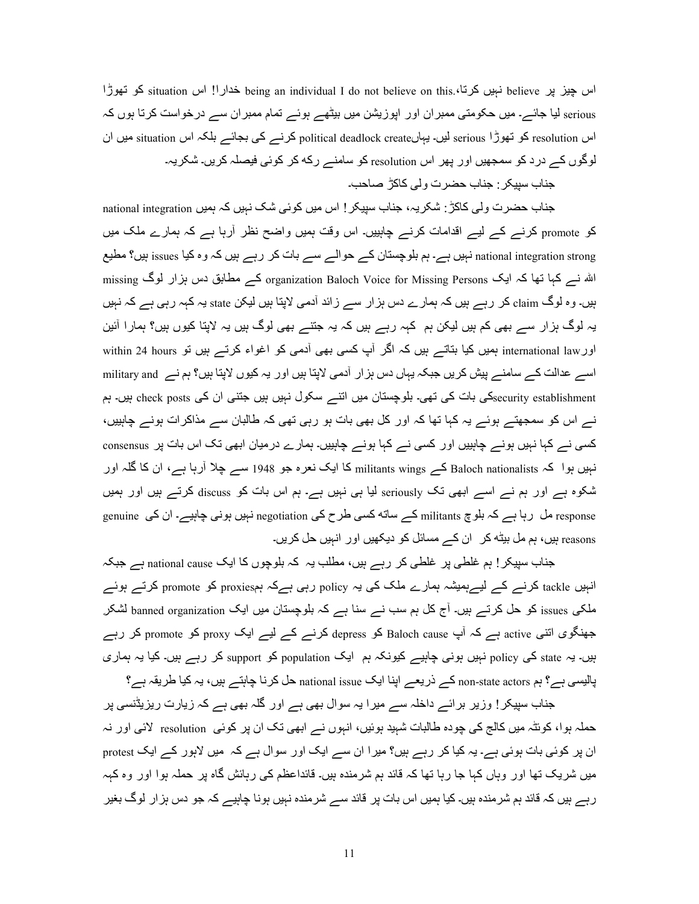اس چیز پر believe نہیں کرتا،.being an individual I do not believe on this خدارا! اس situation کو تھوڑا serious لیا جائے۔ میں حکومتی ممبران اور اپوزیشن میں بیٹھے ہوئے تمام ممبران سے درخواست کرتا ہوں کہ اس resolution کو تھوڑا serious لیں۔ یہاںpolitical deadlock create کرنے کی بجائے بلکہ اس situation میں ان لوگوں کے درد کو سمجھیں اور پھر اس resolution کو سامنے رکھ کر کوئی فیصلہ کریں۔ شکریہ۔

جناب سپیکر: جناب حضرت ولی کاکڑ صاحب۔

جناب حضرت ولی کاکڑ: شکریہ، جناب سپیکر! اس میں کوئی شک نہیں کہ ہمیں national integration کو promote کرنے کے لیے اقدامات کرنے چاہییں۔ اس وقت ہمیں واضح نظر آرہا ہے کہ ہمارے ملک میں national integration strong نہیں ہے۔ ہم بلوچستان کے حوالے سے بات کر رہے ہیں کہ وہ کیا issues ہیں؟ مطیع اللہ نے کہا تھا کہ ایک organization Baloch Voice for Missing Persons کے مطابق دس ہزار لوگ missing ہیں۔ وہ لوگ claim کر رہے ہیں کہ ہمارے دس ہزار سے زائد آدمی لاپتا ہیں لیکن state یہ کہہ رہی ہے کہ نہیں یہ لوگ ہزار سے بھی کم ہیں لیکن ہم کہہ رہے ہیں کہ یہ جتنے بھی لوگ ہیں یہ لاپتا کیوں ہیں؟ ہمارا آئین اورinternational law ہمیں کیا بتاتے ہیں کہ اگر آپ کسی بھی آدمی کو اغواء کرتے ہیں تو within 24 hours اسے عدالت کے سامنے پیش کریں جبکہ یہاں دس ہزار آدمی لاپتا ہیں اور یہ کیوں لاپتا ہیں؟ ہم نے military and security establishmentکی بات کی تھی۔ بلوچستان میں اتنے سکول نہیں ہیں جتنی ان کی check posts ہیں۔ ہم نے اس کو سمجھتے ہوئے یہ کہا تھا کہ اور کل بھی بات ہو رہی تھی کہ طالبان سے مذاکرات ہونے چاہییں، کسی نے کہا نہیں ہونے چاہییں اور کسی نے کہا ہونے چاہییں۔ ہمارے درمیان ابھی تک اس بات پر consensus نہیں ہوا کہ Baloch nationalists کے militants wings کا ایک نعرہ جو 1948 سے چلا آرہا ہے، ان کا گلہ اور شکوہ ہے اور ہم نے اسے ابھی تک seriously لیا ہی نہیں ہے۔ ہم اس بات کو discuss کرتے ہیں اور ہمیں response مل رہا ہے کہ بلوچ militants کے ساتھ کسی طرح کی negotiation نہیں ہونی چاہیے۔ ان کی genuine reasons ہیں، ہم مل بیٹھ کر ان کے مسائل کو دیکھیں اور انہیں حل کریں۔

جناب سپیکر! ہم غلطی پر غلطی کر رہے ہیں، مطلب یہ کہ بلوچوں کا ایک national cause ہے جبکہ انہیں tackle کرنے کے لیےہمیشہ ہمارے ملک کی یہ policy رہی ہےکہ ہمproxies کو promote کرتے ہوئے ملکی issues کو حل کرتے ہیں۔ آج کل ہم سب نے سنا ہے کہ بلوچستان میں ایک banned organization لشکر جھنگوی اتنی active ہے کہ آپ Baloch cause کو depress کرنے کے لیے ایک proxy کو promote کر رہے ہیں۔ یہ state کی policy نہیں ہونی چاہیے کیونکہ ہم ایک population کو support کر رہے ہیں۔ کیا یہ ہماری پالیسی ہے؟ ہم non-state actors کے ذریعے اپنا ایک national issue حل کرنا چاہتے ہیں، یہ کیا طریقہ ہے؟

جناب سپیکر! وزیر برائے داخلہ سے میرا یہ سوال بھی ہے اور گلہ بھی ہے کہ زیارت ریزیڈنسی پر حملہ ہوا، کوئٹہ میں کالج کی چودہ طالبات شہید ہوئیں، انہوں نے ابھی تک ان پر کوئی resolution لائی اور نہ ان پر کوئی بات ہوئی ہے۔ یہ کیا کر رہے ہیں؟ میرا ان سے ایک اور سوال ہے کہ میں لاہور کے ایک protest میں شریک تھا اور وہاں کہا جا رہا تھا کہ قائد ہم شرمندہ ہیں۔ قائداعظم کی رہائش گاہ پر حملہ ہوا اور وہ کہہ رہے ہیں کہ قائد ہم شرمندہ ہیں۔ کیا ہمیں اس بات پر قائد سے شرمندہ نہیں ہونا چاہیے کہ جو دس ہزار لوگ بغیر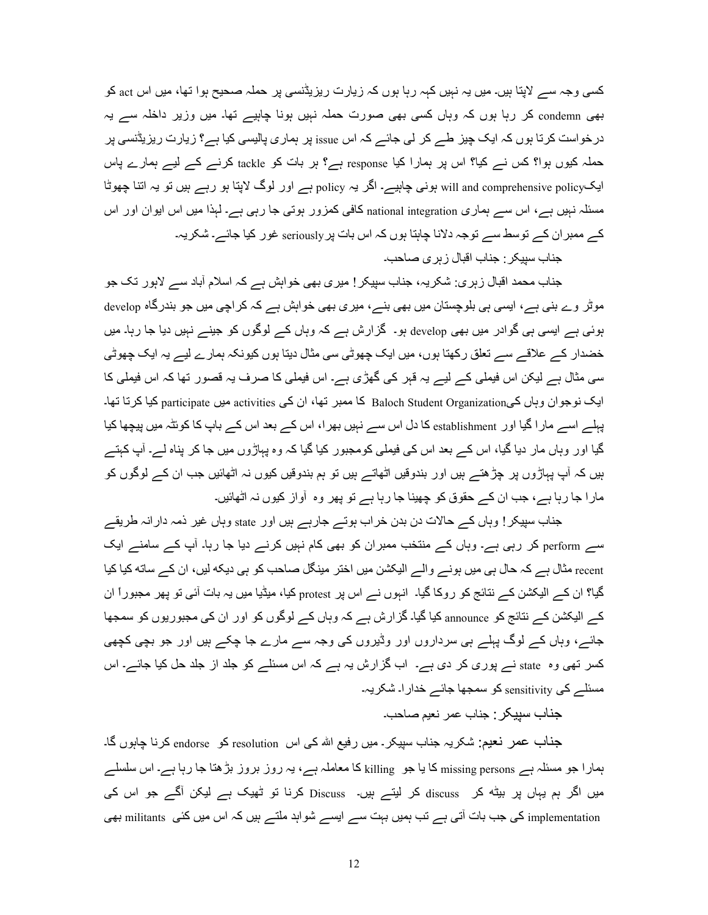کسی وجہ سے لاپتا ہیں۔ میں یہ نہیں کہہ رہا ہوں کہ زیارت ریزیڈنسی پر حملہ صحیح ہوا تھا، میں اس act کو بھی condemn کر رہا ہوں کہ وہاں کسی بھی صورت حملہ نہیں ہونا چاہیے تھا۔ میں وزیر داخلہ سے یہ درخواست کرتا ہوں کہ ایک چیز طے کر لی جائے کہ اس issue پر ہماری پالیسی کیا ہے؟ زیارت ریزیڈنسی پر حملہ کیوں ہوا؟ کس نے کیا؟ اس پر ہمارا کیا response ہے؟ ہر بات کو tackle کرنے کے لیے ہمارے پاس ایکwill and comprehensive policy ہونی چاہیے۔ اگر یہ policy ہے اور لوگ لاپتا ہو رہے ہیں تو یہ اتنا چھوٹا مسئلہ نہیں ہے، اس سے ہماری national integration کافی کمزور ہوتی جا رہی ہے۔ لہٰذا میں اس ایوان اور اس کے ممبران کے توسط سے توجہ دلانا چاہتا ہوں کہ اس بات پر seriously غور کیا جائے۔ شکریہ۔

جناب سپیکر: جناب اقبال زہری صاحب۔

جناب محمد اقبال زہری: شکریہ، جناب سپیکر! میری بھی خواہش ہے کہ اسلام آباد سے لاہور تک جو موٹر وے بنی ہے، ایسی ہی بلوچستان میں بھی بنے، میری بھی خواہش ہے کہ کراچی میں جو بندرگاہ develop ہوئی ہے ایسی ہی گوادر میں بھی develop ہو۔ گزارش ہے کہ وہاں کے لوگوں کو جینے نہیں دیا جا رہا۔ میں خضدار کے علاقے سے تعلق رکھتا ہوں، میں ایک چھوٹی سی مثال دیتا ہوں کیونکہ ہمارے لیے یہ ایک چھوٹی سی مثال ہے لیکن اس فیملی کے لیے یہ قہر کی گھڑی ہے۔ اس فیملی کا صرف یہ قصور تھا کہ اس فیملی کا ایک نوجوان وہاں کیBaloch Student Organization کا ممبر تھا، ان کی activities میں participate کیا کرتا تھا۔ پہلے اسے مارا گیا اور establishment کا دل اس سے نہیں بھرا، اس کے بعد اس کے باپ کا کوئٹہ میں پیچھا کیا گیا اور وہاں مار دیا گیا، اس کے بعد اس کی فیملی کومجبور کیا گیا کہ وہ پہاڑوں میں جا کر پناہ لے۔ آپ کہتے ہیں کہ آپ پہاڑوں پر چڑھتے ہیں اور بندوقیں اٹھاتے ہیں تو ہم بندوقیں کیوں نہ اٹھائیں جب ان کے لوگوں کو مارا جا رہا ہے، جب ان کے حقوق کو چھینا جا رہا ہے تو پھر وہ آواز کیوں نہ اٹھائیں۔

جناب سپیکر! وہاں کے حالات دن بدن خراب ہوتے جارہے ہیں اور state وہاں غیر ذمہ دارانہ طریقے سے perform کر رہی ہے۔ وہاں کے منتخب ممبران کو بھی کام نہیں کرنے دیا جا رہا۔ آپ کے سامنے ایک recent مثال ہے کہ حال ہی میں ہونے والے الیکشن میں اختر مینگل صاحب کو ہی دیکھ لیں، ان کے ساتھ کیا کیا گیا؟ ان کے الیکشن کے نتائج کو روکا گیا۔ انہوں نے اس پر protest کیا، میڈیا میں یہ بات آئی تو پھر مجبوراً ان کے الیکشن کے نتائج کو announce کیا گیا۔ گزارش ہے کہ وہاں کے لوگوں کو اور ان کی مجبوریوں کو سمجھا جائے، وہاں کے لوگ پہلے ہی سرداروں اور وڈیروں کی وجہ سے مارے جا چکے ہیں اور جو بچی کچھی کسر تھی وہ state نے پوری کر دی ہے۔ اب گزارش یہ ہے کہ اس مسئلے کو جلد از جلد حل کیا جائے۔ اس مسئلے کی sensitivity کو سمجھا جائے خدارا۔ شکریہ۔

جناب سپیکر: جناب عمر نعیم صاحب۔

جناب عمر نعیم: شکریہ جناب سپیکر۔ میں رفیع اللہ کی اس resolution کو endorse کرنا چاہوں گا۔ ہمارا جو مسئلہ ہے missing persons کا یا جو killing کا معاملہ ہے، یہ روز بروز بڑھتا جا رہا ہے۔ اس سلسلے میں اگر ہم یہاں پر بیٹھ کر discuss کر لیتے ہیں۔ Discuss کرنا تو ٹھیک ہے لیکن آگے جو اس کی implementation کی جب بات آتی ہے تب ہمیں بہت سے ایسے شواہد ملتے ہیں کہ اس میں کئی militants بھی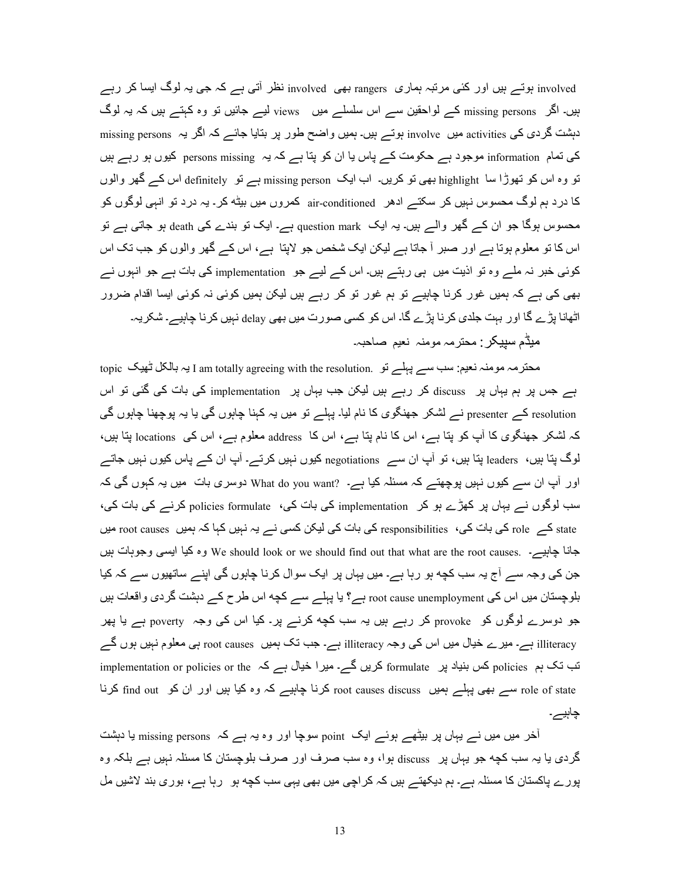involved ہوتے ہیں اور کئی مرتبہ ہماری rangers بھی involved نظر آتی ہے کہ جی یہ لوگ ایسا کر رہے ہیں۔ اگر missing persons کے لواحقین سے اس سلسلے میں views لیے جائیں تو وہ کہتے ہیں کہ یہ لوگ دہشت گردی کی activities میں involve ہوتے ہیں۔ ہمیں واضح طور پر بتایا جائے کہ اگر یہ missing persons کی تمام information موجود ہے حکومت کے پاس یا ان کو پتا ہے کہ یہ persons missing کیوں ہو رہے ہیں تو وہ اس کو تھوڑا سا highlight بھی تو کریں۔ اب ایک missing person ہے تو definitely اس کے گھر والوں کا درد ہم لوگ محسوس نہیں کر سکتے ادھر air-conditioned کمروں میں بیٹھ کر۔ یہ درد تو انہی لوگوں کو محسوس ہوگا جو ان کے گھر والے ہیں۔ یہ ایک question mark ہے۔ ایک تو بندے کی death ہو جاتی ہے تو اس کا تو معلوم ہوتا ہے اور صبر آ جاتا ہے لیکن ایک شخص جو لاپتا ہے، اس کے گھر والوں کو جب تک اس کوئی خبر نہ ملے وہ تو اذیت میں ہی رہتے ہیں۔ اس کے لیے جو implementation کی بات ہے جو انہوں نے بھی کی ہے کہ ہمیں غور کرنا چاہیے تو ہم غور تو کر رہے ہیں لیکن ہمیں کوئی نہ کوئی ایسا اقدام ضرور اٹھانا پڑے گا اور بہت جلدی کرنا پڑے گا۔ اس کو کسی صورت میں بھی delay نہیں کرنا چاہیے۔ شکریہ۔

میڈم سپیکر: محترمہ مومنہ نعیم صاحبہ۔

محترمہ مومنہ نعیم: سب سے پہلے تو .I am totally agreeing with the resolution یہ بالکل ٹھیک topic ہے جس پر ہم یہاں پر discuss کر رہے ہیں لیکن جب یہاں پر implementation کی بات کی گئی تو اس resolution کے presenter نے لشکر جھنگوی کا نام لیا۔ پہلے تو میں یہ کہنا چاہوں گی یا یہ پوچھنا چاہوں گی کہ لشکر جھنگوی کا آپ کو پتا ہے، اس کا نام پتا ہے، اس کا address معلوم ہے، اس کی locations پتا ہیں، لوگ پتا ہیں، leaders پتا ہیں، تو آپ ان سے negotiations کیوں نہیں کرتے۔ آپ ان کے پاس کیوں نہیں جاتے اور آپ ان سے کیوں نہیں پوچھتے کہ مسئلہ کیا ہے۔ ?What do you want دوسری بات میں یہ کہوں گی کہ سب لوگوں نے یہاں پر کھڑے ہو کر implementation کی بات کی، policies formulate کرنے کی بات کی، state کے role کی بات کی، responsibilities کی بات کی لیکن کسی نے یہ نہیں کہا کہ ہمیں root causes میں جانا چاہیے۔ .We should look or we should find out that what are the root causes وہ کیا ایسی وجوہات ہیں جن کی وجہ سے آج یہ سب کچھ ہو رہا ہے۔ میں یہاں پر ایک سوال کرنا چاہوں گی اپنے ساتھیوں سے کہ کیا بلوچستان میں اس کی root cause unemployment ہے؟ یا پہلے سے کچھ اس طرح کے دہشت گردی واقعات ہیں جو دوسرے لوگوں کو provoke کر رہے ہیں یہ سب کچھ کرنے پر۔ کیا اس کی وجہ poverty ہے یا پھر illiteracy ہے۔ میرے خیال میں اس کی وجہ illiteracy ہے۔ جب تک ہمیں root causes ہی معلوم نہیں ہوں گے تب تک ہم policies کس بنیاد پر formulate کریں گے۔ میرا خیال ہے کہ implementation or policies or the role of state سے بھی پہلے ہمیں root causes discuss کرنا چاہیے کہ وہ کیا ہیں اور ان کو find out کرنا چاہیے۔

آخر میں میں نے یہاں پر بیٹھے ہوئے ایک point سوچا اور وہ یہ ہے کہ missing persons یا دہشت گردی یا یہ سب کچھ جو یہاں پر discuss ہوا، وہ سب صرف اور صرف بلوچستان کا مسئلہ نہیں ہے بلکہ وہ پورے پاکستان کا مسئلہ ہے۔ ہم دیکھتے ہیں کہ کراچی میں بھی یہی سب کچھ ہو رہا ہے، بوری بند لاشیں مل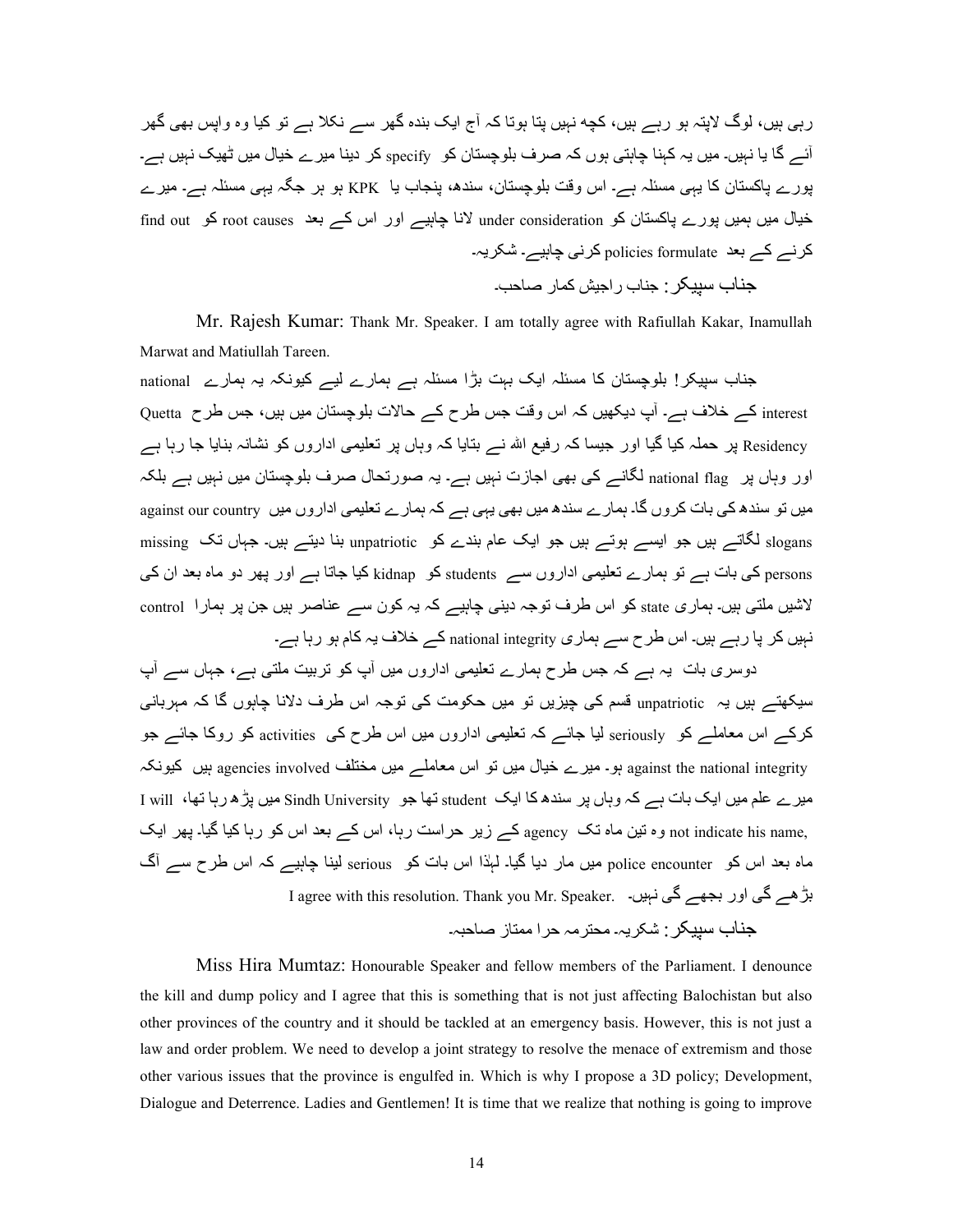رہی ہیں، لوگ لاپتہ ہو رہے ہیں، کچھ نہیں پتا ہوتا کہ آج ایک بندہ گھر سے نکلا ہے تو کیا وہ واپس بھی گھر آئے گا یا نہیں۔ میں یہ کہنا چاہتی ہوں کہ صرف بلوچستان کو specify کر دینا میرے خیال میں ٹھیک نہیں ہے۔ پورے پاکستان کا یہی مسئلہ ہے۔ اس وقت بلوچستان، سندھ، پنجاب یا KPK ہو ہر جگہ یہی مسئلہ ہے۔ میرے خیال میں ہمیں پورے پاکستان کو under consideration لانا چاہیے اور اس کے بعد root causes کو find out کرنے کے بعد policies formulate کرنی چاہیے۔ شکریہ۔

جناب سپیکر: جناب راجیش کمار صاحب۔

Mr. Rajesh Kumar: Thank Mr. Speaker. I am totally agree with Rafiullah Kakar, Inamullah Marwat and Matiullah Tareen.

جناب سپیکر! بلوچستان کا مسئلہ ایک بہت بڑا مسئلہ ہے ہمارے لیے کیونکہ یہ ہمارے national interest کے خلاف ہے۔ آپ دیکھیں کہ اس وقت جس طرح کے حالات بلوچستان میں ہیں، جس طرح Quetta Residency پر حملہ کیا گیا اور جیسا کہ رفیع اللہ نے بتایا کہ وہاں پر تعلیمی اداروں کو نشانہ بنایا جا رہا ہے اور وہاں پر national flag لگانے کی بھی اجازت نہیں ہے۔ یہ صورتحال صرف بلوچستان میں نہیں ہے بلکہ میں تو سندھ کی بات کروں گا۔ ہمارے سندھ میں بھی یہی ہے کہ ہمارے تعلیمی اداروں میں against our country slogans لگاتے ہیں جو ایسے ہوتے ہیں جو ایک عام بندے کو unpatriotic بنا دیتے ہیں۔ جہاں تک missing persons کی بات ہے تو ہمارے تعلیمی اداروں سے students کو kidnap کیا جاتا ہے اور پھر دو ماہ بعد ان کی لاشیں ملتی ہیں۔ ہماری state کو اس طرف توجہ دینی چاہیے کہ یہ کون سے عناصر ہیں جن پر ہمارا control نہیں کر پا رہے ہیں۔ اس طرح سے ہماری national integrity کے خلاف یہ کام ہو رہا ہے۔

دوسری بات یہ ہے کہ جس طرح ہمارے تعلیمی اداروں میں آپ کو تربیت ملتی ہے، جہاں سے آپ سیکھتے ہیں یہ unpatriotic قسم کی چیزیں تو میں حکومت کی توجہ اس طرف دلانا چاہوں گا کہ مہربانی کرکے اس معاملے کو seriously لیا جائے کہ تعلیمی اداروں میں اس طرح کی activities کو روکا جائے جو against the national integrity ہو۔ میرے خیال میں تو اس معاملے میں مختلف agencies involved ہیں کیونکہ میرے علم میں ایک بات ہے کہ وہاں پر سندھ کا ایک student تھا جو Sindh University میں پڑھ رہا تھا، I will not indicate his name, وہ تین ماہ تک agency کے زیر حراست رہا، اس کے بعد اس کو رہا کیا گیا۔ پھر ایک ماہ بعد اس کو police encounter میں مار دیا گیا۔ لہٰذا اس بات کو serious لینا چاہیے کہ اس طرح سے آگ بڑھے گی اور بجھے گی نہیں۔ I agree with this resolution. Thank you Mr. Speaker.

جناب سپیکر: شکریہ۔ محترمہ حرا ممتاز صاحبہ۔

Miss Hira Mumtaz: Honourable Speaker and fellow members of the Parliament. I denounce the kill and dump policy and I agree that this is something that is not just affecting Balochistan but also other provinces of the country and it should be tackled at an emergency basis. However, this is not just a law and order problem. We need to develop a joint strategy to resolve the menace of extremism and those other various issues that the province is engulfed in. Which is why I propose a 3D policy; Development, Dialogue and Deterrence. Ladies and Gentlemen! It is time that we realize that nothing is going to improve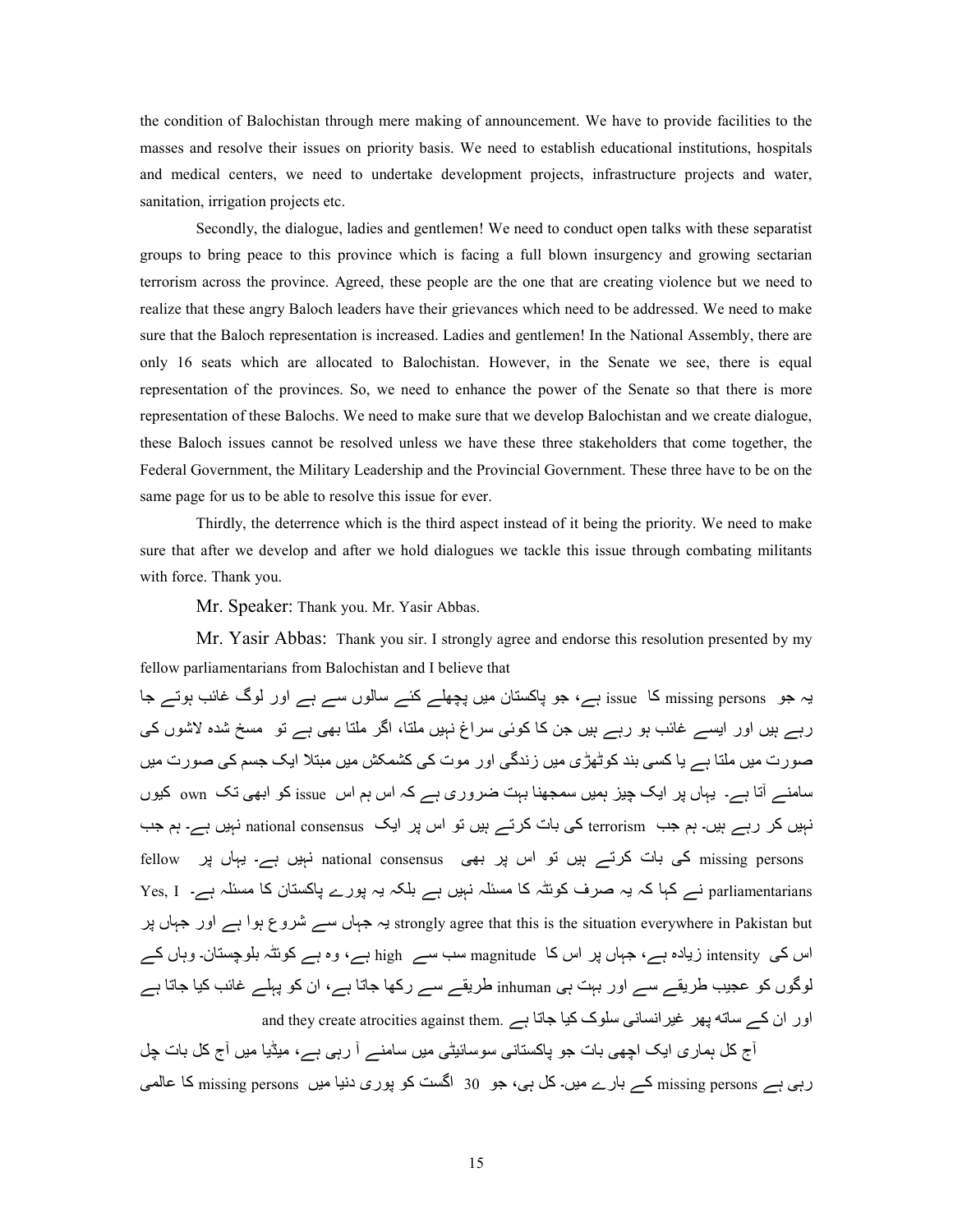the condition of Balochistan through mere making of announcement. We have to provide facilities to the masses and resolve their issues on priority basis. We need to establish educational institutions, hospitals and medical centers, we need to undertake development projects, infrastructure projects and water, sanitation, irrigation projects etc.

Secondly, the dialogue, ladies and gentlemen! We need to conduct open talks with these separatist groups to bring peace to this province which is facing a full blown insurgency and growing sectarian terrorism across the province. Agreed, these people are the one that are creating violence but we need to realize that these angry Baloch leaders have their grievances which need to be addressed. We need to make sure that the Baloch representation is increased. Ladies and gentlemen! In the National Assembly, there are only 16 seats which are allocated to Balochistan. However, in the Senate we see, there is equal representation of the provinces. So, we need to enhance the power of the Senate so that there is more representation of these Balochs. We need to make sure that we develop Balochistan and we create dialogue, these Baloch issues cannot be resolved unless we have these three stakeholders that come together, the Federal Government, the Military Leadership and the Provincial Government. These three have to be on the same page for us to be able to resolve this issue for ever.

Thirdly, the deterrence which is the third aspect instead of it being the priority. We need to make sure that after we develop and after we hold dialogues we tackle this issue through combating militants with force. Thank you.

Mr. Speaker: Thank you. Mr. Yasir Abbas.

Mr. Yasir Abbas: Thank you sir. I strongly agree and endorse this resolution presented by my fellow parliamentarians from Balochistan and I believe that

یہ جو missing persons کا issue ہے، جو پاکستان میں پچھلے کئے سالوں سے ہے اور لوگ غائب ہوتے جا رہے ہیں اور ایسے غائب ہو رہے ہیں جن کا کوئی سراغ نہیں ملتا، اگر ملتا بھی ہے تو مسخ شدہ لاشوں کی صورت میں ملتا ہے یا کسی بند کوٹھڑی میں زندگی اور موت کی کشمکش میں مبتلا ایک جسم کی صورت میں سامنے آتا ہے۔ یہاں پر ایک چیز ہمیں سمجھنا بہت ضروری ہے کہ اس ہم اس issue کو ابھی تک own کیوں نہیں کر رہے ہیں۔ ہم جب terrorism کی بات کرتے ہیں تو اس پر ایک national consensus نہیں ہے۔ ہم جب missing persons کی بات کرتے ہیں تو اس پر بھی national consensus نہیں ہے۔ یہاں پر fellow parliamentarians نے کہا کہ یہ صرف کوئٹہ کا مسئلہ نہیں ہے بلکہ یہ پورے پاکستان کا مسئلہ ہے۔ Yes, I strongly agree that this is the situation everywhere in Pakistan but یہ جہاں سے شروع ہوا ہے اور جہاں پر اس کی intensity زیادہ ہے، جہاں پر اس کا magnitude سب سے high ہے، وہ ہے کوئٹہ بلوچستان۔ وہاں کے لوگوں کو عجیب طریقے سے اور بہت ہی inhuman طریقے سے رکھا جاتا ہے، ان کو پہلے غائب کیا جاتا ہے اور ان کے ساتھ پھر غیرانسانی سلوک کیا جاتا ہے .and they create atrocities against them

آج کل ہماری ایک اچھی بات جو پاکستانی سوسائیٹی میں سامنے آ رہی ہے، میڈیا میں آج کل بات چل رہی ہے missing persons کے بارے میں۔ کل ہی، جو 30 اگست کو پوری دنیا میں missing persons کا عالمی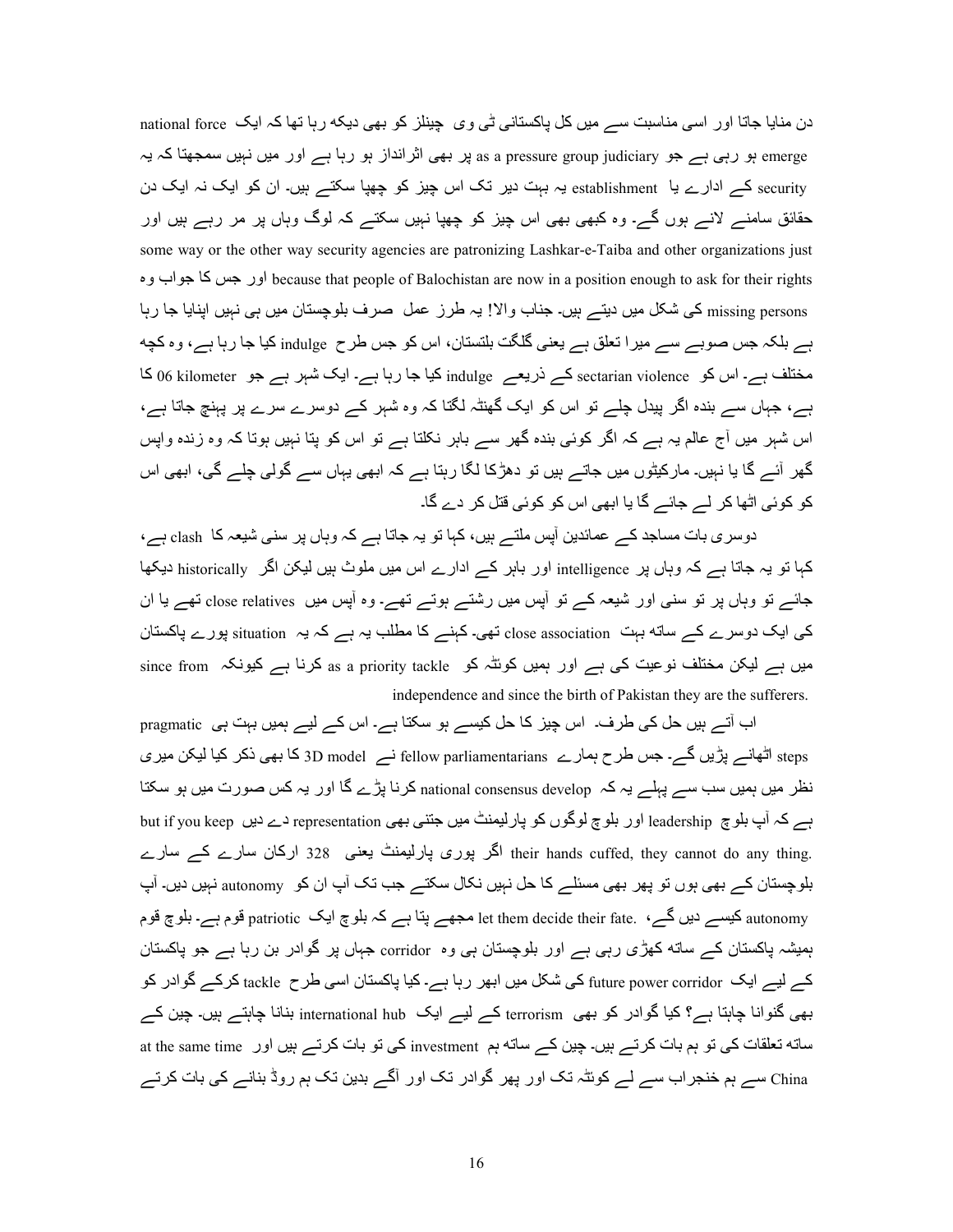دن منایا جاتا اور اسی مناسبت سے میں کل پاکستانی ٹی وی چینلز کو بھی دیکھ رہا تھا کہ ایک national force emerge ہو رہی ہے جو as a pressure group judiciary پر بھی اثرانداز ہو رہا ہے اور میں نہیں سمجھتا کہ یہ security کے ادارے یا establishment یہ بہت دیر تک اس چیز کو چھپا سکتے ہیں۔ ان کو ایک نہ ایک دن حقائق سامنے لانے ہوں گے۔ وہ کبھی بھی اس چیز کو چھپا نہیں سکتے کہ لوگ وہاں پر مر رہے ہیں اور some way or the other way security agencies are patronizing Lashkar-e-Taiba and other organizations just because that people of Balochistan are now in a position enough to ask for their rights اور جس کا جواب وہ missing persons کی شکل میں دیتے ہیں۔ جناب والا! یہ طرز عمل صرف بلوچستان میں ہی نہیں اپنایا جا رہا ہے بلکہ جس صوبے سے میرا تعلق ہے یعنی گلگت بلتستان، اس کو جس طرح indulge کیا جا رہا ہے، وہ کچھ مختلف ہے۔ اس کو sectarian violence کے ذریعے indulge کیا جا رہا ہے۔ ایک شہر ہے جو 06 kilometer کا ہے، جہاں سے بندہ اگر پیدل چلے تو اس کو ایک گھنٹہ لگتا کہ وہ شہر کے دوسرے سرے پر پہنچ جاتا ہے، اس شہر میں آج عالم یہ ہے کہ اگر کوئی بندہ گھر سے باہر نکلتا ہے تو اس کو پتا نہیں ہوتا کہ وہ زندہ واپس گھر آئے گا یا نہیں۔ مارکیٹوں میں جاتے ہیں تو دھڑکا لگا رہتا ہے کہ ابھی یہاں سے گولی چلے گی، ابھی اس کو کوئی اٹھا کر لے جائے گا یا ابھی اس کو کوئی قتل کر دے گا۔

دوسری بات مساجد کے عمائدین آپس ملتے ہیں، کہا تو یہ جاتا ہے کہ وہاں پر سنی شیعہ کا clash ہے، کہا تو یہ جاتا ہے کہ وہاں پر intelligence اور باہر کے ادارے اس میں ملوث ہیں لیکن اگر historically دیکھا جائے تو وہاں پر تو سنی اور شیعہ کے تو آپس میں رشتے ہوتے تھے۔ وہ آپس میں close relatives تھے یا ان کی ایک دوسرے کے ساتھ بہت close association تھی۔ کہنے کا مطلب یہ ہے کہ یہ situation پورے پاکستان میں ہے لیکن مختلف نوعیت کی ہے اور ہمیں کوئٹہ کو as a priority tackle کرنا ہے کیونکہ since from independence and since the birth of Pakistan they are the sufferers.

اب آتے ہیں حل کی طرف۔ اس چیز کا حل کیسے ہو سکتا ہے۔ اس کے لیے ہمیں بہت ہی pragmatic steps اٹھانے پڑیں گے۔ جس طرح ہمارے fellow parliamentarians نے 3D model کا بھی ذکر کیا لیکن میری نظر میں ہمیں سب سے پہلے یہ کہ national consensus develop کرنا پڑے گا اور یہ کس صورت میں ہو سکتا ہے کہ آپ بلوچ leadership اور بلوچ لوگوں کو پارلیمنٹ میں جتنی بھی representation دے دیں but if you keep their hands cuffed, they cannot do any thing. اگر پوری پارلیمنٹ یعنی 328 ارکان سارے کے سارے بلوچستان کے بھی ہوں تو پھر بھی مسئلے کا حل نہیں نکال سکتے جب تک آپ ان کو autonomy نہیں دیں۔ آپ autonomy کیسے دیں گے، let them decide their fate. مجھے پتا ہے کہ بلوچ ایک patriotic قوم ہے۔ بلوچ قوم ہمیشہ پاکستان کے ساتھ کھڑی رہی ہے اور بلوچستان ہی وہ corridor جہاں پر گوادر بن رہا ہے جو پاکستان کے لیے ایک future power corridor کی شکل میں ابھر رہا ہے۔ کیا پاکستان اسی طرح tackle کرکے گوادر کو بھی گنوانا چاہتا ہے؟ کیا گوادر کو بھی terrorism کے لیے ایک international hub بنانا چاہتے ہیں۔ چین کے ساتھ تعلقات کی تو ہم بات کرتے ہیں۔ چین کے ساتھ ہم investment کی تو بات کرتے ہیں اور at the same time China سے ہم خنجراب سے لے کوئٹہ تک اور پھر گوادر تک اور آگے بدین تک ہم روڈ بنانے کی بات کرتے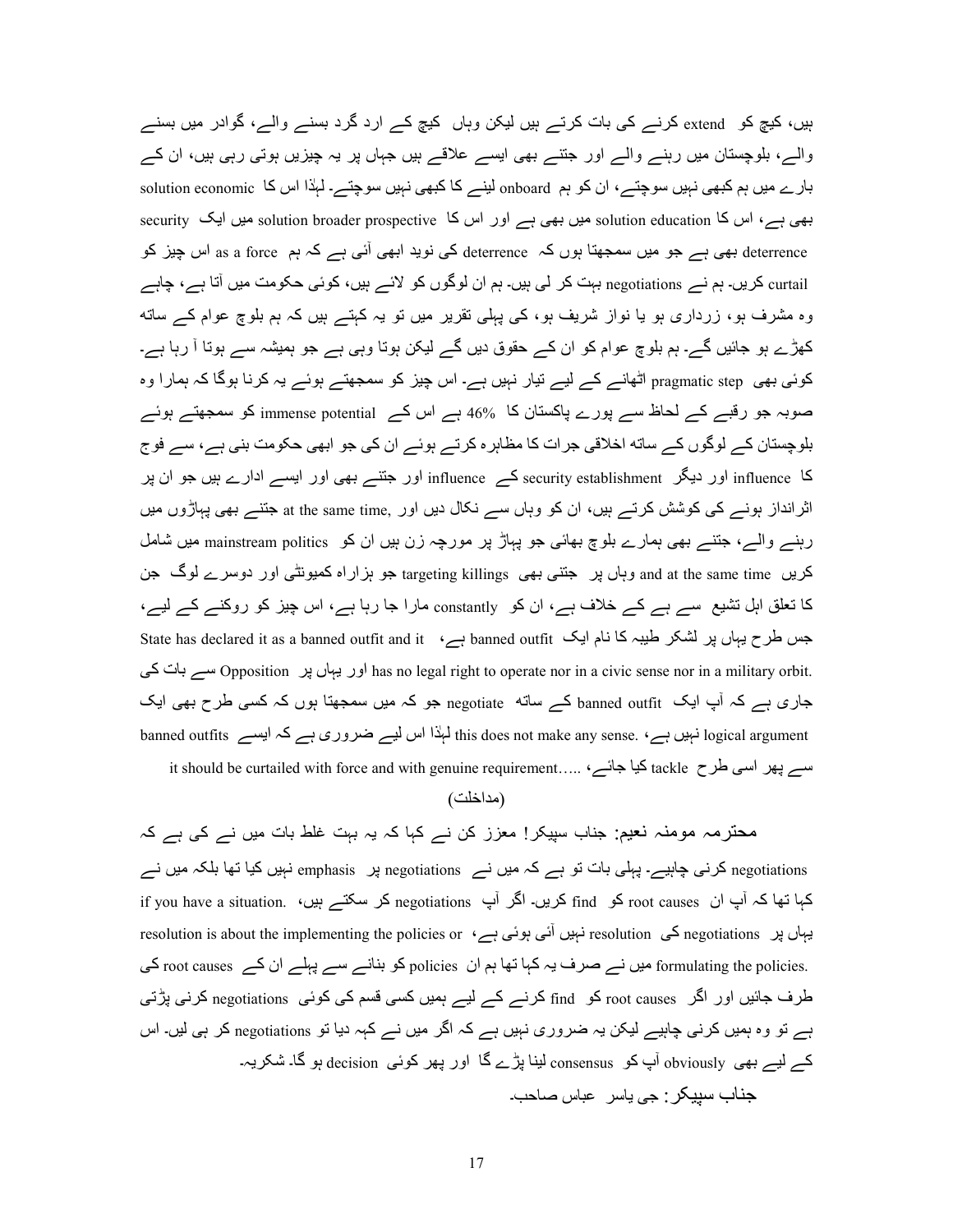ہیں، کیچ کو extend کرنے کی بات کرتے ہیں لیکن وہاں کیچ کے ارد گرد بسنے والے، گوادر میں بسنے والے، بلوچستان میں رہنے والے اور جتنے بھی ایسے علاقے ہیں جہاں پر یہ چیزیں ہوتی رہی ہیں، ان کے بارے میں ہم کبھی نہیں سوچتے، ان کو ہم onboard لینے کا کبھی نہیں سوچتے۔ لہٰذا اس کا economic solution بھی ہے، اس کا education solution میں بھی ہے اور اس کا broader prospective solution میں ایک security deterrence بھی ہے جو میں سمجھتا ہوں کہ deterrence کی نوید ابھی آئی ہے کہ ہم as a force اس چیز کو curtail کریں۔ ہم نے negotiations بہت کر لی ہیں۔ ہم ان لوگوں کو لائے ہیں، کوئی حکومت میں آتا ہے، چاہے وہ مشرف ہو، زرداری ہو یا نواز شریف ہو، کی پہلی تقریر میں تو یہ کہتے ہیں کہ ہم بلوچ عوام کے ساتھ کھڑے ہو جائیں گے۔ ہم بلوچ عوام کو ان کے حقوق دیں گے لیکن ہوتا وہی ہے جو ہمیشہ سے ہوتا آ رہا ہے۔ کوئی بھی pragmatic step اٹھانے کے لیے تیار نہیں ہے۔ اس چیز کو سمجھتے ہوئے یہ کرنا ہوگا کہ ہمارا وہ صوبہ جو رقبے کے لحاظ سے پورے پاکستان کا 46% ہے اس کے immense potential کو سمجھتے ہوئے بلوچستان کے لوگوں کے ساتھ اخلاقی جرات کا مظاہرہ کرتے ہوئے ان کی جو ابھی حکومت بنی ہے، سے فوج کا influence اور دیگر security establishment کے influence اور جتنے بھی اور ایسے ادارے ہیں جو ان پر اثرانداز ہونے کی کوشش کرتے ہیں، ان کو وہاں سے نکال دیں اور ,at the same time جتنے بھی پہاڑوں میں رہنے والے، جتنے بھی ہمارے بلوچ بھائی جو پہاڑ پر مورچہ زن ہیں ان کو mainstream politics میں شامل کریں and at the same time وہاں پر جتنی بھی targeting killings جو ہزارہ کمیونٹی اور دوسرے لوگ جن کا تعلق اہل تشیع سے ہے کے خلاف ہے، ان کو constantly مارا جا رہا ہے، اس چیز کو روکنے کے لیے، جس طرح یہاں پر لشکر طیبہ کا نام ایک banned outfit ہے، State has declared it as a banned outfit and it has no legal right to operate nor in a civic sense nor in a military orbit. اور یہاں پر Opposition سے بات کی جاری ہے کہ آپ ایک banned outfit کے ساتھ negotiate جو کہ میں سمجھتا ہوں کہ کسی طرح بھی ایک logical argument نہیں ہے، .this does not make any sense لہٰذا اس لیے ضروری ہے کہ ایسے banned outfits سے پھر اسی طرح tackle کیا جائے، ..... it should be curtailed with force and with genuine requirement

(مداخلت)

محترمہ مومنہ نعیم: جناب سپیکر! معزز کن نے کہا کہ یہ بہت غلط بات میں نے کی ہے کہ negotiations کرنی چاہیے۔ پہلی بات تو ہے کہ میں نے negotiations پر emphasis نہیں کیا تھا بلکہ میں نے کہا تھا کہ آپ ان root causes کو find کریں۔ اگر آپ negotiations کر سکتے ہیں، .if you have a situation یہاں پر negotiations کی resolution نہیں آئی ہوئی ہے، resolution is about the implementing the policies or formulating the policies. میں نے صرف یہ کہا تھا ہم ان policies کو بنانے سے پہلے ان کے root causes کی طرف جائیں اور اگر root causes کو find کرنے کے لیے ہمیں کسی قسم کی کوئی negotiations کرنی پڑتی ہے تو وہ ہمیں کرنی چاہیے لیکن یہ ضروری نہیں ہے کہ اگر میں نے کہہ دیا تو negotiations کر ہی لیں۔ اس کے لیے بھی obviously آپ کو consensus لینا پڑے گا اور پھر کوئی decision ہو گا۔ شکریہ۔

جناب سپیکر: جی یاسر عباس صاحب۔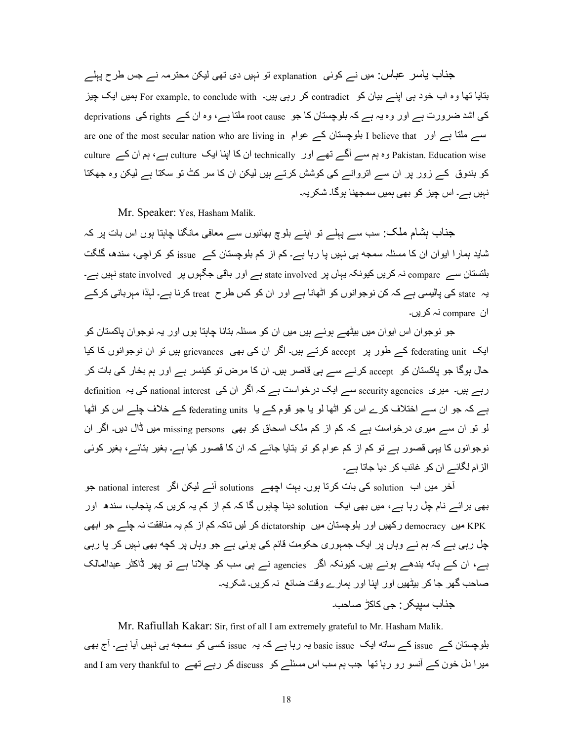**جناب یاسر عباس:** میں نے کوئی explanation تو نہیں دی تھی لیکن محترمہ نے جس طرح پہلے بتایا تھا وہ اب خود ہی اپنے بیان کو contradict کر رہی ہیں۔ For example, to conclude with ہمیں ایک چیز کی اشد ضرورت ہے اور وہ یہ ہے کہ بلوچستان کا جو root cause ملتا ہے، وہ ان کے rights کی deprivations سے ملتا ہے اور I believe that بلوچستان کے عوام are one of the most secular nation who are living in Pakistan. Education wise وہ ہم سے آگے تھے اور technically ان کا اپنا ایک culture ہے، ہم ان کے culture کو بندوق کے زور پر ان سے اتروانے کی کوشش کرتے ہیں لیکن ان کا سر کٹ تو سکتا ہے لیکن وہ جھکتا نہیں ہے۔ اس چیز کو بھی ہمیں سمجھنا ہوگا۔ شکریہ۔

Mr. Speaker: Yes, Hasham Malik.

**جناب ہشام ملک:** سب سے پہلے تو اپنے بلوچ بھائیوں سے معافی مانگنا چاہتا ہوں اس بات پر کہ شاید ہمارا ایوان ان کا مسئلہ سمجھ ہی نہیں پا رہا ہے۔ کم از کم بلوچستان کے issue کو کراچی، سندھ، گلگت بلتستان سے compare نہ کریں کیونکہ یہاں پر state involved ہے اور باقی جگہوں پر state involved نہیں ہے۔ یہ state کی پالیسی ہے کہ کن نوجوانوں کو اٹھانا ہے اور ان کو کس طرح treat کرنا ہے۔ لہٰذا مہربانی کرکے ان compare نہ کریں۔

جو نوجوان اس ایوان میں بیٹھے ہوئے ہیں میں ان کو مسئلہ بتانا چاہتا ہوں اور یہ نوجوان پاکستان کو ایک federating unit کے طور پر accept کرتے ہیں۔ اگر ان کی بھی grievances ہیں تو ان نوجوانوں کا کیا حال ہوگا جو پاکستان کو accept کرنے سے ہی قاصر ہیں۔ ان کا مرض تو کینسر ہے اور ہم بخار کی بات کر رہے ہیں۔ میری security agencies سے ایک درخواست ہے کہ اگر ان کی national interest کی یہ definition ہے کہ جو ان سے اختلاف کرے اس کو اٹھا لو یا جو قوم کے یا federating units کے خلاف چلے اس کو اٹھا لو تو ان سے میری درخواست ہے کہ کم از کم ملک اسحاق کو بھی missing persons میں ڈال دیں۔ اگر ان نوجوانوں کا یہی قصور ہے تو کم از کم عوام کو تو بتایا جائے کہ ان کا قصور کیا ہے۔ بغیر بتائے، بغیر کوئی الزام لگائے ان کو غائب کر دیا جاتا ہے۔

آخر میں اب solution کی بات کرتا ہوں۔ بہت اچھے solutions آئے لیکن اگر national interest جو بھی برائے نام چل رہا ہے، میں بھی ایک solution دینا چاہوں گا کہ کم از کم یہ کریں کہ پنجاب، سندھ اور KPK میں democracy رکھیں اور بلوچستان میں dictatorship کر لیں تاکہ کم از کم یہ منافقت نہ چلے جو ابھی چل رہی ہے کہ ہم نے وہاں پر ایک جمہوری حکومت قائم کی ہوئی ہے جو وہاں پر کچھ بھی نہیں کر پا رہی ہے، ان کے ہاتھ بندھے ہوئے ہیں۔ کیونکہ اگر agencies نے ہی سب کو چلانا ہے تو پھر ڈاکٹر عبدالمالک صاحب گھر جا کر بیٹھیں اور اپنا اور ہمارے وقت ضائع نہ کریں۔ شکریہ۔

**جناب سپیکر:** جی کاکڑ صاحب۔

Mr. Rafiullah Kakar: Sir, first of all I am extremely grateful to Mr. Hasham Malik. بلوچستان کے issue کے ساتھ ایک basic issue یہ رہا ہے کہ یہ issue کسی کو سمجھ ہی نہیں آیا ہے۔ آج بھی میرا دل خون کے آنسو رو رہا تھا جب ہم سب اس مسئلے کو discuss کر رہے تھے and I am very thankful to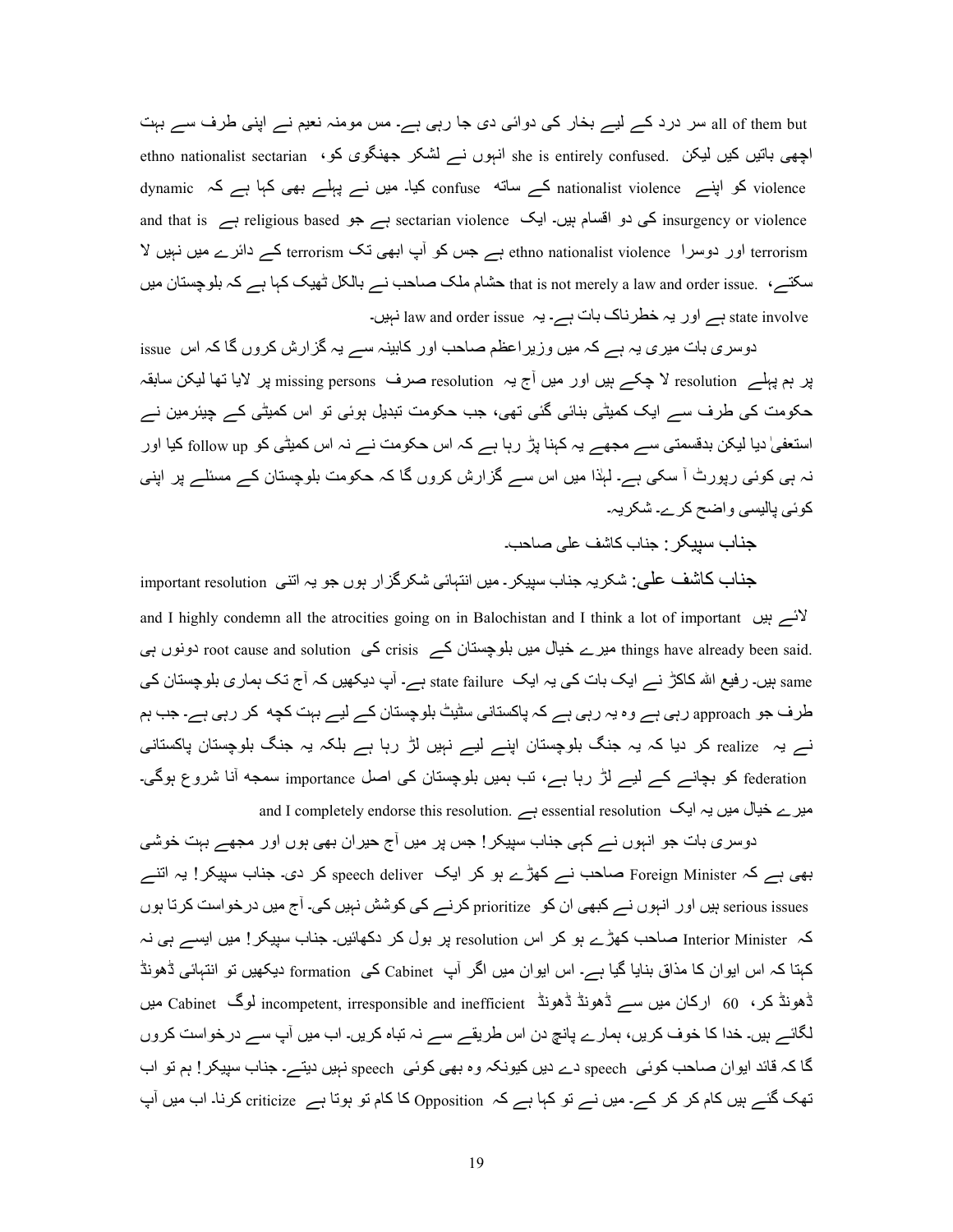all of them but سر درد کے لیے بخار کی دوائی دی جا رہی ہے۔ مس مومنہ نعیم نے اپنی طرف سے بہت اچھی باتیں کیں لیکن she is entirely confused. انہوں نے لشکر جھنگوی کو، ethno nationalist sectarian violence کو اپنے nationalist violence کے ساتھ confuse کیا۔ میں نے پہلے بھی کہا ہے کہ dynamic insurgency or violence کی دو اقسام ہیں۔ ایک sectarian violence ہے جو religious based ہے and that is terrorism اور دوسرا ethno nationalist violence ہے جس کو آپ ابھی تک terrorism کے دائرے میں نہیں لا سکتے، حشام ملک صاحب نے بالکل ٹھیک کہا ہے کہ بلوچستان میں that is not merely a law and order issue. state involve ہے اور یہ خطرناک بات ہے۔ یہ law and order issue نہیں۔

دوسری بات میری یہ ہے کہ میں وزیراعظم صاحب اور کابینہ سے یہ گزارش کروں گا کہ اس issue پر ہم پہلے resolution لا چکے ہیں اور میں آج یہ resolution صرف missing persons پر لایا تھا لیکن سابقہ حکومت کی طرف سے ایک کمیٹی بنائی گئی تھی، جب حکومت تبدیل ہوئی تو اس کمیٹی کے چیئرمین نے استعفیٰ دیا لیکن بدقسمتی سے مجھے یہ کہنا پڑ رہا ہے کہ اس حکومت نے نہ اس کمیٹی کو follow up کیا اور نہ ہی کوئی رپورٹ آ سکی ہے۔ لہٰذا میں اس سے گزارش کروں گا کہ حکومت بلوچستان کے مسئلے پر اپنی کوئی پالیسی واضح کرے۔ شکریہ۔

جناب سپیکر: جناب کاشف علی صاحب۔

جناب کاشف علی: شکریہ جناب سپیکر۔ میں انتہائی شکرگزار ہوں جو یہ اتنی important resolution لائے ہیں and I highly condemn all the atrocities going on in Balochistan and I think a lot of important things have already been said. میرے خیال میں بلوچستان کے crisis کی root cause and solution دونوں ہی same ہیں۔ رفیع اللہ کاکڑ نے ایک بات کی یہ ایک state failure ہے۔ آپ دیکھیں کہ آج تک ہماری بلوچستان کی طرف جو approach رہی ہے وہ یہ رہی ہے کہ پاکستانی سٹیٹ بلوچستان کے لیے بہت کچھ کر رہی ہے۔ جب ہم نے یہ realize کر دیا کہ یہ جنگ بلوچستان اپنے لیے نہیں لڑ رہا ہے بلکہ یہ جنگ بلوچستان پاکستانی federation کو بچانے کے لیے لڑ رہا ہے، تب ہمیں بلوچستان کی اصل importance سمجھ آنا شروع ہوگی۔ میرے خیال میں یہ ایک essential resolution ہے and I completely endorse this resolution.

دوسری بات جو انہوں نے کہی جناب سپیکر! جس پر میں آج حیران بھی ہوں اور مجھے بہت خوشی بھی ہے کہ Foreign Minister صاحب نے کھڑے ہو کر ایک speech deliver کر دی۔ جناب سپیکر! یہ اتنے serious issues ہیں اور انہوں نے کبھی ان کو prioritize کرنے کی کوشش نہیں کی۔ آج میں درخواست کرتا ہوں کہ Interior Minister صاحب کھڑے ہو کر اس resolution پر بول کر دکھائیں۔ جناب سپیکر! میں ایسے ہی نہ کہتا کہ اس ایوان کا مذاق بنایا گیا ہے۔ اس ایوان میں اگر آپ Cabinet کی formation دیکھیں تو انتہائی ڈھونڈ ڈھونڈ کر، 60 ارکان میں سے ڈھونڈ ڈھونڈ incompetent, irresponsible and inefficient لوگ Cabinet میں لگائے ہیں۔ خدا کا خوف کریں، ہمارے پانچ دن اس طریقے سے نہ تباہ کریں۔ اب میں آپ سے درخواست کروں گا کہ قائد ایوان صاحب کوئی speech دے دیں کیونکہ وہ بھی کوئی speech نہیں دیتے۔ جناب سپیکر! ہم تو اب تھک گئے ہیں کام کر کر کے۔ میں نے تو کہا ہے کہ Opposition کا کام تو ہوتا ہے criticize کرنا۔ اب میں آپ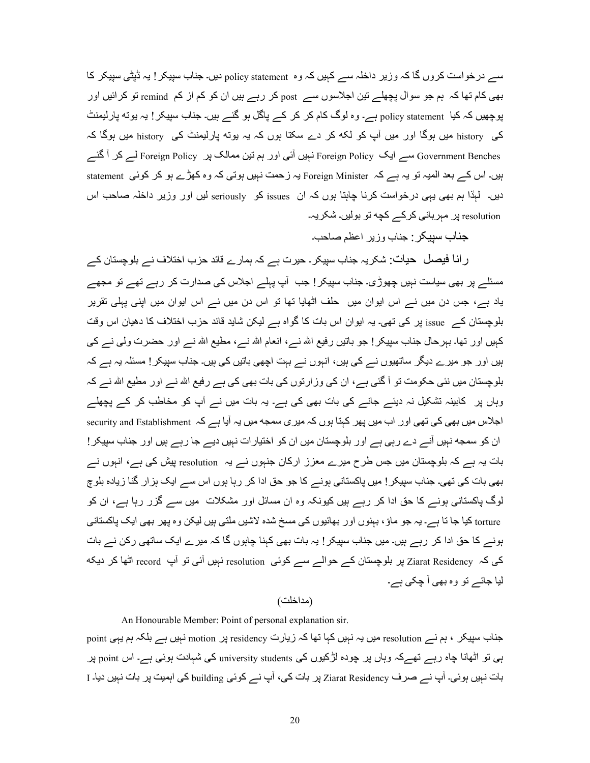سے درخواست کروں گا کہ وزیر داخلہ سے کہیں کہ وہ policy statement دیں۔ جناب سپیکر! یہ ڈپٹی سپیکر کا بھی کام تھا کہ ہم جو سوال پچھلے تین اجلاسوں سے post کر رہے ہیں ان کو کم از کم remind تو کرائیں اور پوچھیں کہ کیا policy statement ہے۔ وہ لوگ کام کر کر کے پاگل ہو گئے ہیں۔ جناب سپیکر! یہ یوتھ پارلیمنٹ کی history میں ہوگا اور میں آپ کو لکھ کر دے سکتا ہوں کہ یہ یوتھ پارلیمنٹ کی history میں ہوگا کہ Government Benches سے ایک Foreign Policy نہیں آئی اور ہم تین ممالک پر Foreign Policy لے کر آ گئے ہیں۔ اس کے بعد المیہ تو یہ ہے کہ Foreign Minister یہ زحمت نہیں ہوتی کہ وہ کھڑے ہو کر کوئی statement دیں۔ لہٰذا ہم بھی یہی درخواست کرنا چاہتا ہوں کہ ان issues کو seriously لیں اور وزیر داخلہ صاحب اس resolution پر مہربانی کرکے کچھ تو بولیں۔ شکریہ۔

جناب سپیکر: جناب وزیر اعظم صاحب۔

رانا فیصل حیات: شکریہ جناب سپیکر۔ حیرت ہے کہ ہمارے قائد حزب اختلاف نے بلوچستان کے مسئلے پر بھی سیاست نہیں چھوڑی۔ جناب سپیکر! جب آپ پہلے اجلاس کی صدارت کر رہے تھے تو مجھے یاد ہے، جس دن میں نے اس ایوان میں حلف اٹھایا تھا تو اس دن میں نے اس ایوان میں اپنی پہلی تقریر بلوچستان کے issue پر کی تھی۔ یہ ایوان اس بات کا گواہ ہے لیکن شاید قائد حزب اختلاف کا دھیان اس وقت کہیں اور تھا۔ بہرحال جناب سپیکر! جو باتیں رفیع اللہ نے، انعام اللہ نے، مطیع اللہ نے اور حضرت ولی نے کی ہیں اور جو میرے دیگر ساتھیوں نے کی ہیں، انہوں نے بہت اچھی باتیں کی ہیں۔ جناب سپیکر! مسئلہ یہ ہے کہ بلوچستان میں نئی حکومت تو آ گئی ہے، ان کی وزارتوں کی بات بھی کی ہے رفیع اللہ نے اور مطیع اللہ نے کہ وہاں پر کابینہ تشکیل نہ دیئے جانے کی بات بھی کی ہے۔ یہ بات میں نے آپ کو مخاطب کر کے پچھلے اجلاس میں بھی کی تھی اور اب میں پھر کہتا ہوں کہ میری سمجھ میں یہ آیا ہے کہ security and Establishment ان کو سمجھ نہیں آنے دے رہی ہے اور بلوچستان میں ان کو اختیارات نہیں دیے جا رہے ہیں اور جناب سپیکر! بات یہ ہے کہ بلوچستان میں جس طرح میرے معزز ارکان جنھوں نے یہ resolution پیش کی ہے، انہوں نے بھی بات کی تھی۔ جناب سپیکر! میں پاکستانی ہونے کا جو حق ادا کر رہا ہوں اس سے ایک ہزار گنا زیادہ بلوچ لوگ پاکستانی ہونے کا حق ادا کر رہے ہیں کیونکہ وہ ان مسائل اور مشکلات میں سے گزر رہا ہے، ان کو torture کیا جا تا ہے۔ یہ جو ماؤں، بہنوں اور بھائیوں کی مسخ شدہ لاشیں ملتی ہیں لیکن وہ پھر بھی ایک پاکستانی ہونے کا حق ادا کر رہے ہیں۔ میں جناب سپیکر! یہ بات بھی کہنا چاہوں گا کہ میرے ایک ساتھی رکن نے بات کی کہ Ziarat Residency پر بلوچستان کے حوالے سے کوئی resolution نہیں آئی تو آپ record اٹھا کر دیکھ لیا جائے تو وہ بھی آ چکی ہے۔

(مداخلت)

An Honourable Member: Point of personal explanation sir.

جناب سپیکر ، ہم نے resolution میں یہ نہیں کہا تھا کہ زیارت residency پر motion نہیں ہے بلکہ ہم یہی point ہی تو اٹھانا چاہ رہے تھےکہ وہاں پر چودہ لڑکیوں کی university students کی شہادت ہوئی ہے۔ اس point پر بات نہیں ہوئی۔ آپ نے صرف Ziarat Residency پر بات کی، آپ نے کوئی building کی اہمیت پر بات نہیں دیا۔ I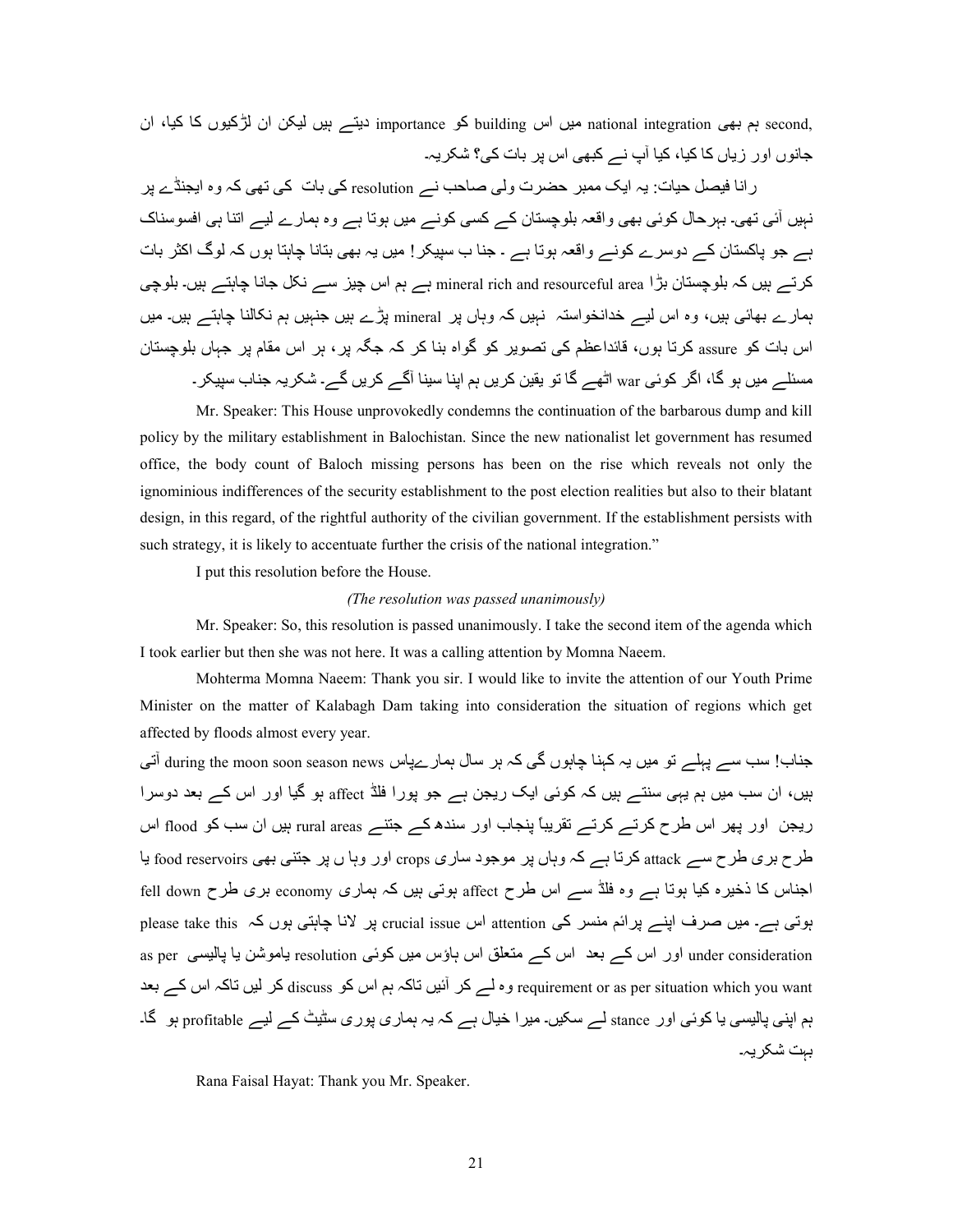second, ہم بھی national integration میں اس building کو importance دیتے ہیں لیکن ان لڑکیوں کا کیا، ان جانوں اور زیاں کا کیا، کیا آپ نے کبھی اس پر بات کی؟ شکریہ۔

رانا فیصل حیات: یہ ایک ممبر حضرت ولی صاحب نے resolution کی بات کی تھی کہ وہ ایجنڈے پر نہیں آئی تھی۔ بہرحال کوئی بھی واقعہ بلوچستان کے کسی کونے میں ہوتا ہے وہ ہمارے لیے اتنا ہی افسوسناک ہے جو پاکستان کے دوسرے کونے واقعہ ہوتا ہے ۔ جنا ب سپیکر! میں یہ بھی بتانا چاہتا ہوں کہ لوگ اکثر بات کرتے ہیں کہ بلوچستان بڑا mineral rich and resourceful area ہے ہم اس چیز سے نکل جانا چاہتے ہیں۔ بلوچی ہمارے بھائی ہیں، وہ اس لیے خدانخواستہ نہیں کہ وہاں پر mineral پڑے ہیں جنہیں ہم نکالنا چاہتے ہیں۔ میں اس بات کو assure کرتا ہوں، قائداعظم کی تصویر کو گواہ بنا کر کہ جگہ پر، ہر اس مقام پر جہاں بلوچستان مسئلے میں ہو گا، اگر کوئی war اٹھے گا تو یقین کریں ہم اپنا سینا آگے کریں گے۔ شکریہ جناب سپیکر۔

Mr. Speaker: This House unprovokedly condemns the continuation of the barbarous dump and kill policy by the military establishment in Balochistan. Since the new nationalist let government has resumed office, the body count of Baloch missing persons has been on the rise which reveals not only the ignominious indifferences of the security establishment to the post election realities but also to their blatant design, in this regard, of the rightful authority of the civilian government. If the establishment persists with such strategy, it is likely to accentuate further the crisis of the national integration."

I put this resolution before the House.

*(The resolution was passed unanimously)*

Mr. Speaker: So, this resolution is passed unanimously. I take the second item of the agenda which I took earlier but then she was not here. It was a calling attention by Momna Naeem.

Mohterma Momna Naeem: Thank you sir. I would like to invite the attention of our Youth Prime Minister on the matter of Kalabagh Dam taking into consideration the situation of regions which get affected by floods almost every year.

جناب! سب سے پہلے تو میں یہ کہنا چاہوں گی کہ ہر سال ہمارےپاس during the moon soon season news آتی ہیں، ان سب میں ہم یہی سنتے ہیں کہ کوئی ایک ریجن ہے جو پورا فلڈ affect ہو گیا اور اس کے بعد دوسرا ریجن اور پھر اس طرح کرتے کرتے تقریباً پنجاب اور سندھ کے جتنے rural areas ہیں ان سب کو flood اس طرح بری طرح سے attack کرتا ہے کہ وہاں پر موجود ساری crops اور وہا ں پر جتنی بھی food reservoirs یا اجناس کا ذخیرہ کیا ہوتا ہے وہ فلڈ سے اس طرح affect ہوتی ہیں کہ ہماری economy بری طرح fell down ہوتی ہے۔ میں صرف اپنے پرائم منسٹر کی attention اس crucial issue پر لانا چاہتی ہوں کہ please take this under consideration اور اس کے بعد اس کے متعلق اس ہاؤس میں کوئی resolution یاموشن یا پالیسی as per requirement or as per situation which you want وہ لے کر آئیں تاکہ ہم اس کو discuss کر لیں تاکہ اس کے بعد ہم اپنی پالیسی یا کوئی اور stance لے سکیں۔ میرا خیال ہے کہ یہ ہماری پوری سٹیٹ کے لیے profitable ہو گا۔ بہت شکریہ۔

Rana Faisal Hayat: Thank you Mr. Speaker.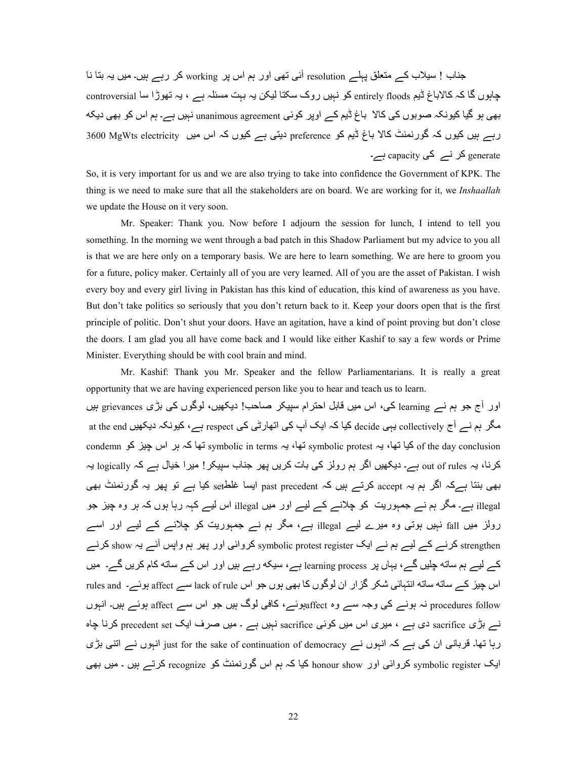جناب ! سیلاب کے متعلق پہلے resolution آئی تھی اور ہم اس پر working کر رہے ہیں۔ میں یہ بتا نا چاہوں گا کہ کالاباغ ڈیم entirely floods کو نہیں روک سکتا لیکن یہ بہت مسئلہ ہے ، یہ تھوڑا سا controversial بھی ہو گیا کیونکہ صوبوں کی کالا باغ ڈیم کے اوپر کوئی unanimous agreement نہیں ہے۔ ہم اس کو بھی دیکھ رہے ہیں کیوں کہ گورنمنٹ کالا باغ ڈیم کو preference دیتی ہے کیوں کہ اس میں 3600 MgWts electricity generate کر نے کی capacity ہے۔

So, it is very important for us and we are also trying to take into confidence the Government of KPK. The thing is we need to make sure that all the stakeholders are on board. We are working for it, we *Inshaallah* we update the House on it very soon.

Mr. Speaker: Thank you. Now before I adjourn the session for lunch, I intend to tell you something. In the morning we went through a bad patch in this Shadow Parliament but my advice to you all is that we are here only on a temporary basis. We are here to learn something. We are here to groom you for a future, policy maker. Certainly all of you are very learned. All of you are the asset of Pakistan. I wish every boy and every girl living in Pakistan has this kind of education, this kind of awareness as you have. But don't take politics so seriously that you don't return back to it. Keep your doors open that is the first principle of politic. Don't shut your doors. Have an agitation, have a kind of point proving but don't close the doors. I am glad you all have come back and I would like either Kashif to say a few words or Prime Minister. Everything should be with cool brain and mind.

Mr. Kashif: Thank you Mr. Speaker and the fellow Parliamentarians. It is really a great opportunity that we are having experienced person like you to hear and teach us to learn.

اور آج جو ہم نے learning کی، اس میں قابل احترام سپیکر صاحب! دیکھیں، لوگوں کی بڑی grievances ہیں مگر ہم نے آج collectively یہی decide کیا کہ ایک آپ کی اتھارٹی کی respect ہے، کیونکہ دیکھیں at the end of the day conclusion کیا تھا، یہ symbolic protest تھا، یہ symbolic in terms تھا کہ ہر اس چیز کو condemn کرنا، یہ out of rules ہے۔ دیکھیں اگر ہم رولز کی بات کریں پھر جناب سپیکر! میرا خیال ہے کہ logically یہ بھی بنتا ہےکہ اگر ہم یہ accept کرتے ہیں کہ past precedent ایسا غلطset کیا ہے تو پھر یہ گورنمنٹ بھی illegal ہے۔ مگر ہم نے جمہوریت کو چلانے کے لیے اور میں illegal اس لیے کہہ رہا ہوں کہ ہر وہ چیز جو رولز میں fall نہیں ہوتی وہ میرے لیے illegal ہے، مگر ہم نے جمہوریت کو چلانے کے لیے اور اسے strengthen کرنے کے لیے ہم نے ایک symbolic protest register کروائی اور پھر ہم واپس آئے یہ show کرنے کے لیے ہم ساتھ چلیں گے، یہاں پر learning process ہے، سیکھ رہے ہیں اور اس کے ساتھ کام کریں گے۔ میں اس چیز کے ساتھ ساتھ انتہائی شکر گزار ان لوگوں کا بھی ہوں جو اس lack of rule سے affect ہوئے۔ rules and procedures follow نہ ہونے کی وجہ سے وہ affectہوئے، کافی لوگ ہیں جو اس سے affect ہوئے ہیں۔ انہوں نے بڑی sacrifice دی ہے ، میری اس میں کوئی sacrifice نہیں ہے ۔ میں صرف ایک precedent set کرنا چاہ رہا تھا۔ قربانی ان کی ہے کہ انہوں نے just for the sake of continuation of democracy انہوں نے اتنی بڑی ایک symbolic register کروائی اور honour show کیا کہ ہم اس گورنمنٹ کو recognize کرتے ہیں ۔ میں بھی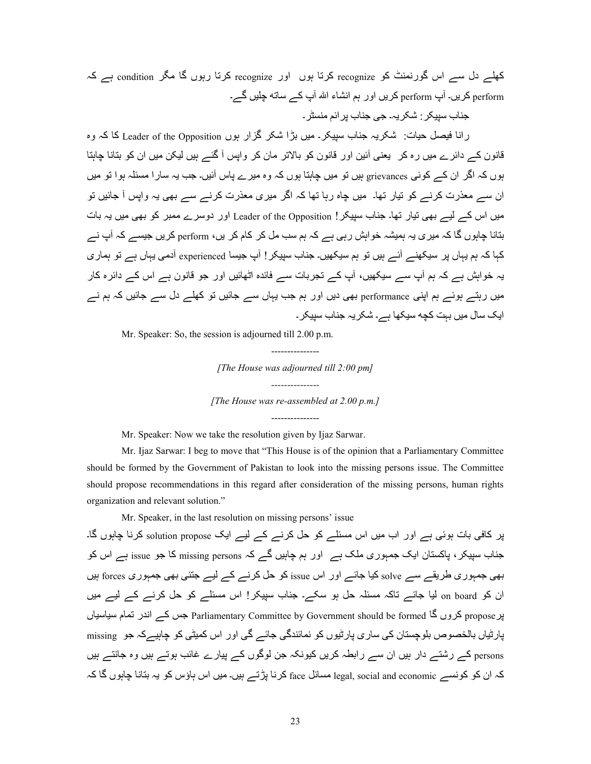کھلے دل سے اس گورنمنٹ کو recognize کرتا ہوں اور recognize کرتا رہوں گا مگر condition ہے کہ perform کریں۔ آپ perform کریں اور ہم انشاء اللہ آپ کے ساتھ چلیں گے۔

جناب سپیکر: شکریہ۔ جی جناب پرائم منسٹر۔

رانا فیصل حیات: شکریہ جناب سپیکر۔ میں بڑا شکر گزار ہوں Leader of the Opposition کا کہ وہ قانون کے دائرے میں رہ کر یعنی آئین اور قانون کو بالاتر مان کر واپس آ گئے ہیں لیکن میں ان کو بتانا چاہتا ہوں کہ اگر ان کے کوئی grievances ہیں تو میں چاہتا ہوں کہ وہ میرے پاس آئیں۔ جب یہ سارا مسئلہ ہوا تو میں ان سے معذرت کرنے کو تیار تھا۔ میں چاہ رہا تھا کہ اگر میری معذرت کرنے سے بھی یہ واپس آ جائیں تو میں اس کے لیے بھی تیار تھا۔ جناب سپیکر! Leader of the Opposition اور دوسرے ممبر کو بھی میں یہ بات بتانا چاہوں گا کہ میری یہ ہمیشہ خواہش رہی ہے کہ ہم سب مل کر کام کر یں، perform کریں جیسے کہ آپ نے کہا کہ ہم یہاں پر سیکھنے آئے ہیں تو ہم سیکھیں۔ جناب سپیکر! آپ جیسا experienced آدمی یہاں ہے تو ہماری یہ خواہش ہے کہ ہم آپ سے سیکھیں، آپ کے تجربات سے فائدہ اٹھائیں اور جو قانون ہے اس کے دائرہ کار میں رہتے ہوئے ہم اپنی performance بھی دیں اور ہم جب یہاں سے جائیں تو کھلے دل سے جائیں کہ ہم نے ایک سال میں بہت کچھ سیکھا ہے۔ شکریہ جناب سپیکر۔

Mr. Speaker: So, the session is adjourned till 2.00 p.m.

---------------

*[The House was adjourned till 2:00 pm]*

---------------

*[The House was re-assembled at 2.00 p.m.]*

---------------

Mr. Speaker: Now we take the resolution given by Ijaz Sarwar.

Mr. Ijaz Sarwar: I beg to move that "This House is of the opinion that a Parliamentary Committee should be formed by the Government of Pakistan to look into the missing persons issue. The Committee should propose recommendations in this regard after consideration of the missing persons, human rights organization and relevant solution."

Mr. Speaker, in the last resolution on missing persons' issue

پر کافی بات ہوئی ہے اور اب میں اس مسئلے کو حل کرنے کے لیے ایک solution propose کرنا چاہوں گا۔ جناب سپیکر، پاکستان ایک جمہوری ملک ہے اور ہم چاہیں گے کہ missing persons کا جو issue ہے اس کو بھی جمہوری طریقے سے solve کیا جائے اور اس issue کو حل کرنے کے لیے جتنی بھی جمہوری forces ہیں ان کو on board لیا جائے تاکہ مسئلہ حل ہو سکے۔ جناب سپیکر! اس مسئلے کو حل کرنے کے لیے میں یہ propose کروں گا Parliamentary Committee by Government should be formed جس کے اندر تمام سیاسی پارٹیاں بالخصوص بلوچستان کی ساری پارٹیوں کو نمائندگی جائے گی اور اس کمیٹی کو چاہیے کہ جو missing persons کے رشتے دار ہیں ان سے رابطہ کریں کیونکہ جن لوگوں کے پیارے غائب ہوتے ہیں وہ جانتے ہیں کہ ان کو کونسے legal, social and economic مسائل face کرنا پڑتے ہیں۔ میں اس ہاؤس کو یہ بتانا چاہوں گا کہ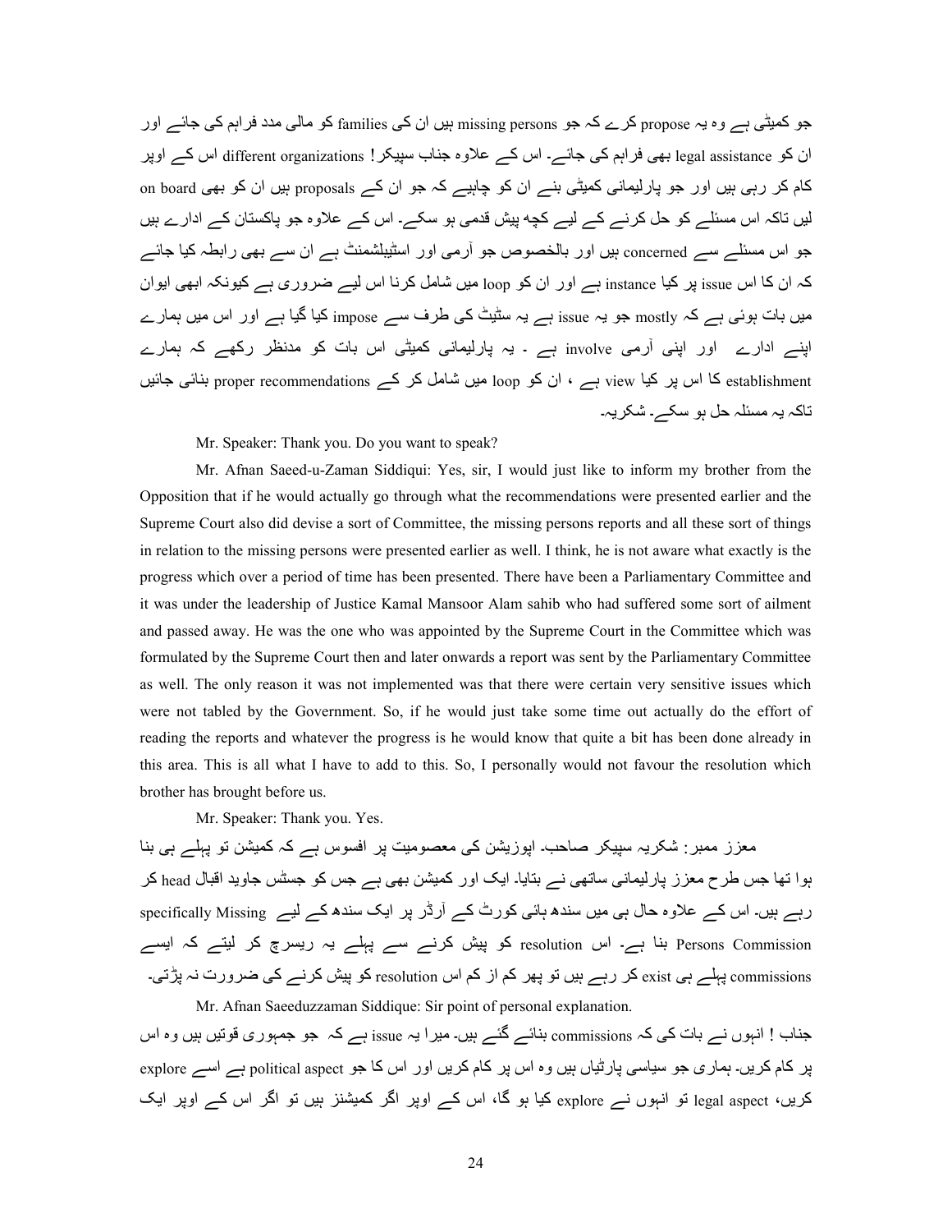جو کمیٹی ہے وہ یہ propose کرے کہ جو missing persons ہیں ان کی families کو مالی مدد فراہم کی جائے اور ان کو legal assistance بھی فراہم کی جائے۔ اس کے علاوہ جناب سپیکر! different organizations اس کے اوپر کام کر رہی ہیں اور جو پارلیمانی کمیٹی بنے ان کو چاہیے کہ جو ان کے proposals ہیں ان کو بھی on board لیں تاکہ اس مسئلے کو حل کرنے کے لیے کچھ پیش قدمی ہو سکے۔ اس کے علاوہ جو پاکستان کے ادارے ہیں جو اس مسئلے سے concerned ہیں اور بالخصوص جو آرمی اور اسٹیبلشمنٹ ہے ان سے بھی رابطہ کیا جائے کہ ان کا اس issue پر کیا instance ہے اور ان کو loop میں شامل کرنا اس لیے ضروری ہے کیونکہ ابھی ایوان میں بات ہوئی ہے کہ mostly جو یہ issue ہے یہ سٹیٹ کی طرف سے impose کیا گیا ہے اور اس میں ہمارے اپنے ادارے اور اپنی آرمی involve ہے ۔ یہ پارلیمانی کمیٹی اس بات کو مدنظر رکھے کہ ہمارے establishment کا اس پر کیا view ہے ، ان کو loop میں شامل کر کے proper recommendations بنائی جائیں تاکہ یہ مسئلہ حل ہو سکے۔ شکریہ۔

Mr. Speaker: Thank you. Do you want to speak?

Mr. Afnan Saeed-u-Zaman Siddiqui: Yes, sir, I would just like to inform my brother from the Opposition that if he would actually go through what the recommendations were presented earlier and the Supreme Court also did devise a sort of Committee, the missing persons reports and all these sort of things in relation to the missing persons were presented earlier as well. I think, he is not aware what exactly is the progress which over a period of time has been presented. There have been a Parliamentary Committee and it was under the leadership of Justice Kamal Mansoor Alam sahib who had suffered some sort of ailment and passed away. He was the one who was appointed by the Supreme Court in the Committee which was formulated by the Supreme Court then and later onwards a report was sent by the Parliamentary Committee as well. The only reason it was not implemented was that there were certain very sensitive issues which were not tabled by the Government. So, if he would just take some time out actually do the effort of reading the reports and whatever the progress is he would know that quite a bit has been done already in this area. This is all what I have to add to this. So, I personally would not favour the resolution which brother has brought before us.

Mr. Speaker: Thank you. Yes.

معزز ممبر: شکریہ سپیکر صاحب۔ اپوزیشن کی معصومیت پر افسوس ہے کہ کمیشن تو پہلے ہی بنا ہوا تھا جس طرح معزز پارلیمانی ساتھی نے بتایا۔ ایک اور کمیشن بھی ہے جس کو جسٹس جاوید اقبال head کر رہے ہیں۔ اس کے علاوہ حال ہی میں سندھ ہائی کورٹ کے آرڈر پر ایک سندھ کے لیے specifically Missing Persons Commission بنا ہے۔ اس resolution کو پیش کرنے سے پہلے یہ ریسرچ کر لیتے کہ ایسے commissions پہلے ہی exist کر رہے ہیں تو پھر کم از کم اس resolution کو پیش کرنے کی ضرورت نہ پڑتی۔

Mr. Afnan Saeeduzzaman Siddique: Sir point of personal explanation.

جناب ! انہوں نے بات کی کہ commissions بنائے گئے ہیں۔ میرا یہ issue ہے کہ جو جمہوری قوتیں ہیں وہ اس پر کام کریں۔ ہماری جو سیاسی پارٹیاں ہیں وہ اس پر کام کریں اور اس کا جو political aspect ہے اسے explore کریں، legal aspect تو انہوں نے explore کیا ہو گا، اس کے اوپر اگر کمیشنز ہیں تو اگر اس کے اوپر ایک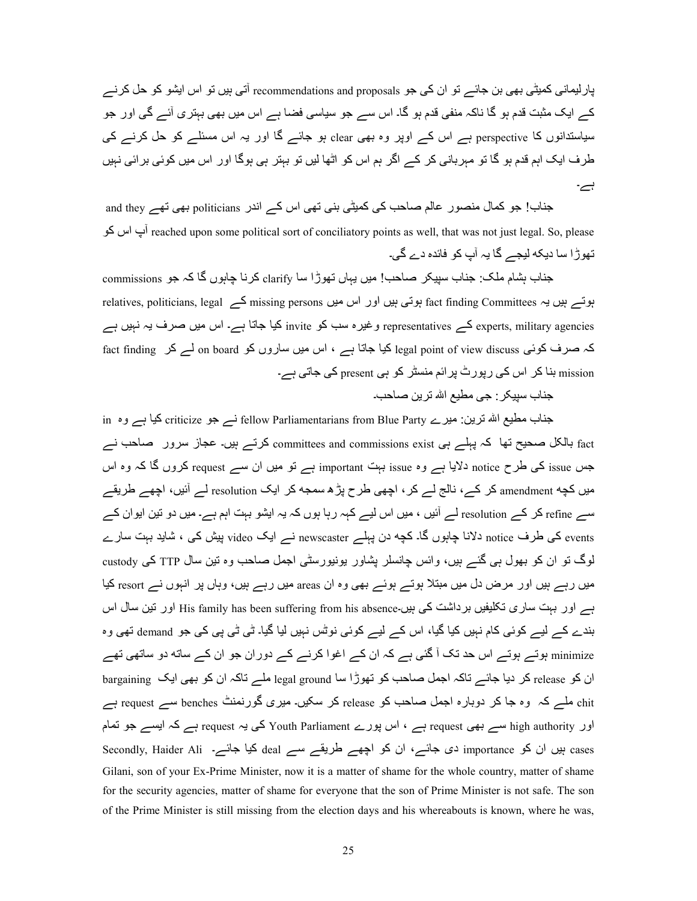پارلیمانی کمیٹی بھی بن جائے تو ان کی جو recommendations and proposals آتی ہیں تو اس ایشو کو حل کرنے کے ایک مثبت قدم ہو گا ناکہ منفی قدم ہو گا۔ اس سے جو سیاسی فضا ہے اس میں بھی بہتری آئے گی اور جو سیاستدانوں کا perspective ہے اس کے اوپر وہ بھی clear ہو جائے گا اور یہ اس مسئلے کو حل کرنے کی طرف ایک اہم قدم ہو گا تو مہربانی کر کے اگر ہم اس کو اٹھا لیں تو بہتر ہی ہوگا اور اس میں کوئی برائی نہیں ہے۔

جناب! جو کمال منصور عالم صاحب کی کمیٹی بنی تھی اس کے اندر politicians بھی تھے and they reached upon some political sort of conciliatory points as well, that was not just legal. So, please آپ اس کو تھوڑا سا دیکھ لیجیے گا یہ آپ کو فائدہ دے گی۔

جناب ہشام ملک: جناب سپیکر صاحب! میں یہاں تھوڑا سا clarify کرنا چاہوں گا کہ جو commissions ہوتے ہیں یہ fact finding Committees ہوتی ہیں اور اس میں missing persons کے relatives, politicians, legal experts, military agencies کے representatives وغیرہ سب کو invite کیا جاتا ہے۔ اس میں صرف یہ نہیں ہے کہ صرف کوئی legal point of view discuss کیا جاتا ہے ، اس میں ساروں کو on board لے کر fact finding mission بنا کر اس کی رپورٹ پرائم منسٹر کو ہی present کی جاتی ہے۔

جناب سپیکر: جی مطیع اللہ ترین صاحب۔

جناب مطیع اللہ ترین: میرے fellow Parliamentarians from Blue Party نے جو criticize کیا ہے وہ in fact بالکل صحیح تھا کہ پہلے ہی committees and commissions exist کرتے ہیں۔ عجاز سرور صاحب نے جس issue کی طرح notice دلایا ہے وہ issue بہت important ہے تو میں ان سے request کروں گا کہ وہ اس میں کچھ amendment کر کے، نالج لے کر، اچھی طرح پڑھ سمجھ کر ایک resolution لے آئیں، اچھے طریقے سے refine کر کے resolution لے آئیں ، میں اس لیے کہہ رہا ہوں کہ یہ ایشو بہت اہم ہے۔ میں دو تین ایوان کے events کی طرف notice دلانا چاہوں گا۔ کچھ دن پہلے newscaster نے ایک video پیش کی ، شاید بہت سارے لوگ تو ان کو بھول ہی گئے ہیں، وائس چانسلر پشاور یونیورسٹی اجمل صاحب وہ تین سال TTP کی custody میں رہے ہیں اور مرض دل میں مبتلا ہوتے ہوئے بھی وہ ان areas میں رہے ہیں، وہاں پر انہوں نے resort کیا ہے اور بہت ساری تکلیفیں برداشت کی ہیں-His family has been suffering from his absence اور تین سال اس بندے کے لیے کوئی کام نہیں کیا گیا، اس کے لیے کوئی نوٹس نہیں لیا گیا۔ ٹی ٹی پی کی جو demand تھی وہ minimize ہوتے ہوتے اس حد تک آ گئی ہے کہ ان کے اغوا کرنے کے دوران جو ان کے ساتھ دو ساتھی تھے ان کو release کر دیا جائے تاکہ اجمل صاحب کو تھوڑا سا legal ground ملے تاکہ ان کو بھی ایک bargaining chit ملے کہ وہ جا کر دوبارہ اجمل صاحب کو release کر سکیں۔ میری گورنمنٹ benches سے request ہے اور high authority سے بھی request ہے ، اس پورے Youth Parliament کی یہ request ہے کہ ایسے جو تمام cases ہیں ان کو importance دی جائے، ان کو اچھے طریقے سے deal کیا جائے۔ Secondly, Haider Ali Gilani, son of your Ex-Prime Minister, now it is a matter of shame for the whole country, matter of shame for the security agencies, matter of shame for everyone that the son of Prime Minister is not safe. The son of the Prime Minister is still missing from the election days and his whereabouts is known, where he was,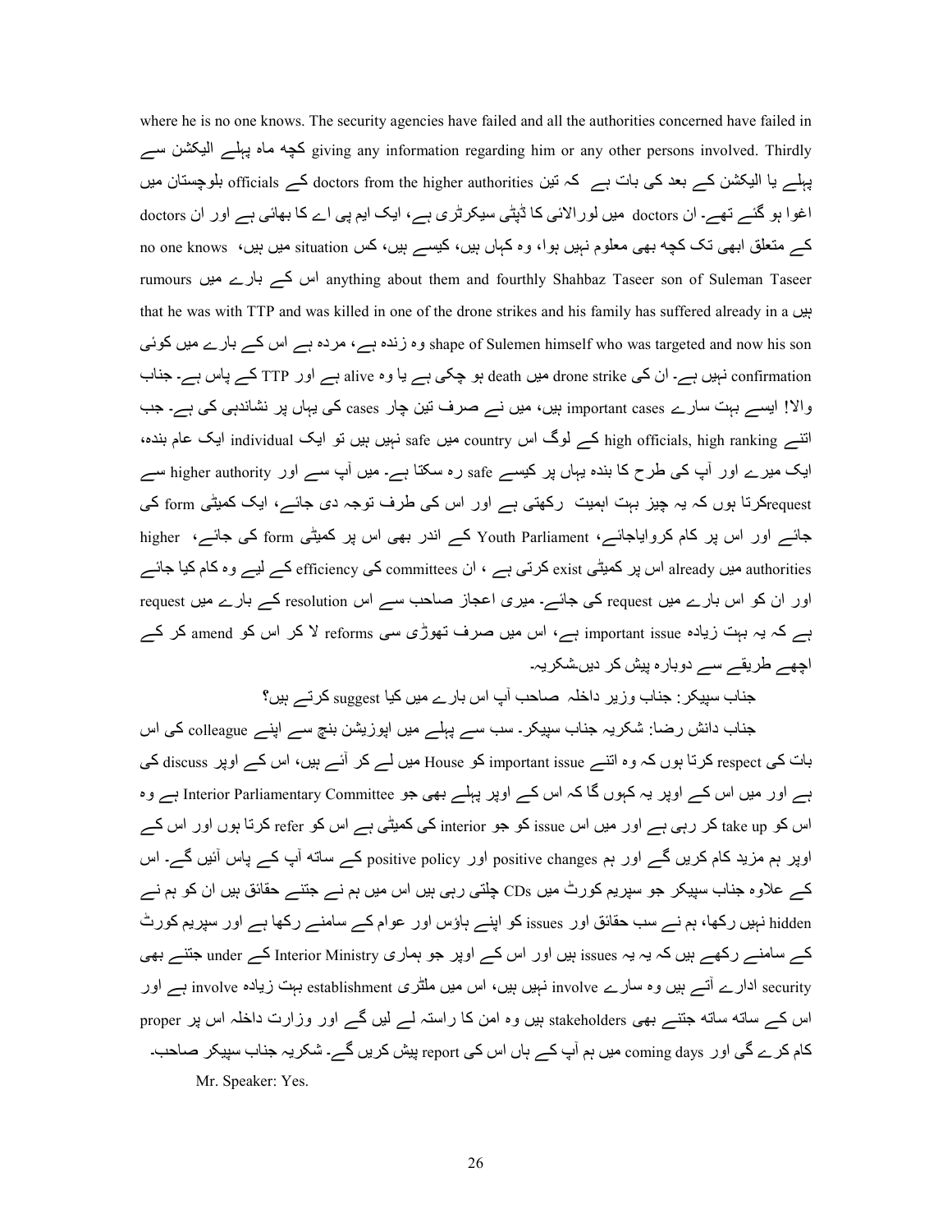where he is no one knows. The security agencies have failed and all the authorities concerned have failed in giving any information regarding him or any other persons involved. Thirdly کچھ ماہ پہلے الیکشن سے پہلے یا الیکشن کے بعد کی بات ہے کہ تین doctors from the higher authorities کے officials بلوچستان میں اغوا ہو گئے تھے۔ ان doctors میں لورالائی کا ڈپٹی سیکرٹری ہے، ایک ایم پی اے کا بھائی ہے اور ان doctors کے متعلق ابھی تک کچھ بھی معلوم نہیں ہوا، وہ کہاں ہیں، کیسے ہیں، کس situation میں ہیں، no one knows anything about them and fourthly Shahbaz Taseer son of Suleman Taseer اس کے بارے میں rumours ہیں that he was with TTP and was killed in one of the drone strikes and his family has suffered already in a shape of Sulemen himself who was targeted and now his son وہ زندہ ہے، مردہ ہے اس کے بارے میں کوئی confirmation نہیں ہے۔ ان کی drone strike میں death ہو چکی ہے یا وہ alive ہے اور TTP کے پاس ہے۔ جناب والا! ایسے بہت سارے important cases ہیں، میں نے صرف تین چار cases کی یہاں پر نشاندہی کی ہے۔ جب اتنے high officials, high ranking کے لوگ اس country میں safe نہیں ہیں تو ایک individual ایک عام بندہ، ایک میرے اور آپ کی طرح کا بندہ یہاں پر کیسے safe رہ سکتا ہے۔ میں آپ سے اور higher authority سے requestکرتا ہوں کہ یہ چیز بہت اہمیت رکھتی ہے اور اس کی طرف توجہ دی جائے، ایک کمیٹی form کی جائے اور اس پر کام کروایاجائے، Youth Parliament کے اندر بھی اس پر کمیٹی form کی جائے، higher authorities میں already اس پر کمیٹی exist کرتی ہے ، ان committees کی efficiency کے لیے وہ کام کیا جائے اور ان کو اس بارے میں request کی جائے۔ میری اعجاز صاحب سے اس resolution کے بارے میں request ہے کہ یہ بہت زیادہ important issue ہے، اس میں صرف تھوڑی سی reforms لا کر اس کو amend کر کے اچھے طریقے سے دوبارہ پیش کر دیں۔شکریہ۔

جناب سپیکر: جناب وزیر داخلہ صاحب آپ اس بارے میں کیا suggest کرتے ہیں؟

جناب دانش رضا: شکریہ جناب سپیکر۔ سب سے پہلے میں اپوزیشن بنچ سے اپنے colleague کی اس بات کی respect کرتا ہوں کہ وہ اتنے important issue کو House میں لے کر آئے ہیں، اس کے اوپر discuss کی ہے اور میں اس کے اوپر یہ کہوں گا کہ اس کے اوپر پہلے بھی جو Interior Parliamentary Committee ہے وہ اس کو take up کر رہی ہے اور میں اس issue کو جو interior کی کمیٹی ہے اس کو refer کرتا ہوں اور اس کے اوپر ہم مزید کام کریں گے اور ہم positive changes اور positive policy کے ساتھ آپ کے پاس آئیں گے۔ اس کے علاوہ جناب سپیکر جو سپریم کورٹ میں CDs چلتی رہی ہیں اس میں ہم نے جتنے حقائق ہیں ان کو ہم نے hidden نہیں رکھا، ہم نے سب حقائق اور issues کو اپنے ہاؤس اور عوام کے سامنے رکھا ہے اور سپریم کورٹ کے سامنے رکھے ہیں کہ یہ یہ issues ہیں اور اس کے اوپر جو ہماری Interior Ministry کے under جتنے بھی security ادارے آتے ہیں وہ سارے involve نہیں ہیں، اس میں ملٹری establishment بہت زیادہ involve ہے اور اس کے ساتھ ساتھ جتنے بھی stakeholders ہیں وہ امن کا راستہ لے لیں گے اور وزارت داخلہ اس پر proper کام کرے گی اور coming days میں ہم آپ کے ہاں اس کی report پیش کریں گے۔ شکریہ جناب سپیکر صاحب۔

Mr. Speaker: Yes.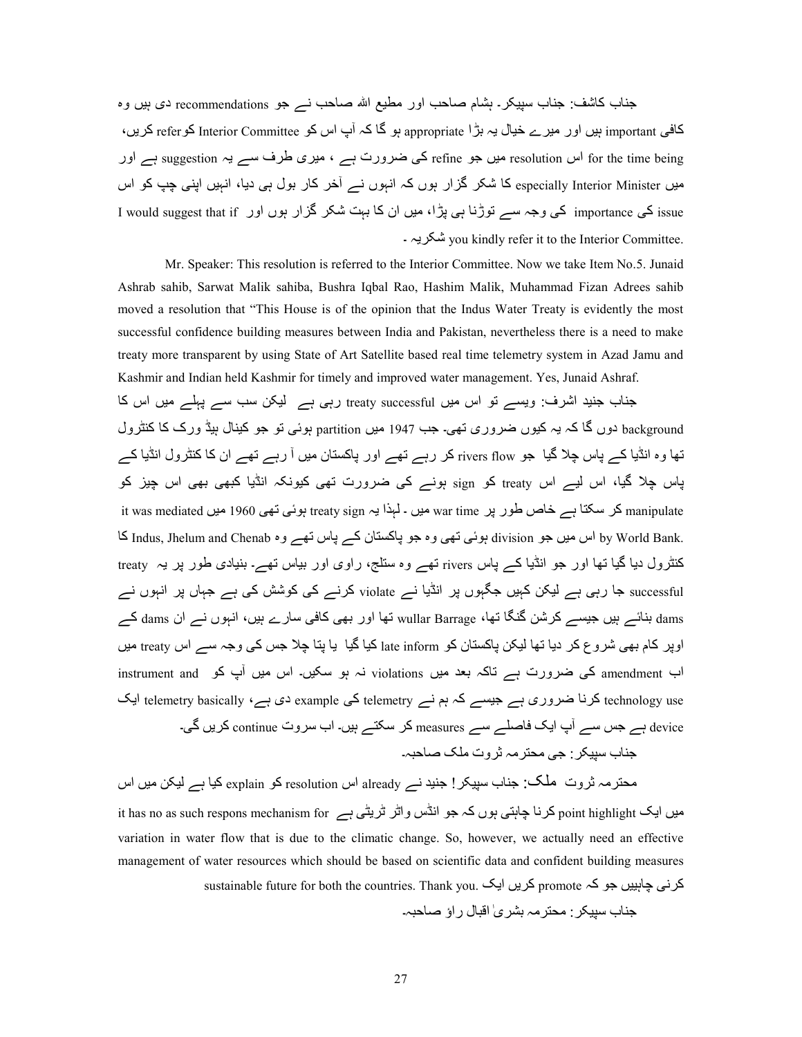جناب کاشف: جناب سپیکر۔ ہشام صاحب اور مطیع اللہ صاحب نے جو recommendations دی ہیں وہ کافی important ہیں اور میرے خیال یہ بڑا appropriate ہو گا کہ آپ اس کو Interior Committee کوrefer کریں، for the time being اس resolution میں جو refine کی ضرورت ہے ، میری طرف سے یہ suggestion ہے اور میں especially Interior Minister کا شکر گزار ہوں کہ انہوں نے آخر کار بول ہی دیا، انہیں اپنی چپ کو اس issue کی importance کی وجہ سے توڑنا ہی پڑا، میں ان کا بہت شکر گزار ہوں اور I would suggest that if you kindly refer it to the Interior Committee. شکریہ ۔

Mr. Speaker: This resolution is referred to the Interior Committee. Now we take Item No.5. Junaid Ashrab sahib, Sarwat Malik sahiba, Bushra Iqbal Rao, Hashim Malik, Muhammad Fizan Adrees sahib moved a resolution that "This House is of the opinion that the Indus Water Treaty is evidently the most successful confidence building measures between India and Pakistan, nevertheless there is a need to make treaty more transparent by using State of Art Satellite based real time telemetry system in Azad Jamu and Kashmir and Indian held Kashmir for timely and improved water management. Yes, Junaid Ashraf.

جناب جنید اشرف: ویسے تو اس میں treaty successful رہی ہے لیکن سب سے پہلے میں اس کا background دوں گا کہ یہ کیوں ضروری تھی۔ جب 1947 میں partition ہوئی تو جو کینال ہیڈ ورک کا کنٹرول تھا وہ انڈیا کے پاس چلا گیا جو rivers flow کر رہے تھے اور پاکستان میں آ رہے تھے ان کا کنٹرول انڈیا کے پاس چلا گیا، اس لیے اس treaty کو sign ہونے کی ضرورت تھی کیونکہ انڈیا کبھی بھی اس چیز کو manipulate کر سکتا ہے خاص طور پر war time میں ۔ لہذا یہ treaty sign ہوئی تھی 1960 میں it was mediated by World Bank. اس میں جو division ہوئی تھی وہ جو پاکستان کے پاس تھے وہ Indus, Jhelum and Chenab کا کنٹرول دیا گیا تھا اور جو انڈیا کے پاس rivers تھے وہ ستلج، راوی اور بیاس تھے۔ بنیادی طور پر یہ treaty successful جا رہی ہے لیکن کہیں کہیں جگہوں پر انڈیا نے violate کرنے کی کوشش کی ہے جہاں پر انہوں نے dams بنائے ہیں جیسے کرشن گنگا تھا، wullar Barrage تھا اور بھی کافی سارے ہیں، انہوں نے ان dams کے اوپر کام بھی شروع کر دیا تھا لیکن پاکستان کو late inform کیا گیا یا پتا چلا جس کی وجہ سے اس treaty میں اب amendment کی ضرورت ہے تاکہ بعد میں violations نہ ہو سکیں۔ اس میں آپ کو instrument and technology use کرنا ضروری ہے جیسے کہ ہم نے telemetry کی example دی ہے، telemetry basically ایک device ہے جس سے آپ ایک فاصلے سے measures کر سکتے ہیں۔ اب سروت continue کریں گی۔

جناب سپیکر: جی محترمہ ثروت ملک صاحبہ۔

محترمہ ثروت **ملک**: جناب سپیکر! جنید نے already اس resolution کو explain کیا ہے لیکن میں اس میں ایک point highlight کرنا چاہتی ہوں کہ جو انڈس واٹر ٹریٹی ہے it has no as such respons mechanism for variation in water flow that is due to the climatic change. So, however, we actually need an effective management of water resources which should be based on scientific data and confident building measures کرنی چاہییں جو کہ promote کریں ایک sustainable future for both the countries. Thank you.

جناب سپیکر: محترمہ بشریٰ اقبال راؤ صاحبہ۔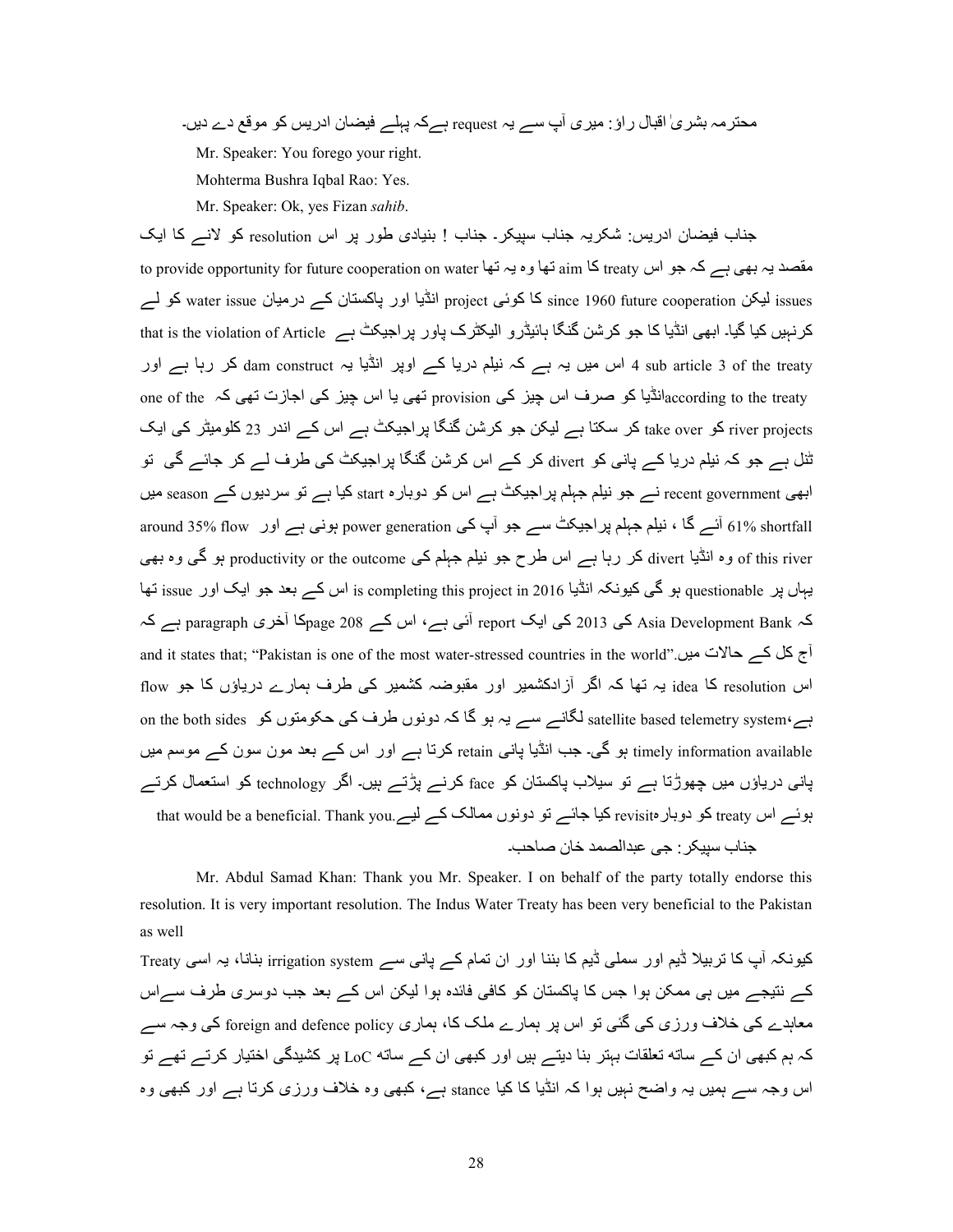محترمہ بشریٰ اقبال راؤ: میری آپ سے یہ request ہےکہ پہلے فیضان ادریس کو موقع دے دیں۔

Mr. Speaker: You forego your right.

Mohterma Bushra Iqbal Rao: Yes.

Mr. Speaker: Ok, yes Fizan *sahib*.

جناب فیضان ادریس: شکریہ جناب سپیکر۔ جناب ! بنیادی طور پر اس resolution کو لانے کا ایک مقصد یہ بھی ہے کہ جو اس treaty کا aim تھا وہ یہ تھا to provide opportunity for future cooperation on water issues لیکن since 1960 future cooperation کا کوئی project انڈیا اور پاکستان کے درمیان water issue کو لے کرنہیں کیا گیا۔ ابھی انڈیا کا جو کرشن گنگا ہائیڈرو الیکٹرک پاور پراجیکٹ ہے that is the violation of Article 4 sub article 3 of the treaty اس میں یہ ہے کہ نیلم دریا کے اوپر انڈیا یہ dam construct کر رہا ہے اور according to the treaty انڈیا کو صرف اس چیز کی provision تھی یا اس چیز کی اجازت تھی کہ one of the river projects کو take over کر سکتا ہے لیکن جو کرشن گنگا پراجیکٹ ہے اس کے اندر 23 کلومیٹر کی ایک ٹنل ہے جو کہ نیلم دریا کے پانی کو divert کر کے اس کرشن گنگا پراجیکٹ کی طرف لے کر جائے گی تو ابھی recent government نے جو نیلم جہلم پراجیکٹ ہے اس کو دوبارہ start کیا ہے تو سردیوں کے season میں 61% shortfall آئے گا ، نیلم جہلم پراجیکٹ سے جو آپ کی power generation ہونی ہے اور around 35% flow of this river وہ انڈیا divert کر رہا ہے اس طرح جو نیلم جہلم کی productivity or the outcome ہو گی وہ بھی یہاں پر questionable ہو گی کیونکہ انڈیا is completing this project in 2016 اس کے بعد جو ایک اور issue تھا کہ Asia Development Bank کی 2013 کی ایک report آئی ہے، اس کے page 208 کا آخری paragraph ہے کہ آج کل کے حالات میں and it states that; "Pakistan is one of the most water-stressed countries in the world". اس resolution کا idea یہ تھا کہ اگر آزادکشمیر اور مقبوضہ کشمیر کی طرف ہمارے دریاؤں کا جو flow ہے،satellite based telemetry system لگانے سے یہ ہو گا کہ دونوں طرف کی حکومتوں کو on the both sides timely information available ہو گی۔ جب انڈیا پانی retain کرتا ہے اور اس کے بعد مون سون کے موسم میں پانی دریاؤں میں چھوڑتا ہے تو سیلاب پاکستان کو face کرنے پڑتے ہیں۔ اگر technology کو استعمال کرتے ہوئے اس treaty کو دوبارہ revisit کیا جائے تو دونوں ممالک کے لیے that would be a beneficial. Thank you.

جناب سپیکر: جی عبدالصمد خان صاحب۔

Mr. Abdul Samad Khan: Thank you Mr. Speaker. I on behalf of the party totally endorse this resolution. It is very important resolution. The Indus Water Treaty has been very beneficial to the Pakistan as well

کیونکہ آپ کا تربیلا ڈیم اور سملی ڈیم کا بننا اور ان تمام کے پانی سے irrigation system بنانا، یہ اسی Treaty کے نتیجے میں ہی ممکن ہوا جس کا پاکستان کو کافی فائدہ ہوا لیکن اس کے بعد جب دوسری طرف سے اس معاہدے کی خلاف ورزی کی گئی تو اس پر ہمارے ملک کا، ہماری foreign and defence policy کی وجہ سے کہ ہم کبھی ان کے ساتھ تعلقات بہتر بنا دیتے ہیں اور کبھی ان کے ساتھ LoC پر کشیدگی اختیار کرتے تھے تو اس وجہ سے ہمیں یہ واضح نہیں ہوا کہ انڈیا کا کیا stance ہے، کبھی وہ خلاف ورزی کرتا ہے اور کبھی وہ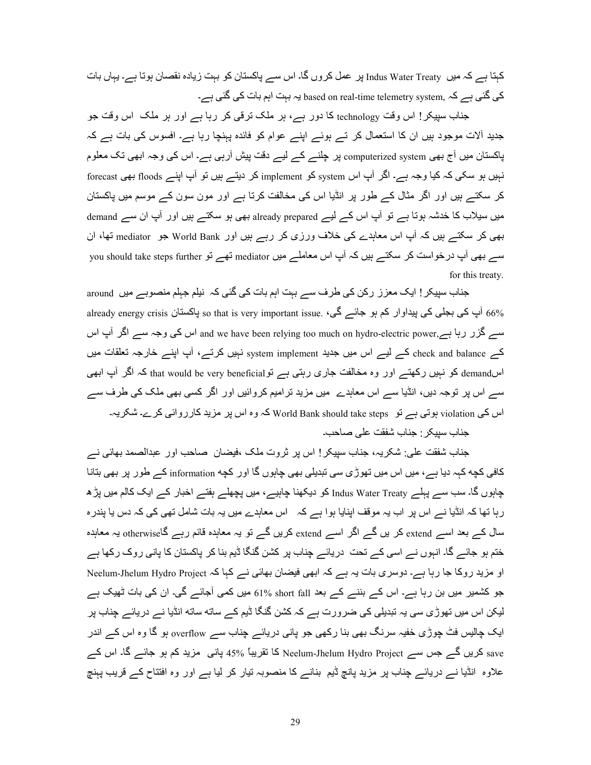کہتا ہے کہ میں Indus Water Treaty پر عمل کروں گا۔ اس سے پاکستان کو بہت زیادہ نقصان ہوتا ہے۔ یہاں بات کی گئی ہے کہ ,based on real-time telemetry system یہ بہت اہم بات کی گئی ہے۔

جناب سپیکر! اس وقت technology کا دور ہے، ہر ملک ترقی کر رہا ہے اور ہر ملک اس وقت جو جدید آلات موجود ہیں ان کا استعمال کر تے ہوئے اپنے عوام کو فائدہ پہنچا رہا ہے۔ افسوس کی بات ہے کہ پاکستان میں آج بھی computerized system پر چلنے کے لیے دقت پیش آرہی ہے۔ اس کی وجہ ابھی تک معلوم نہیں ہو سکی کہ کیا وجہ ہے۔ اگر آپ اس system کو implement کر دیتے ہیں تو آپ اپنے floods بھی forecast کر سکتے ہیں اور اگر مثال کے طور پر انڈیا اس کی مخالفت کرتا ہے اور مون سون کے موسم میں پاکستان میں سیلاب کا خدشہ ہوتا ہے تو آپ اس کے لیے already prepared بھی ہو سکتے ہیں اور آپ ان سے demand بھی کر سکتے ہیں کہ آپ اس معاہدے کی خلاف ورزی کر رہے ہیں اور World Bank جو mediator تھا، ان سے بھی آپ درخواست کر سکتے ہیں کہ آپ اس معاملے میں mediator تھے تو you should take steps further for this treaty.

جناب سپیکر! ایک معزز رکن کی طرف سے بہت اہم بات کی گئی کہ نیلم جہلم منصوبے میں around 66% آپ کی بجلی کی پیداوار کم ہو جائے گی، .so that is very important issue پاکستان already energy crisis سے گزر رہا ہے,and we have been relying too much on hydro-electric power اس کی وجہ سے اگر آپ اس کے check and balance کے لیے اس میں جدید system implement نہیں کرتے، آپ اپنے خارجہ تعلقات میں اسdemand کو نہیں رکھتے اور وہ مخالفت جاری رہتی ہے توthat would be very beneficial کہ اگر آپ ابھی سے اس پر توجہ دیں، انڈیا سے اس معاہدے میں مزید ترامیم کروائیں اور اگر کسی بھی ملک کی طرف سے اس کی violation ہوتی ہے تو World Bank should take steps کہ وہ اس پر مزید کارروائی کرے۔ شکریہ۔

جناب سپیکر: جناب شفقت علی صاحب۔

جناب شفقت علی: شکریہ، جناب سپیکر! اس پر ثروت ملک ،فیضان صاحب اور عبدالصمد بھائی نے کافی کچھ کہہ دیا ہے، میں اس میں تھوڑی سی تبدیلی بھی چاہوں گا اور کچھ information کے طور پر بھی بتانا چاہوں گا۔ سب سے پہلے Indus Water Treaty کو دیکھنا چاہیے، میں پچھلے ہفتے اخبار کے ایک کالم میں پڑھ رہا تھا کہ انڈیا نے اس پر اب یہ موقف اپنایا ہوا ہے کہ اس معاہدے میں یہ بات شامل تھی کہ دس یا پندرہ سال کے بعد اسے extend کر یں گے اگر اسے extend کریں گے تو یہ معاہدہ قائم رہے گاotherwise یہ معاہدہ ختم ہو جائے گا۔ انہوں نے اسی کے تحت دریائے چناب پر کشن گنگا ڈیم بنا کر پاکستان کا پانی روک رکھا ہے او مزید روکا جا رہا ہے۔ دوسری بات یہ ہے کہ ابھی فیضان بھائی نے کہا کہ Neelum-Jhelum Hydro Project جو کشمیر میں بن رہا ہے۔ اس کے بننے کے بعد short fall 61% میں کمی آجائے گی۔ ان کی بات ٹھیک ہے لیکن اس میں تھوڑی سی یہ تبدیلی کی ضرورت ہے کہ کشن گنگا ڈیم کے ساتھ ساتھ انڈیا نے دریائے چناب پر ایک چالیس فٹ چوڑی خفیہ سرنگ بھی بنا رکھی جو پانی دریائے چناب سے overflow ہو گا وہ اس کے اندر save کریں گے جس سے Neelum-Jhelum Hydro Project کا تقریباً 45% پانی مزید کم ہو جائے گا۔ اس کے علاوہ انڈیا نے دریائے چناب پر مزید پانچ ڈیم بنانے کا منصوبہ تیار کر لیا ہے اور وہ افتتاح کے قریب پہنچ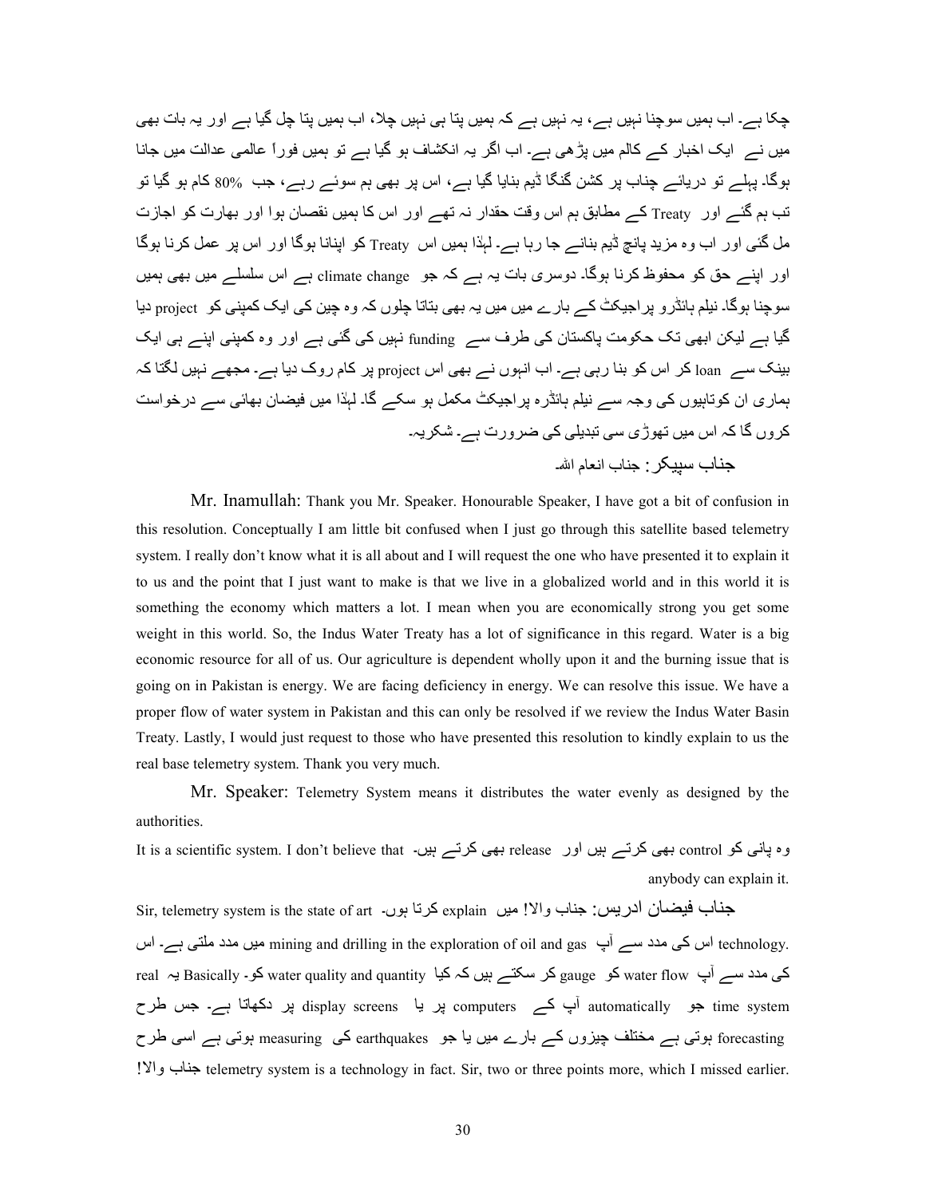چکا ہے۔ اب ہمیں سوچنا نہیں ہے، یہ نہیں ہے کہ ہمیں پتا ہی نہیں چلا، اب ہمیں پتا چل گیا ہے اور یہ بات بھی میں نے ایک اخبار کے کالم میں پڑھی ہے۔ اب اگر یہ انکشاف ہو گیا ہے تو ہمیں فوراً عالمی عدالت میں جانا ہوگا۔ پہلے تو دریائے چناب پر کشن گنگا ڈیم بنایا گیا ہے، اس پر بھی ہم سوئے رہے، جب 80% کام ہو گیا تو تب ہم گئے اور Treaty کے مطابق ہم اس وقت حقدار نہ تھے اور اس کا ہمیں نقصان ہوا اور بھارت کو اجازت مل گئی اور اب وہ مزید پانچ ڈیم بنانے جا رہا ہے۔ لہٰذا ہمیں اس Treaty کو اپنانا ہوگا اور اس پر عمل کرنا ہوگا اور اپنے حق کو محفوظ کرنا ہوگا۔ دوسری بات یہ ہے کہ جو climate change ہے اس سلسلے میں بھی ہمیں سوچنا ہوگا۔ نیلم ہائڈرو پراجیکٹ کے بارے میں میں یہ بھی بتاتا چلوں کہ وہ چین کی ایک کمپنی کو project دیا گیا ہے لیکن ابھی تک حکومت پاکستان کی طرف سے funding نہیں کی گئی ہے اور وہ کمپنی اپنے ہی ایک بینک سے loan کر اس کو بنا رہی ہے۔ اب انہوں نے بھی اس project پر کام روک دیا ہے۔ مجھے نہیں لگتا کہ ہماری ان کوتاہیوں کی وجہ سے نیلم ہائڈرہ پراجیکٹ مکمل ہو سکے گا۔ لہٰذا میں فیضان بھائی سے درخواست کروں گا کہ اس میں تھوڑی سی تبدیلی کی ضرورت ہے۔ شکریہ۔

جناب سپیکر: جناب انعام اللہ۔

Mr. Inamullah: Thank you Mr. Speaker. Honourable Speaker, I have got a bit of confusion in this resolution. Conceptually I am little bit confused when I just go through this satellite based telemetry system. I really don't know what it is all about and I will request the one who have presented it to explain it to us and the point that I just want to make is that we live in a globalized world and in this world it is something the economy which matters a lot. I mean when you are economically strong you get some weight in this world. So, the Indus Water Treaty has a lot of significance in this regard. Water is a big economic resource for all of us. Our agriculture is dependent wholly upon it and the burning issue that is going on in Pakistan is energy. We are facing deficiency in energy. We can resolve this issue. We have a proper flow of water system in Pakistan and this can only be resolved if we review the Indus Water Basin Treaty. Lastly, I would just request to those who have presented this resolution to kindly explain to us the real base telemetry system. Thank you very much.

Mr. Speaker: Telemetry System means it distributes the water evenly as designed by the authorities.

وہ پانی کو control بھی کرتے ہیں اور release بھی کرتے ہیں۔ It is a scientific system. I don't believe that anybody can explain it.

جناب فیضان ادریس: جناب والا! میں explain کرتا ہوں۔ Sir, telemetry system is the state of art technology. اس کی مدد سے آپ mining and drilling in the exploration of oil and gas میں مدد ملتی ہے۔ اس کی مدد سے آپ water flow کو gauge کر سکتے ہیں کہ کیا water quality and quantity کو۔ Basically یہ real time system جو automatically آپ کے computers پر یا display screens پر دکھاتا ہے۔ جس طرح forecasting ہوتی ہے مختلف چیزوں کے بارے میں یا جو earthquakes کی measuring ہوتی ہے اسی طرح جناب والا! telemetry system is a technology in fact. Sir, two or three points more, which I missed earlier.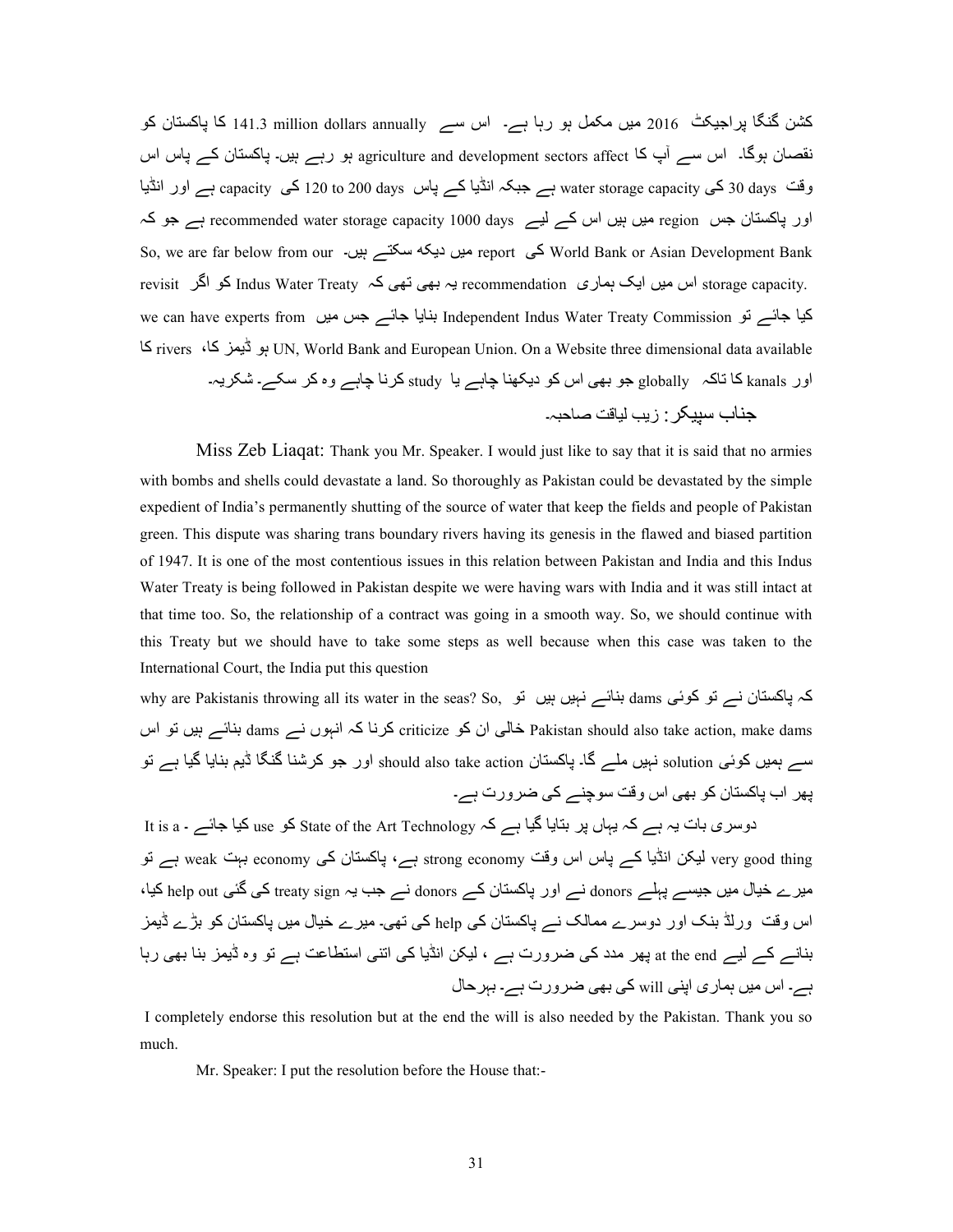کشن گنگا پراجیکٹ 2016 میں مکمل ہو رہا ہے۔ اس سے 141.3 million dollars annually کا پاکستان کو نقصان ہوگا۔ اس سے آپ کا agriculture and development sectors affect ہو رہے ہیں۔ پاکستان کے پاس اس وقت 30 days کی water storage capacity ہے جبکہ انڈیا کے پاس 120 to 200 days کی capacity ہے اور انڈیا اور پاکستان جس region میں ہیں اس کے لیے recommended water storage capacity 1000 days ہے جو کہ World Bank or Asian Development Bank کی report میں دیکھ سکتے ہیں۔ So, we are far below from our storage capacity. اس میں ایک ہماری recommendation یہ بھی تھی کہ Indus Water Treaty کو اگر revisit کیا جائے تو Independent Indus Water Treaty Commission بنایا جائے جس میں we can have experts from UN, World Bank and European Union. On a Website three dimensional data available ہو ڈیمز کا، rivers کا اور kanals کا تاکہ globally جو بھی اس کو دیکھنا چاہے یا study کرنا چاہے وہ کر سکے۔ شکریہ۔

جناب سپیکر: زیب لیاقت صاحبہ۔

Miss Zeb Liaqat: Thank you Mr. Speaker. I would just like to say that it is said that no armies with bombs and shells could devastate a land. So thoroughly as Pakistan could be devastated by the simple expedient of India's permanently shutting of the source of water that keep the fields and people of Pakistan green. This dispute was sharing trans boundary rivers having its genesis in the flawed and biased partition of 1947. It is one of the most contentious issues in this relation between Pakistan and India and this Indus Water Treaty is being followed in Pakistan despite we were having wars with India and it was still intact at that time too. So, the relationship of a contract was going in a smooth way. So, we should continue with this Treaty but we should have to take some steps as well because when this case was taken to the International Court, the India put this question

why are Pakistanis throwing all its water in the seas? So, کہ پاکستان نے تو کوئی dams بنائے نہیں ہیں تو Pakistan should also take action, make dams خالی ان کو criticize کرنا کہ انہوں نے dams بنائے ہیں تو اس سے ہمیں کوئی solution نہیں ملے گا۔ پاکستان should also take action اور جو کرشنا گنگا ڈیم بنایا گیا ہے تو پھر اب پاکستان کو بھی اس وقت سوچنے کی ضرورت ہے۔

دوسری بات یہ ہے کہ یہاں پر بتایا گیا ہے کہ State of the Art Technology کو use کیا جائے - It is a very good thing لیکن انڈیا کے پاس اس وقت strong economy ہے، پاکستان کی economy بہت weak ہے تو میرے خیال میں جیسے پہلے donors نے اور پاکستان کے donors نے جب یہ treaty sign کی گئی help out کیا، اس وقت ورلڈ بنک اور دوسرے ممالک نے پاکستان کی help کی تھی۔ میرے خیال میں پاکستان کو بڑے ڈیمز بنانے کے لیے at the end پھر مدد کی ضرورت ہے ، لیکن انڈیا کی اتنی استطاعت ہے تو وہ ڈیمز بنا بھی رہا ہے۔ اس میں ہماری اپنی will کی بھی ضرورت ہے۔ بہرحال

I completely endorse this resolution but at the end the will is also needed by the Pakistan. Thank you so much.

Mr. Speaker: I put the resolution before the House that:-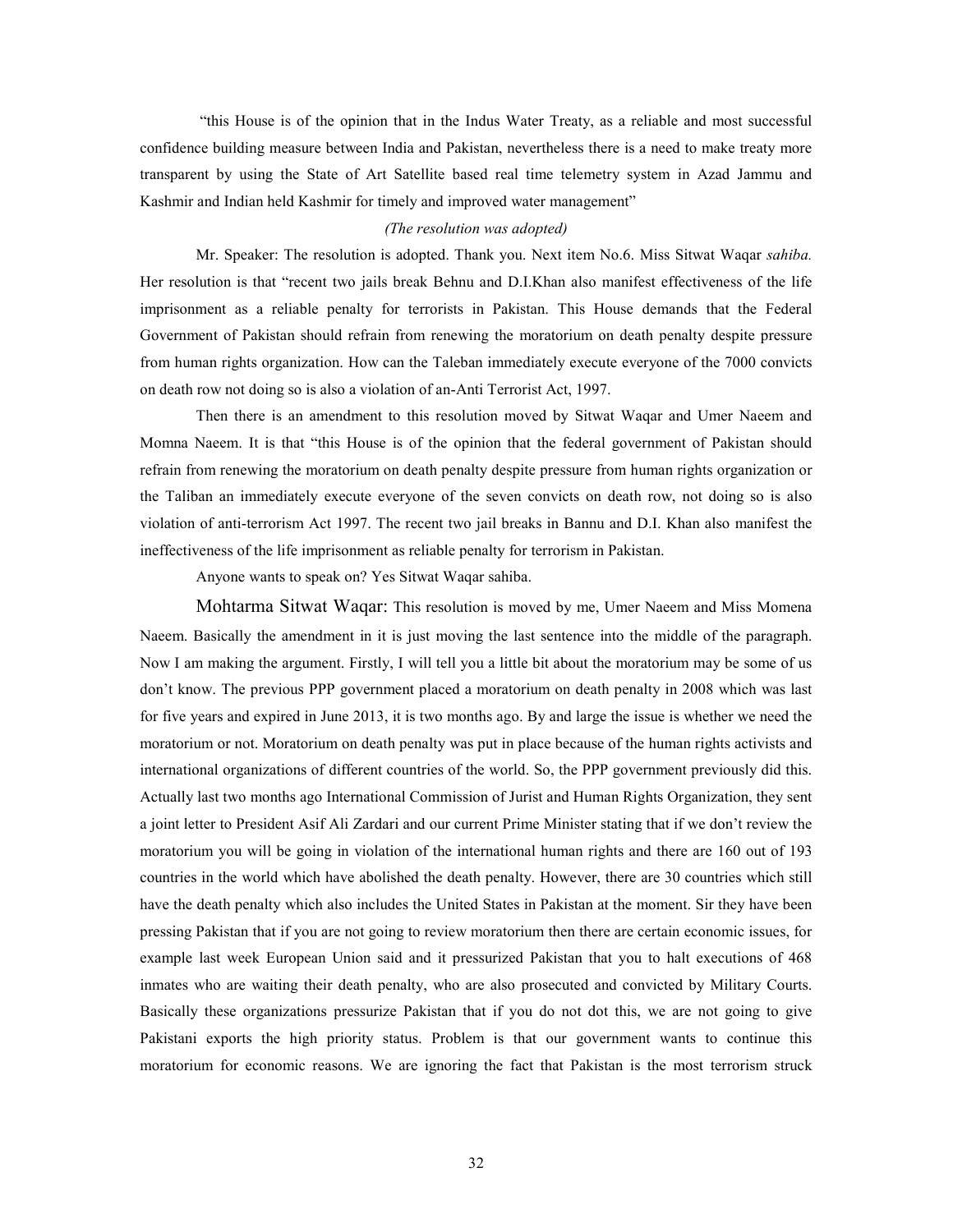"this House is of the opinion that in the Indus Water Treaty, as a reliable and most successful confidence building measure between India and Pakistan, nevertheless there is a need to make treaty more transparent by using the State of Art Satellite based real time telemetry system in Azad Jammu and Kashmir and Indian held Kashmir for timely and improved water management"

*(The resolution was adopted)*

Mr. Speaker: The resolution is adopted. Thank you. Next item No.6. Miss Sitwat Waqar *sahiba.* Her resolution is that "recent two jails break Behnu and D.I.Khan also manifest effectiveness of the life imprisonment as a reliable penalty for terrorists in Pakistan. This House demands that the Federal Government of Pakistan should refrain from renewing the moratorium on death penalty despite pressure from human rights organization. How can the Taleban immediately execute everyone of the 7000 convicts on death row not doing so is also a violation of an-Anti Terrorist Act, 1997.

Then there is an amendment to this resolution moved by Sitwat Waqar and Umer Naeem and Momna Naeem. It is that "this House is of the opinion that the federal government of Pakistan should refrain from renewing the moratorium on death penalty despite pressure from human rights organization or the Taliban an immediately execute everyone of the seven convicts on death row, not doing so is also violation of anti-terrorism Act 1997. The recent two jail breaks in Bannu and D.I. Khan also manifest the ineffectiveness of the life imprisonment as reliable penalty for terrorism in Pakistan.

Anyone wants to speak on? Yes Sitwat Waqar sahiba.

Mohtarma Sitwat Waqar: This resolution is moved by me, Umer Naeem and Miss Momena Naeem. Basically the amendment in it is just moving the last sentence into the middle of the paragraph. Now I am making the argument. Firstly, I will tell you a little bit about the moratorium may be some of us don't know. The previous PPP government placed a moratorium on death penalty in 2008 which was last for five years and expired in June 2013, it is two months ago. By and large the issue is whether we need the moratorium or not. Moratorium on death penalty was put in place because of the human rights activists and international organizations of different countries of the world. So, the PPP government previously did this. Actually last two months ago International Commission of Jurist and Human Rights Organization, they sent a joint letter to President Asif Ali Zardari and our current Prime Minister stating that if we don't review the moratorium you will be going in violation of the international human rights and there are 160 out of 193 countries in the world which have abolished the death penalty. However, there are 30 countries which still have the death penalty which also includes the United States in Pakistan at the moment. Sir they have been pressing Pakistan that if you are not going to review moratorium then there are certain economic issues, for example last week European Union said and it pressurized Pakistan that you to halt executions of 468 inmates who are waiting their death penalty, who are also prosecuted and convicted by Military Courts. Basically these organizations pressurize Pakistan that if you do not dot this, we are not going to give Pakistani exports the high priority status. Problem is that our government wants to continue this moratorium for economic reasons. We are ignoring the fact that Pakistan is the most terrorism struck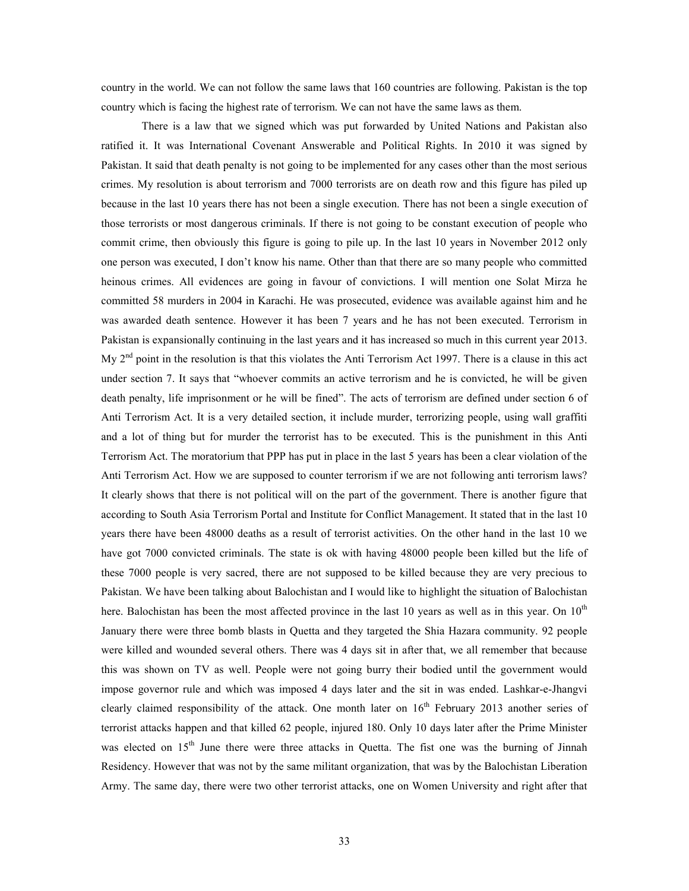country in the world. We can not follow the same laws that 160 countries are following. Pakistan is the top country which is facing the highest rate of terrorism. We can not have the same laws as them.

There is a law that we signed which was put forwarded by United Nations and Pakistan also ratified it. It was International Covenant Answerable and Political Rights. In 2010 it was signed by Pakistan. It said that death penalty is not going to be implemented for any cases other than the most serious crimes. My resolution is about terrorism and 7000 terrorists are on death row and this figure has piled up because in the last 10 years there has not been a single execution. There has not been a single execution of those terrorists or most dangerous criminals. If there is not going to be constant execution of people who commit crime, then obviously this figure is going to pile up. In the last 10 years in November 2012 only one person was executed, I don't know his name. Other than that there are so many people who committed heinous crimes. All evidences are going in favour of convictions. I will mention one Solat Mirza he committed 58 murders in 2004 in Karachi. He was prosecuted, evidence was available against him and he was awarded death sentence. However it has been 7 years and he has not been executed. Terrorism in Pakistan is expansionally continuing in the last years and it has increased so much in this current year 2013. My 2nd point in the resolution is that this violates the Anti Terrorism Act 1997. There is a clause in this act under section 7. It says that "whoever commits an active terrorism and he is convicted, he will be given death penalty, life imprisonment or he will be fined". The acts of terrorism are defined under section 6 of Anti Terrorism Act. It is a very detailed section, it include murder, terrorizing people, using wall graffiti and a lot of thing but for murder the terrorist has to be executed. This is the punishment in this Anti Terrorism Act. The moratorium that PPP has put in place in the last 5 years has been a clear violation of the Anti Terrorism Act. How we are supposed to counter terrorism if we are not following anti terrorism laws? It clearly shows that there is not political will on the part of the government. There is another figure that according to South Asia Terrorism Portal and Institute for Conflict Management. It stated that in the last 10 years there have been 48000 deaths as a result of terrorist activities. On the other hand in the last 10 we have got 7000 convicted criminals. The state is ok with having 48000 people been killed but the life of these 7000 people is very sacred, there are not supposed to be killed because they are very precious to Pakistan. We have been talking about Balochistan and I would like to highlight the situation of Balochistan here. Balochistan has been the most affected province in the last 10 years as well as in this year. On 10th January there were three bomb blasts in Quetta and they targeted the Shia Hazara community. 92 people were killed and wounded several others. There was 4 days sit in after that, we all remember that because this was shown on TV as well. People were not going burry their bodied until the government would impose governor rule and which was imposed 4 days later and the sit in was ended. Lashkar-e-Jhangvi clearly claimed responsibility of the attack. One month later on 16th February 2013 another series of terrorist attacks happen and that killed 62 people, injured 180. Only 10 days later after the Prime Minister was elected on 15th June there were three attacks in Quetta. The fist one was the burning of Jinnah Residency. However that was not by the same militant organization, that was by the Balochistan Liberation Army. The same day, there were two other terrorist attacks, one on Women University and right after that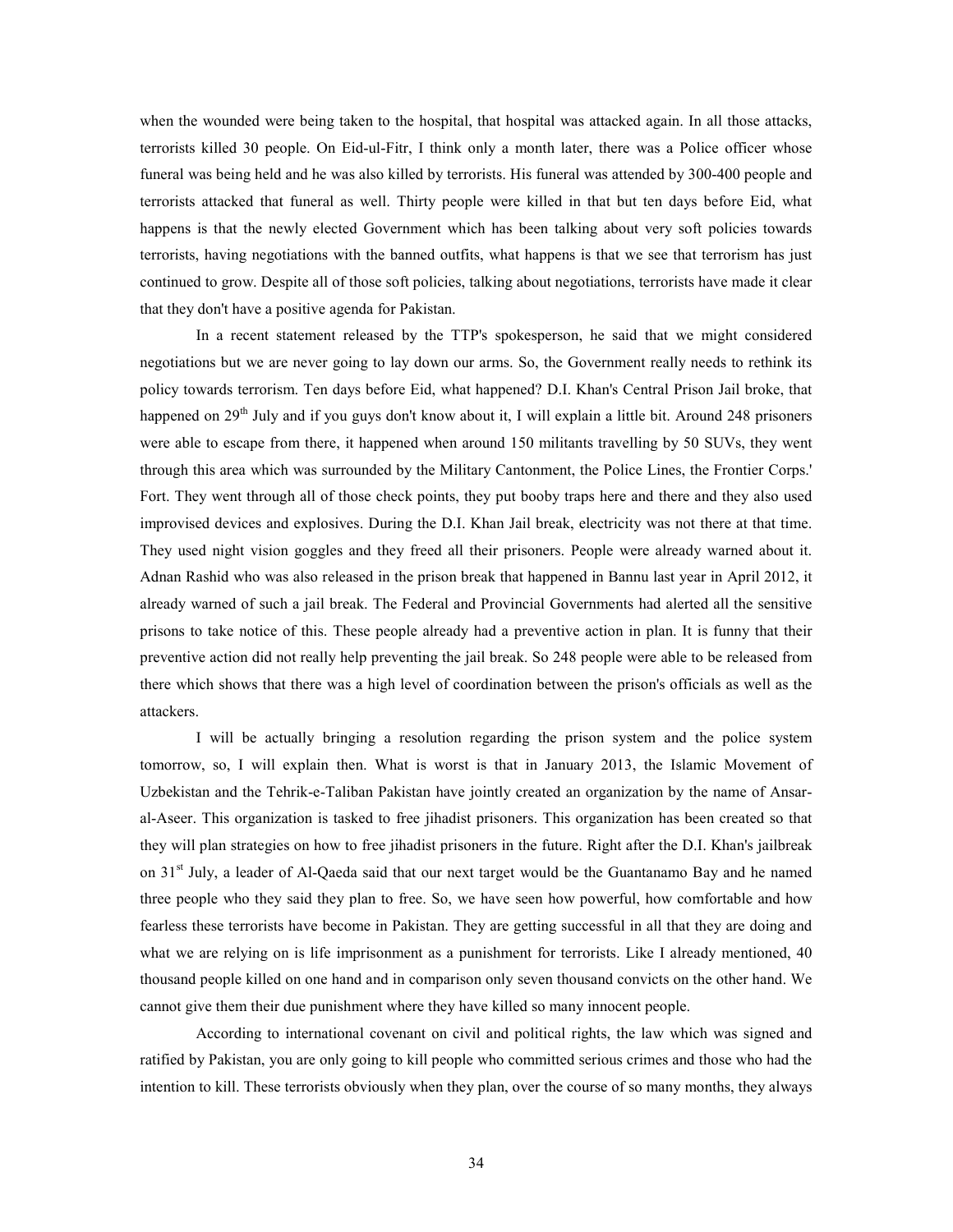when the wounded were being taken to the hospital, that hospital was attacked again. In all those attacks, terrorists killed 30 people. On Eid-ul-Fitr, I think only a month later, there was a Police officer whose funeral was being held and he was also killed by terrorists. His funeral was attended by 300-400 people and terrorists attacked that funeral as well. Thirty people were killed in that but ten days before Eid, what happens is that the newly elected Government which has been talking about very soft policies towards terrorists, having negotiations with the banned outfits, what happens is that we see that terrorism has just continued to grow. Despite all of those soft policies, talking about negotiations, terrorists have made it clear that they don't have a positive agenda for Pakistan.

In a recent statement released by the TTP's spokesperson, he said that we might considered negotiations but we are never going to lay down our arms. So, the Government really needs to rethink its policy towards terrorism. Ten days before Eid, what happened? D.I. Khan's Central Prison Jail broke, that happened on 29th July and if you guys don't know about it, I will explain a little bit. Around 248 prisoners were able to escape from there, it happened when around 150 militants travelling by 50 SUVs, they went through this area which was surrounded by the Military Cantonment, the Police Lines, the Frontier Corps.' Fort. They went through all of those check points, they put booby traps here and there and they also used improvised devices and explosives. During the D.I. Khan Jail break, electricity was not there at that time. They used night vision goggles and they freed all their prisoners. People were already warned about it. Adnan Rashid who was also released in the prison break that happened in Bannu last year in April 2012, it already warned of such a jail break. The Federal and Provincial Governments had alerted all the sensitive prisons to take notice of this. These people already had a preventive action in plan. It is funny that their preventive action did not really help preventing the jail break. So 248 people were able to be released from there which shows that there was a high level of coordination between the prison's officials as well as the attackers.

I will be actually bringing a resolution regarding the prison system and the police system tomorrow, so, I will explain then. What is worst is that in January 2013, the Islamic Movement of Uzbekistan and the Tehrik-e-Taliban Pakistan have jointly created an organization by the name of Ansar-al-Aseer. This organization is tasked to free jihadist prisoners. This organization has been created so that they will plan strategies on how to free jihadist prisoners in the future. Right after the D.I. Khan's jailbreak on 31st July, a leader of Al-Qaeda said that our next target would be the Guantanamo Bay and he named three people who they said they plan to free. So, we have seen how powerful, how comfortable and how fearless these terrorists have become in Pakistan. They are getting successful in all that they are doing and what we are relying on is life imprisonment as a punishment for terrorists. Like I already mentioned, 40 thousand people killed on one hand and in comparison only seven thousand convicts on the other hand. We cannot give them their due punishment where they have killed so many innocent people.

According to international covenant on civil and political rights, the law which was signed and ratified by Pakistan, you are only going to kill people who committed serious crimes and those who had the intention to kill. These terrorists obviously when they plan, over the course of so many months, they always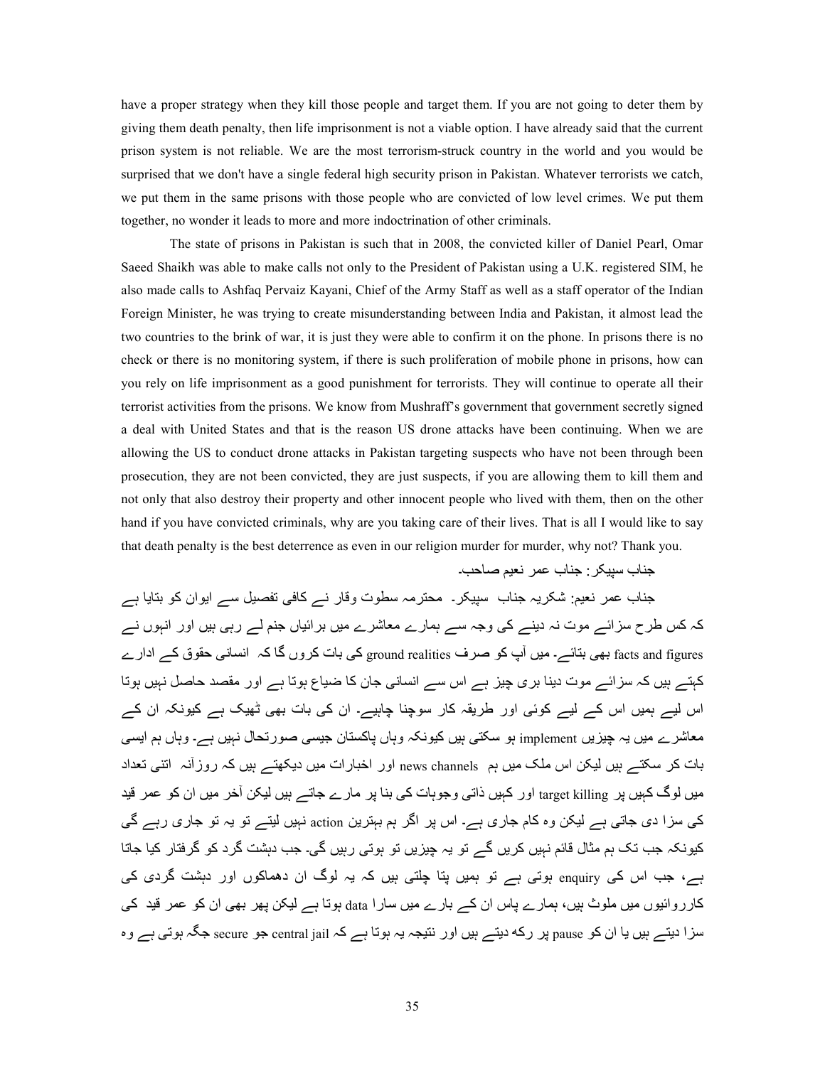have a proper strategy when they kill those people and target them. If you are not going to deter them by giving them death penalty, then life imprisonment is not a viable option. I have already said that the current prison system is not reliable. We are the most terrorism-struck country in the world and you would be surprised that we don't have a single federal high security prison in Pakistan. Whatever terrorists we catch, we put them in the same prisons with those people who are convicted of low level crimes. We put them together, no wonder it leads to more and more indoctrination of other criminals.

The state of prisons in Pakistan is such that in 2008, the convicted killer of Daniel Pearl, Omar Saeed Shaikh was able to make calls not only to the President of Pakistan using a U.K. registered SIM, he also made calls to Ashfaq Pervaiz Kayani, Chief of the Army Staff as well as a staff operator of the Indian Foreign Minister, he was trying to create misunderstanding between India and Pakistan, it almost lead the two countries to the brink of war, it is just they were able to confirm it on the phone. In prisons there is no check or there is no monitoring system, if there is such proliferation of mobile phone in prisons, how can you rely on life imprisonment as a good punishment for terrorists. They will continue to operate all their terrorist activities from the prisons. We know from Mushraff's government that government secretly signed a deal with United States and that is the reason US drone attacks have been continuing. When we are allowing the US to conduct drone attacks in Pakistan targeting suspects who have not been through been prosecution, they are not been convicted, they are just suspects, if you are allowing them to kill them and not only that also destroy their property and other innocent people who lived with them, then on the other hand if you have convicted criminals, why are you taking care of their lives. That is all I would like to say that death penalty is the best deterrence as even in our religion murder for murder, why not? Thank you.

جناب سپیکر: جناب عمر نعیم صاحب۔

جناب عمر نعیم: شکریہ جناب سپیکر۔ محترمہ سطوت وقار نے کافی تفصیل سے ایوان کو بتایا ہے کہ کس طرح سزائے موت نہ دینے کی وجہ سے ہمارے معاشرے میں برائیاں جنم لے رہی ہیں اور انہوں نے facts and figures بھی بتائے۔ میں آپ کو صرف ground realities کی بات کروں گا کہ انسانی حقوق کے ادارے کہتے ہیں کہ سزائے موت دینا بری چیز ہے اس سے انسانی جان کا ضیاع ہوتا ہے اور مقصد حاصل نہیں ہوتا اس لیے ہمیں اس کے لیے کوئی اور طریقہ کار سوچنا چاہیے۔ ان کی بات بھی ٹھیک ہے کیونکہ ان کے معاشرے میں یہ چیزیں implement ہو سکتی ہیں کیونکہ وہاں پاکستان جیسی صورتحال نہیں ہے۔ وہاں ہم ایسی بات کر سکتے ہیں لیکن اس ملک میں ہم news channels اور اخبارات میں دیکھتے ہیں کہ روزانہ اتنی تعداد میں لوگ کہیں پر target killing اور کہیں ذاتی وجوہات کی بنا پر مارے جاتے ہیں لیکن آخر میں ان کو عمر قید کی سزا دی جاتی ہے لیکن وہ کام جاری ہے۔ اس پر اگر ہم بہترین action نہیں لیتے تو یہ تو جاری رہے گی کیونکہ جب تک ہم مثال قائم نہیں کریں گے تو یہ چیزیں تو ہوتی رہیں گی۔ جب دہشت گرد کو گرفتار کیا جاتا ہے، جب اس کی enquiry ہوتی ہے تو ہمیں پتا چلتی ہیں کہ یہ لوگ ان دھماکوں اور دہشت گردی کی کارروائیوں میں ملوث ہیں، ہمارے پاس ان کے بارے میں سارا data ہوتا ہے لیکن پھر بھی ان کو عمر قید کی سزا دیتے ہیں یا ان کو pause پر رکھ دیتے ہیں اور نتیجہ یہ ہوتا ہے کہ central jail جو secure جگہ ہوتی ہے وہ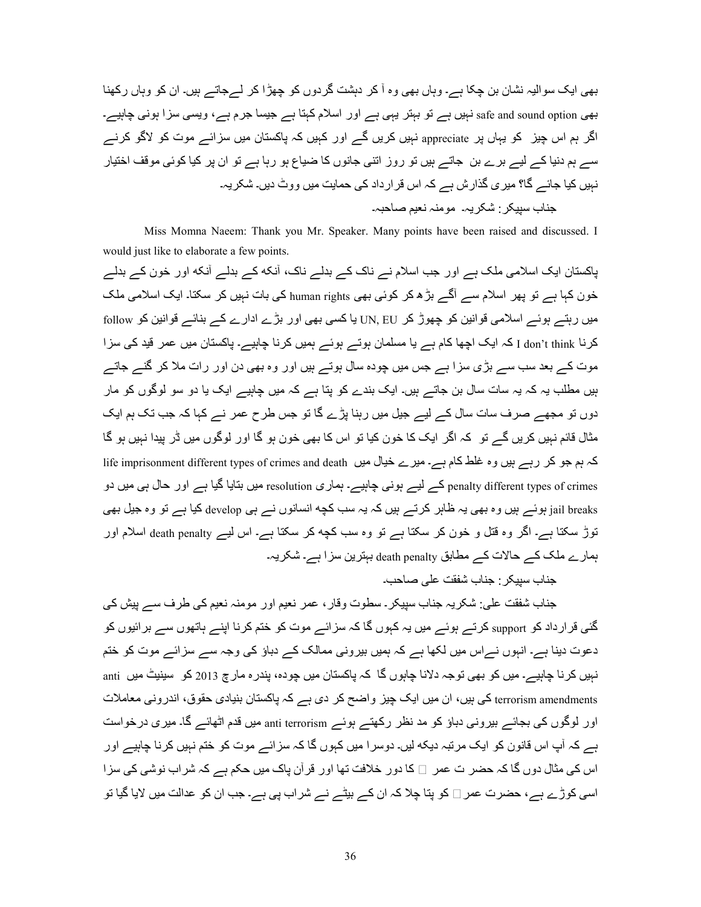بھی ایک سوالیہ نشان بن چکا ہے۔ وہاں بھی وہ آ کر دہشت گردوں کو چھڑا کر لےجاتے ہیں۔ ان کو وہاں رکھنا بھی safe and sound option نہیں ہے تو بہتر یہی ہے اور اسلام کہتا ہے جیسا جرم ہے، ویسی سزا ہونی چاہیے۔ اگر ہم اس چیز کو یہاں پر appreciate نہیں کریں گے اور کہیں کہ پاکستان میں سزائے موت کو لاگو کرنے سے ہم دنیا کے لیے برے بن جاتے ہیں تو روز اتنی جانوں کا ضیاع ہو رہا ہے تو ان پر کیا کوئی موقف اختیار نہیں کیا جائے گا؟ میری گذارش ہے کہ اس قرارداد کی حمایت میں ووٹ دیں۔ شکریہ۔

جناب سپیکر: شکریہ۔ مومنہ نعیم صاحبہ۔

Miss Momna Naeem: Thank you Mr. Speaker. Many points have been raised and discussed. I would just like to elaborate a few points.

پاکستان ایک اسلامی ملک ہے اور جب اسلام نے ناک کے بدلے ناک، آنکھ کے بدلے آنکھ اور خون کے بدلے خون کہا ہے تو پھر اسلام سے آگے بڑھ کر کوئی بھی human rights کی بات نہیں کر سکتا۔ ایک اسلامی ملک میں رہتے ہوئے اسلامی قوانین کو چھوڑ کر UN, EU یا کسی بھی اور بڑے ادارے کے بنائے قوانین کو follow کرنا I don't think کہ ایک اچھا کام ہے یا مسلمان ہوتے ہوئے ہمیں کرنا چاہیے۔ پاکستان میں عمر قید کی سزا موت کے بعد سب سے بڑی سزا ہے جس میں چودہ سال ہوتے ہیں اور وہ بھی دن اور رات ملا کر گنے جاتے ہیں مطلب یہ کہ یہ سات سال بن جاتے ہیں۔ ایک بندے کو پتا ہے کہ میں چاہیے ایک یا دو سو لوگوں کو مار دوں تو مجھے صرف سات سال کے لیے جیل میں رہنا پڑے گا تو جس طرح عمر نے کہا کہ جب تک ہم ایک مثال قائم نہیں کریں گے تو کہ اگر ایک کا خون کیا تو اس کا بھی خون ہو گا اور لوگوں میں ڈر پیدا نہیں ہو گا کہ ہم جو کر رہے ہیں وہ غلط کام ہے۔ میرے خیال میں life imprisonment different types of crimes and death penalty different types of crimes کے لیے ہونی چاہیے۔ ہماری resolution میں بتایا گیا ہے اور حال ہی میں دو jail breaks ہوئے ہیں وہ بھی یہ ظاہر کرتے ہیں کہ یہ سب کچھ انسانوں نے ہی develop کیا ہے تو وہ جیل بھی توڑ سکتا ہے۔ اگر وہ قتل و خون کر سکتا ہے تو وہ سب کچھ کر سکتا ہے۔ اس لیے death penalty اسلام اور ہمارے ملک کے حالات کے مطابق death penalty بہترین سزا ہے۔ شکریہ۔

جناب سپیکر: جناب شفقت علی صاحب۔

جناب شفقت علی: شکریہ جناب سپیکر۔ سطوت وقار، عمر نعیم اور مومنہ نعیم کی طرف سے پیش کی گئی قرارداد کو support کرتے ہوئے میں یہ کہوں گا کہ سزائے موت کو ختم کرنا اپنے ہاتھوں سے برائیوں کو دعوت دینا ہے۔ انہوں نےاس میں لکھا ہے کہ ہمیں بیرونی ممالک کے دباؤ کی وجہ سے سزائے موت کو ختم نہیں کرنا چاہیے۔ میں کو بھی توجہ دلانا چاہوں گا کہ پاکستان میں چودہ، پندرہ مارچ 2013 کو سینیٹ میں anti terrorism amendments کی ہیں، ان میں ایک چیز واضح کر دی ہے کہ پاکستان بنیادی حقوق، اندرونی معاملات اور لوگوں کی بجائے بیرونی دباؤ کو مد نظر رکھتے ہوئے anti terrorism میں قدم اٹھائے گا۔ میری درخواست ہے کہ آپ اس قانون کو ایک مرتبہ دیکھ لیں۔ دوسرا میں کہوں گا کہ سزائے موت کو ختم نہیں کرنا چاہیے اور اس کی مثال دوں گا کہ حضرت عمر ؓ کا دور خلافت تھا اور قرآن پاک میں حکم ہے کہ شراب نوشی کی سزا اسی کوڑے ہے، حضرت عمر ؓ کو پتا چلا کہ ان کے بیٹے نے شراب پی ہے۔ جب ان کو عدالت میں لایا گیا تو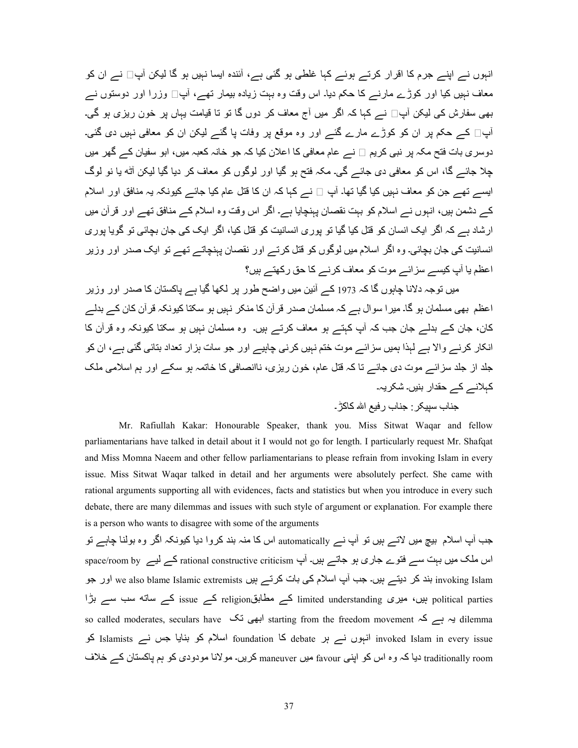انہوں نے اپنے جرم کا اقرار کرتے ہوئے کہا غلطی ہو گئی ہے، آئندہ ایسا نہیں ہو گا لیکن آپ نے ان کو معاف نہیں کیا اور کوڑے مارنے کا حکم دیا۔ اس وقت وہ بہت زیادہ بیمار تھے، آپ وزرا اور دوستوں نے بھی سفارش کی لیکن آپ نے کہا کہ اگر میں آج معاف کر دوں گا تو تا قیامت یہاں پر خون ریزی ہو گی۔ آپ کے حکم پر ان کو کوڑے مارے گئے اور وہ موقع پر وفات پا گئے لیکن ان کو معافی نہیں دی گئی۔ دوسری بات فتح مکہ پر نبی کریم نے عام معافی کا اعلان کیا کہ جو خانہ کعبہ میں، ابو سفیان کے گھر میں چلا جائے گا، اس کو معافی دی جائے گی۔ مکہ فتح ہو گیا اور لوگوں کو معاف کر دیا گیا لیکن آٹھ یا نو لوگ ایسے تھے جن کو معاف نہیں کیا گیا تھا۔ آپ نے کہا کہ ان کا قتل عام کیا جائے کیونکہ یہ منافق اور اسلام کے دشمن ہیں، انہوں نے اسلام کو بہت نقصان پہنچایا ہے۔ اگر اس وقت وہ اسلام کے منافق تھے اور قرآن میں ارشاد ہے کہ اگر ایک انسان کو قتل کیا گیا تو پوری انسانیت کو قتل کیا، اگر ایک کی جان بچائی تو گویا پوری انسانیت کی جان بچائی۔ وہ اگر اسلام میں لوگوں کو قتل کرتے اور نقصان پہنچاتے تھے تو ایک صدر اور وزیر اعظم یا آپ کیسے سزائے موت کو معاف کرنے کا حق رکھتے ہیں؟

میں توجہ دلانا چاہوں گا کہ 1973 کے آئین میں واضح طور پر لکھا گیا ہے پاکستان کا صدر اور وزیر اعظم بھی مسلمان ہو گا۔ میرا سوال ہے کہ مسلمان صدر قرآن کا منکر نہیں ہو سکتا کیونکہ قرآن کان کے بدلے کان، جان کے بدلے جان جب کہ آپ کہتے ہو معاف کرتے ہیں۔ وہ مسلمان نہیں ہو سکتا کیونکہ وہ قرآن کا انکار کرنے والا ہے لہذا ہمیں سزائے موت ختم نہیں کرنی چاہیے اور جو سات ہزار تعداد بتائی گئی ہے، ان کو جلد از جلد سزائے موت دی جائے تا کہ قتل عام، خون ریزی، ناانصافی کا خاتمہ ہو سکے اور ہم اسلامی ملک کہلانے کے حقدار بنیں۔ شکریہ۔

جناب سپیکر: جناب رفیع اللہ کاکڑ۔

Mr. Rafiullah Kakar: Honourable Speaker, thank you. Miss Sitwat Waqar and fellow parliamentarians have talked in detail about it I would not go for length. I particularly request Mr. Shafqat and Miss Momna Naeem and other fellow parliamentarians to please refrain from invoking Islam in every issue. Miss Sitwat Waqar talked in detail and her arguments were absolutely perfect. She came with rational arguments supporting all with evidences, facts and statistics but when you introduce in every such debate, there are many dilemmas and issues with such style of argument or explanation. For example there is a person who wants to disagree with some of the arguments

جب آپ اسلام بیچ میں لاتے ہیں تو آپ نے automatically اس کا منہ بند کروا دیا کیونکہ اگر وہ بولنا چاہے تو اس ملک میں بہت سے فتوے جاری ہو جاتے ہیں۔ آپ rational constructive criticism کے لیے space/room by invoking Islam بند کر دیتے ہیں۔ جب آپ اسلام کی بات کرتے ہیں we also blame Islamic extremists اور جو political parties ہیں، میری limited understanding کے مطابقreligion کے issue کے ساتھ سب سے بڑا dilemma یہ ہے کہ starting from the freedom movement ابھی تک so called moderates, seculars have invoked Islam in every issue انہوں نے ہر debate کا foundation اسلام کو بنایا جس نے Islamists کو traditionally room دیا کہ وہ اس کو اپنی favour میں maneuver کریں۔ مولانا مودودی کو ہم پاکستان کے خلاف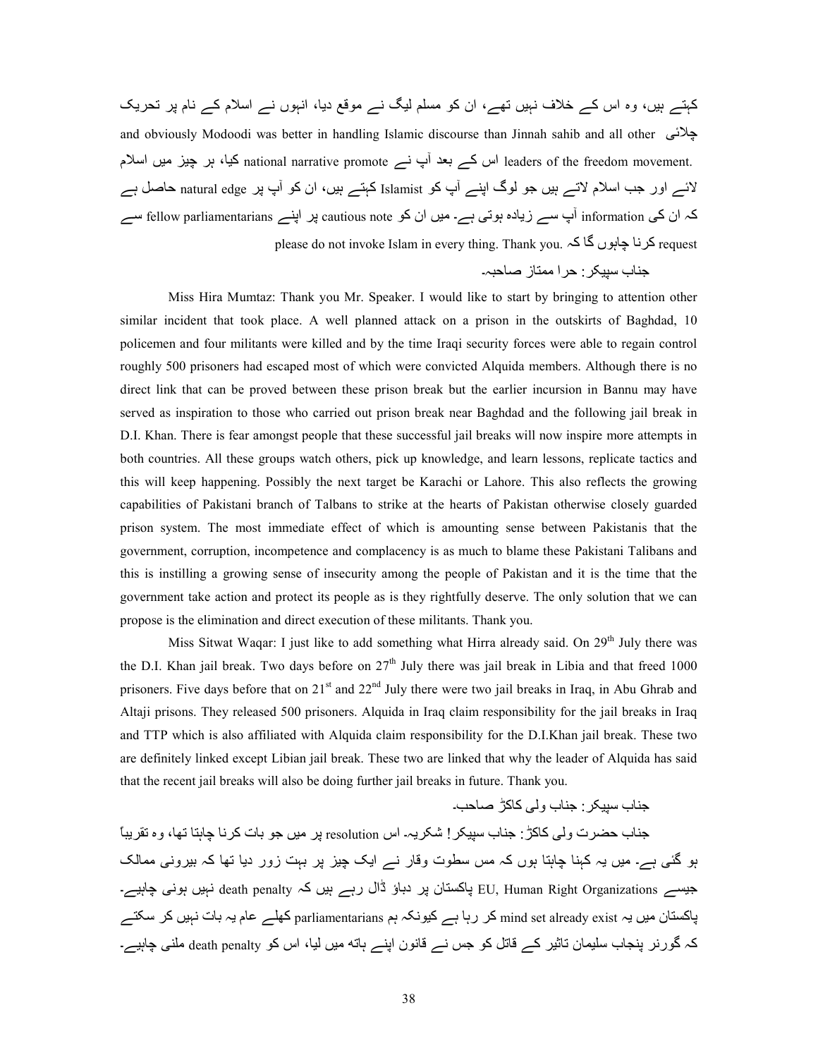کہتے ہیں، وہ اس کے خلاف نہیں تھے، ان کو مسلم لیگ نے موقع دیا، انہوں نے اسلام کے نام پر تحریک چلائی and obviously Mododi was better in handling Islamic discourse than Jinnah sahib and all other leaders of the freedom movement. اس کے بعد آپ نے national narrative promote کیا، ہر چیز میں اسلام لائے اور جب اسلام لاتے ہیں جو لوگ اپنے آپ کو Islamist کہتے ہیں، ان کو آپ پر natural edge حاصل ہے کہ ان کی information آپ سے زیادہ ہوتی ہے۔ میں ان کو cautious note پر اپنے fellow parliamentarians سے request کرنا چاہوں گا کہ please do not invoke Islam in every thing. Thank you.

جناب سپیکر: حرا ممتاز صاحبہ۔

Miss Hira Mumtaz: Thank you Mr. Speaker. I would like to start by bringing to attention other similar incident that took place. A well planned attack on a prison in the outskirts of Baghdad, 10 policemen and four militants were killed and by the time Iraqi security forces were able to regain control roughly 500 prisoners had escaped most of which were convicted Alquida members. Although there is no direct link that can be proved between these prison break but the earlier incursion in Bannu may have served as inspiration to those who carried out prison break near Baghdad and the following jail break in D.I. Khan. There is fear amongst people that these successful jail breaks will now inspire more attempts in both countries. All these groups watch others, pick up knowledge, and learn lessons, replicate tactics and this will keep happening. Possibly the next target be Karachi or Lahore. This also reflects the growing capabilities of Pakistani branch of Talbans to strike at the hearts of Pakistan otherwise closely guarded prison system. The most immediate effect of which is amounting sense between Pakistanis that the government, corruption, incompetence and complacency is as much to blame these Pakistani Talibans and this is instilling a growing sense of insecurity among the people of Pakistan and it is the time that the government take action and protect its people as is they rightfully deserve. The only solution that we can propose is the elimination and direct execution of these militants. Thank you.

Miss Sitwat Waqar: I just like to add something what Hirra already said. On 29th July there was the D.I. Khan jail break. Two days before on 27th July there was jail break in Libia and that freed 1000 prisoners. Five days before that on 21st and 22nd July there were two jail breaks in Iraq, in Abu Ghrab and Altaji prisons. They released 500 prisoners. Alquida in Iraq claim responsibility for the jail breaks in Iraq and TTP which is also affiliated with Alquida claim responsibility for the D.I.Khan jail break. These two are definitely linked except Libian jail break. These two are linked that why the leader of Alquida has said that the recent jail breaks will also be doing further jail breaks in future. Thank you.

جناب سپیکر: جناب ولی کاکڑ صاحب۔

جناب حضرت ولی کاکڑ: جناب سپیکر! شکریہ۔ اس resolution پر میں جو بات کرنا چاہتا تھا، وہ تقریباً ہو گئی ہے۔ میں یہ کہنا چاہتا ہوں کہ مس سطوت وقار نے ایک چیز پر بہت زور دیا تھا کہ بیرونی ممالک جیسے EU, Human Right Organizations پاکستان پر دباؤ ڈال رہے ہیں کہ death penalty نہیں ہونی چاہیے۔ پاکستان میں یہ mind set already exist کر رہا ہے کیونکہ ہم parliamentarians کھلے عام یہ بات نہیں کر سکتے کہ گورنر پنجاب سلیمان تاثیر کے قاتل کو جس نے قانون اپنے ہاتھ میں لیا، اس کو death penalty ملنی چاہیے۔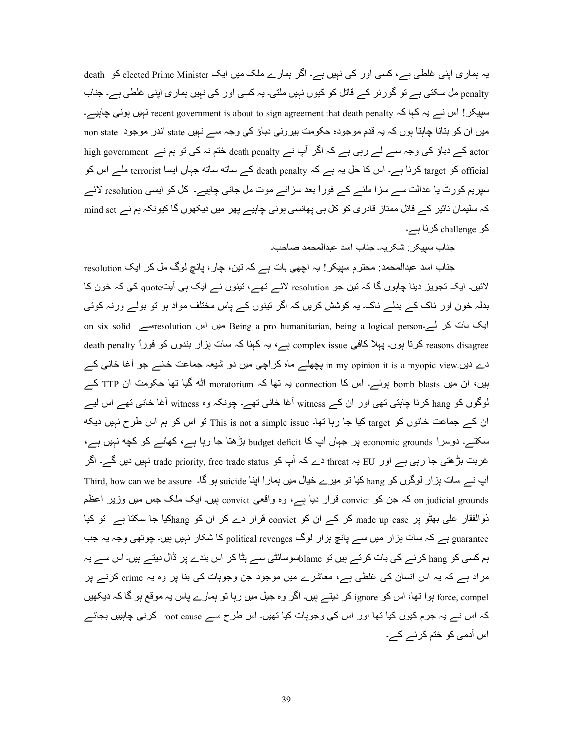یہ ہماری اپنی غلطی ہے، کسی اور کی نہیں ہے۔ اگر ہمارے ملک میں ایک elected Prime Minister کو death penalty مل سکتی ہے تو گورنر کے قاتل کو کیوں نہیں ملتی۔ یہ کسی اور کی نہیں ہماری اپنی غلطی ہے۔ جناب سپیکر! اس نے یہ کہا کہ recent government is about to sign agreement that death penalty نہیں ہونی چاہیے۔ میں ان کو بتانا چاہتا ہوں کہ یہ قدم موجودہ حکومت بیرونی دباؤ کی وجہ سے نہیں state اندر موجود non state actor کے دباؤ کی وجہ سے لے رہی ہے کہ اگر آپ نے death penalty ختم نہ کی تو ہم نے high government official کو target کرنا ہے۔ اس کا حل یہ ہے کہ death penalty کے ساتھ ساتھ جہاں ایسا terrorist ملے اس کو سپریم کورٹ یا عدالت سے سزا ملنے کے فوراً بعد سزائے موت مل جانی چاہیے۔ کل کو ایسی resolution لائے کہ سلیمان تاثیر کے قاتل ممتاز قادری کو کل ہی پھانسی ہونی چاہیے پھر میں دیکھوں گا کیونکہ ہم نے mind set کو challenge کرنا ہے۔

جناب سپیکر: شکریہ۔ جناب اسد عبدالمحمد صاحب۔

جناب اسد عبدالمحمد: محترم سپیکر! یہ اچھی بات ہے کہ تین، چار، پانچ لوگ مل کر ایک resolution لائیں۔ ایک تجویز دینا چاہوں گا کہ تین جو resolution لائے تھے، تینوں نے ایک ہی آیتquote کی کہ خون کا بدلہ خون اور ناک کے بدلے ناک۔ یہ کوشش کریں کہ اگر تینوں کے پاس مختلف مواد ہو تو بولے ورنہ کوئی ایک بات کر لے۔Being a pro humanitarian, being a logical person میں اس resolutionسے on six solid reasons disagree کرتا ہوں۔ پہلا کافی complex issue ہے، یہ کہنا کہ سات ہزار بندوں کو فوراً death penalty دے دیں.in my opinion it is a myopic view پچھلے ماہ کراچی میں دو شیعہ جماعت خانے جو آغا خانی کے ہیں، ان میں bomb blasts ہوئے۔ اس کا connection یہ تھا کہ moratorium اٹھ گیا تھا حکومت ان TTP کے لوگوں کو hang کرنا چاہتی تھی اور ان کے witness آغا خانی تھے۔ چونکہ وہ witness آغا خانی تھے اس لیے ان کے جماعت خانوں کو target کیا جا رہا تھا۔ This is not a simple issue تو اس کو ہم اس طرح نہیں دیکھ سکتے۔ دوسرا economic grounds پر جہاں آپ کا budget deficit بڑھتا جا رہا ہے، کھانے کو کچھ نہیں ہے، غربت بڑھتی جا رہی ہے اور EU یہ threat دے کہ آپ کو trade priority, free trade status نہیں دیں گے۔ اگر آپ نے سات ہزار لوگوں کو hang کیا تو میرے خیال میں ہمارا اپنا suicide ہو گا۔ Third, how can we be assure on judicial grounds کہ جن کو convict قرار دیا ہے، وہ واقعی convict ہیں۔ ایک ملک جس میں وزیر اعظم ذوالفقار علی بھٹو پر made up case کر کے ان کو convict قرار دے کر ان کو hangکیا جا سکتا ہے تو کیا guarantee ہے کہ سات ہزار میں سے پانچ ہزار لوگ political revenges کا شکار نہیں ہیں۔ چوتھی وجہ یہ جب ہم کسی کو hang کرنے کی بات کرتے ہیں تو blameسوسائٹی سے ہٹا کر اس بندے پر ڈال دیتے ہیں۔ اس سے یہ مراد ہے کہ یہ اس انسان کی غلطی ہے، معاشرے میں موجود جن وجوہات کی بنا پر وہ یہ crime کرنے پر force, compel ہوا تھا، اس کو ignore کر دیتے ہیں۔ اگر وہ جیل میں رہا تو ہمارے پاس یہ موقع ہو گا کہ دیکھیں کہ اس نے یہ جرم کیوں کیا تھا اور اس کی وجوہات کیا تھیں۔ اس طرح سے root cause کرنی چاہییں بجائے اس آدمی کو ختم کرنے کے۔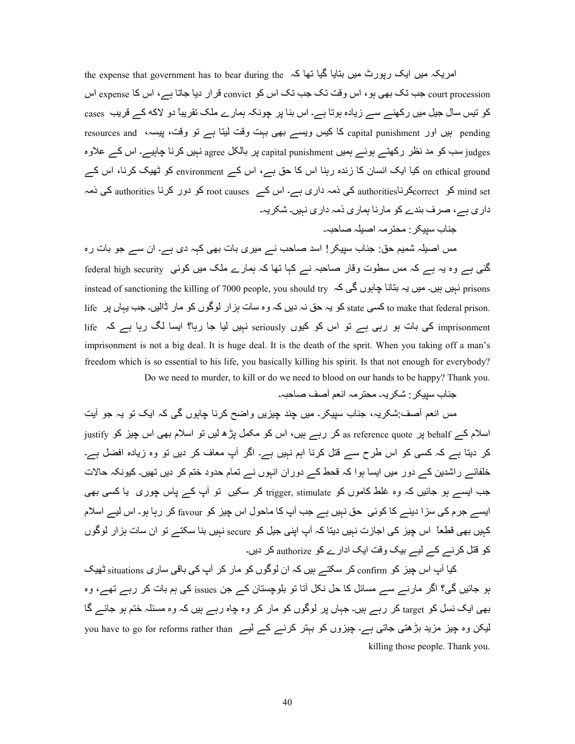امریکہ میں ایک رپورٹ میں بتایا گیا تھا کہ the expense that government has to bear during the court procession جب تک بھی ہو، اس وقت تک جب تک اس کو convict قرار دیا جاتا ہے، اس کا expense اس کو تیس سال جیل میں رکھنے سے زیادہ ہوتا ہے۔ اس بنا پر چونکہ ہمارے ملک تقریباً دو لاکھ کے قریب cases pending ہیں اور capital punishment کا کیس ویسے بھی بہت وقت لیتا ہے تو وقت، پیسہ، resources and judges سب کو مد نظر رکھتے ہوئے ہمیں capital punishment پر بالکل agree نہیں کرنا چاہیے۔ اس کے علاوہ on ethical ground کیا ایک انسان کا زندہ رہنا اس کا حق ہے، اس کے environment کو ٹھیک کرنا، اس کے mind set کو correctکرناauthorities کی ذمہ داری ہے۔ اس کے root causes کو دور کرنا authorities کی ذمہ داری ہے، صرف بندے کو مارنا ہماری ذمہ داری نہیں۔ شکریہ۔

جناب سپیکر: محترمہ اصیلہ صاحبہ۔

مس اصیلہ شمیم حق: جناب سپیکر! اسد صاحب نے میری بات بھی کہہ دی ہے۔ ان سے جو بات رہ گئی ہے وہ یہ ہے کہ مس سطوت وقار صاحبہ نے کہا تھا کہ ہمارے ملک میں کوئی federal high security prisons نہیں ہیں۔ میں یہ بتانا چاہوں گی کہ instead of sanctioning the killing of 7000 people, you should try to make that federal prison. کسی state کو یہ حق نہ دیں کہ وہ سات ہزار لوگوں کو مار ڈالیں۔ جب یہاں پر life imprisonment کی بات ہو رہی ہے تو اس کو کیوں seriously نہیں لیا جا رہا؟ ایسا لگ رہا ہے کہ life imprisonment is not a big deal. It is huge deal. It is the death of the sprit. When you taking off a man's freedom which is so essential to his life, you basically killing his spirit. Is that not enough for everybody? Do we need to murder, to kill or do we need to blood on our hands to be happy? Thank you.

جناب سپیکر: شکریہ۔ محترمہ انعم آصف صاحبہ۔

مس انعم آصف:شکریہ، جناب سپیکر۔ میں چند چیزیں واضح کرنا چاہوں گی کہ ایک تو یہ جو آیت اسلام کے behalf پر as reference quote کر رہے ہیں، اس کو مکمل پڑھ لیں تو اسلام بھی اس چیز کو justify کر دیتا ہے کہ کسی کو اس طرح سے قتل کرنا اہم نہیں ہے۔ اگر آپ معاف کر دیں تو وہ زیادہ افضل ہے۔ خلفائے راشدین کے دور میں ایسا ہوا کہ قحط کے دوران انہوں نے تمام حدود ختم کر دیں تھیں۔ کیونکہ حالات جب ایسے ہو جائیں کہ وہ غلط کاموں کو trigger, stimulate کر سکیں تو آپ کے پاس چوری یا کسی بھی ایسے جرم کی سزا دینے کا کوئی حق نہیں ہے جب آپ کا ماحول اس چیز کو favour کر رہا ہو۔ اس لیے اسلام کہیں بھی قطعاً اس چیز کی اجازت نہیں دیتا کہ آپ اپنی جیل کو secure نہیں بنا سکتے تو ان سات ہزار لوگوں کو قتل کرنے کے لیے بیک وقت ایک ادارے کو authorize کر دیں۔

کیا آپ اس چیز کو confirm کر سکتے ہیں کہ ان لوگوں کو مار کر آپ کی باقی ساری situations ٹھیک ہو جائیں گی؟ اگر مارنے سے مسائل کا حل نکل آتا تو بلوچستان کے جن issues کی ہم بات کر رہے تھے، وہ بھی ایک نسل کو target کر رہے ہیں۔ جہاں پر لوگوں کو مار کر وہ چاہ رہے ہیں کہ وہ مسئلہ ختم ہو جائے گا لیکن وہ چیز مزید بڑھتی جاتی ہے۔ چیزوں کو بہتر کرنے کے لیے you have to go for reforms rather than killing those people. Thank you.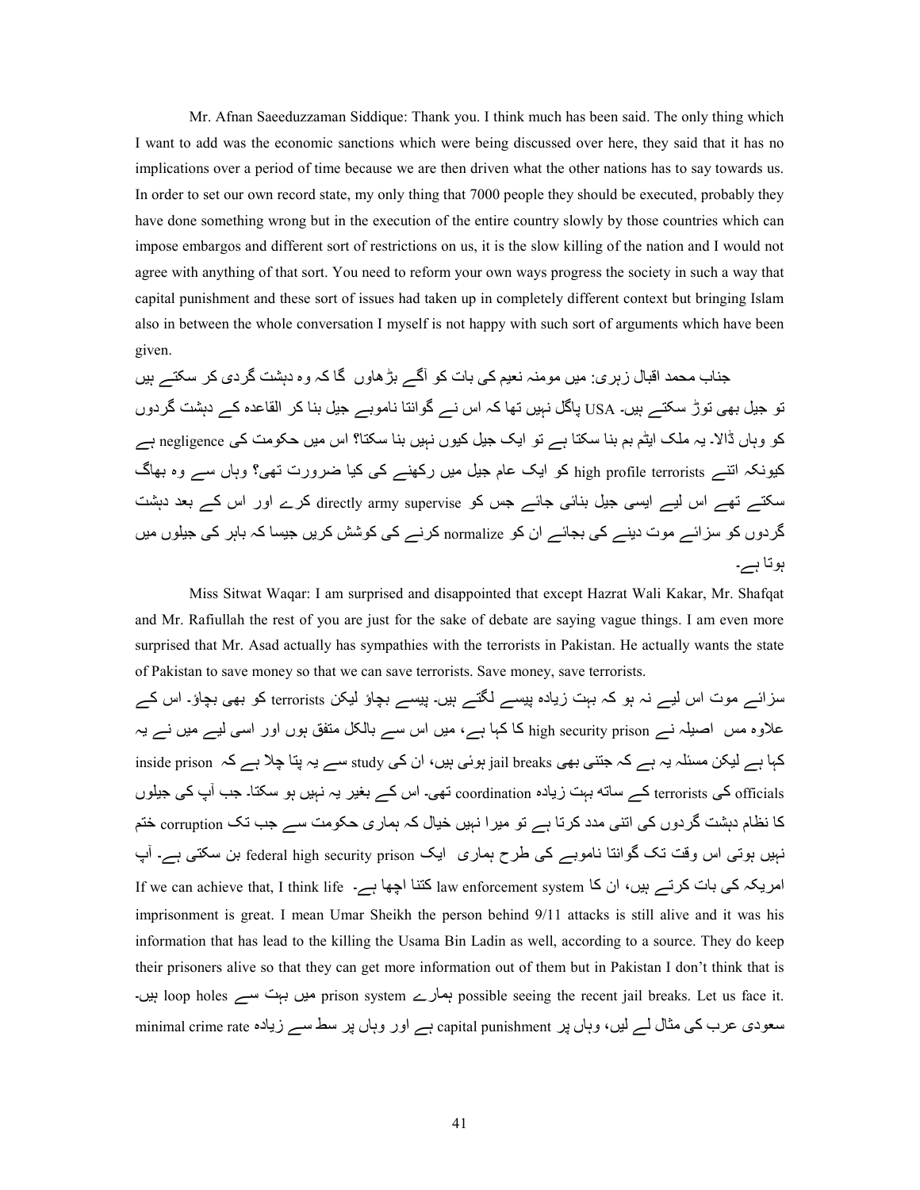Mr. Afnan Saeeduzzaman Siddique: Thank you. I think much has been said. The only thing which I want to add was the economic sanctions which were being discussed over here, they said that it has no implications over a period of time because we are then driven what the other nations has to say towards us. In order to set our own record state, my only thing that 7000 people they should be executed, probably they have done something wrong but in the execution of the entire country slowly by those countries which can impose embargos and different sort of restrictions on us, it is the slow killing of the nation and I would not agree with anything of that sort. You need to reform your own ways progress the society in such a way that capital punishment and these sort of issues had taken up in completely different context but bringing Islam also in between the whole conversation I myself is not happy with such sort of arguments which have been given.

جناب محمد اقبال زہری: میں مومنہ نعیم کی بات کو آگے بڑھاوں گا کہ وہ دہشت گردی کر سکتے ہیں تو جیل بھی توڑ سکتے ہیں۔ USA پاگل نہیں تھا کہ اس نے گوانتا ناموبے جیل بنا کر القاعدہ کے دہشت گردوں کو وہاں ڈالا۔ یہ ملک ایٹم بم بنا سکتا ہے تو ایک جیل کیوں نہیں بنا سکتا؟ اس میں حکومت کی negligence ہے کیونکہ اتنے high profile terrorists کو ایک عام جیل میں رکھنے کی کیا ضرورت تھی؟ وہاں سے وہ بھاگ سکتے تھے اس لیے ایسی جیل بنائی جائے جس کو directly army supervise کرے اور اس کے بعد دہشت گردوں کو سزائے موت دینے کی بجائے ان کو normalize کرنے کی کوشش کریں جیسا کہ باہر کی جیلوں میں ہوتا ہے۔

Miss Sitwat Waqar: I am surprised and disappointed that except Hazrat Wali Kakar, Mr. Shafqat and Mr. Rafiullah the rest of you are just for the sake of debate are saying vague things. I am even more surprised that Mr. Asad actually has sympathies with the terrorists in Pakistan. He actually wants the state of Pakistan to save money so that we can save terrorists. Save money, save terrorists.

سزائے موت اس لیے نہ ہو کہ بہت زیادہ پیسے لگتے ہیں۔ پیسے بچاؤ لیکن terrorists کو بھی بچاؤ۔ اس کے علاوہ مس اصیلہ نے high security prison کا کہا ہے، میں اس سے بالکل متفق ہوں اور اسی لیے میں نے یہ کہا ہے لیکن مسئلہ یہ ہے کہ جتنی بھی jail breaks ہوئی ہیں، ان کی study سے یہ پتا چلا ہے کہ inside prison officials کی terrorists کے ساتھ بہت زیادہ coordination تھی۔ اس کے بغیر یہ نہیں ہو سکتا۔ جب آپ کی جیلوں کا نظام دہشت گردوں کی اتنی مدد کرتا ہے تو میرا نہیں خیال کہ ہماری حکومت سے جب تک corruption ختم نہیں ہوتی اس وقت تک گوانتا ناموبے کی طرح ہماری ایک federal high security prison بن سکتی ہے۔ آپ امریکہ کی بات کرتے ہیں، ان کا law enforcement system کتنا اچھا ہے۔ If we can achieve that, I think life imprisonment is great. I mean Umar Sheikh the person behind 9/11 attacks is still alive and it was his information that has lead to the killing the Usama Bin Ladin as well, according to a source. They do keep their prisoners alive so that they can get more information out of them but in Pakistan I don't think that is possible seeing the recent jail breaks. Let us face it. ہمارے prison system میں بہت سے loop holes ہیں۔ سعودی عرب کی مثال لے لیں، وہاں پر capital punishment ہے اور وہاں پر سط سے زیادہ minimal crime rate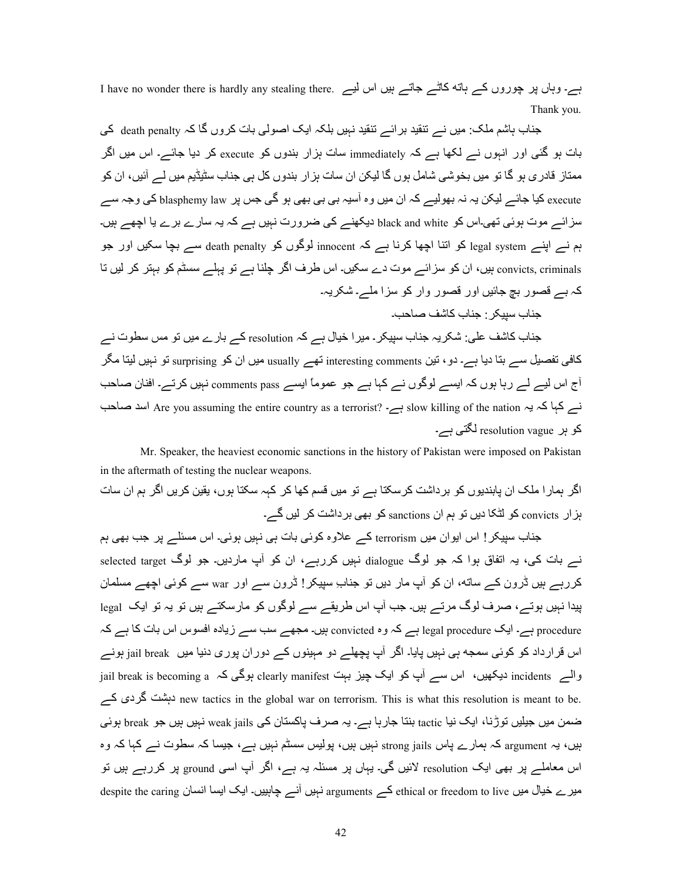ہے۔ وہاں پر چوروں کے ہاتھ کاٹے جاتے ہیں اس لیے I have no wonder there is hardly any stealing there. Thank you.

جناب ہاشم ملک: میں نے تنقید برائے تنقید نہیں بلکہ ایک اصولی بات کروں گا کہ death penalty کی بات ہو گئی اور انہوں نے لکھا ہے کہ immediately سات ہزار بندوں کو execute کر دیا جائے۔ اس میں اگر ممتاز قادری ہو گا تو میں بخوشی شامل ہوں گا لیکن ان سات ہزار بندوں کل ہی جناب سٹیڈیم میں لے آئیں، ان کو execute کیا جائے لیکن یہ نہ بھولیے کہ ان میں وہ آسیہ بی بی بھی ہو گی جس پر blasphemy law کی وجہ سے سزائے موت ہوئی تھی۔اس کو black and white دیکھنے کی ضرورت نہیں ہے کہ یہ سارے برے یا اچھے ہیں۔ ہم نے اپنے legal system کو اتنا اچھا کرنا ہے کہ innocent لوگوں کو death penalty سے بچا سکیں اور جو convicts, criminals ہیں، ان کو سزائے موت دے سکیں۔ اس طرف اگر چلنا ہے تو پہلے سسٹم کو بہتر کر لیں تا کہ بے قصور بچ جائیں اور قصور وار کو سزا ملے۔ شکریہ۔

جناب سپیکر: جناب کاشف صاحب۔

جناب کاشف علی: شکریہ جناب سپیکر۔ میرا خیال ہے کہ resolution کے بارے میں تو مس سطوت نے کافی تفصیل سے بتا دیا ہے۔ دو، تین interesting comments تھے usually میں ان کو surprising تو نہیں لیتا مگر آج اس لیے لے رہا ہوں کہ ایسے لوگوں نے کہا ہے جو عموماً ایسے comments pass نہیں کرتے۔ افنان صاحب نے کہا کہ یہ slow killing of the nation ہے۔ ?Are you assuming the entire country as a terrorist اسد صاحب کو ہر resolution vague لگتی ہے۔

Mr. Speaker, the heaviest economic sanctions in the history of Pakistan were imposed on Pakistan in the aftermath of testing the nuclear weapons.

اگر ہمارا ملک ان پابندیوں کو برداشت کرسکتا ہے تو میں قسم کھا کر کہہ سکتا ہوں، یقین کریں اگر ہم ان سات ہزار convicts کو لٹکا دیں تو ہم ان sanctions کو بھی برداشت کر لیں گے۔

جناب سپیکر! اس ایوان میں terrorism کے علاوہ کوئی بات ہی نہیں ہوئی۔ اس مسئلے پر جب بھی ہم نے بات کی، یہ اتفاق ہوا کہ جو لوگ dialogue نہیں کررہے، ان کو آپ ماردیں۔ جو لوگ selected target کررہے ہیں ڈرون کے ساتھ، ان کو آپ مار دیں تو جناب سپیکر! ڈرون سے اور war سے کوئی اچھے مسلمان پیدا نہیں ہوتے، صرف لوگ مرتے ہیں۔ جب آپ اس طریقے سے لوگوں کو مارسکتے ہیں تو یہ تو ایک legal procedure ہے۔ ایک legal procedure ہے کہ وہ convicted ہیں۔ مجھے سب سے زیادہ افسوس اس بات کا ہے کہ اس قرارداد کو کوئی سمجھ ہی نہیں پایا۔ اگر آپ پچھلے دو مہینوں کے دوران پوری دنیا میں jail break ہونے والے incidents دیکھیں، اس سے آپ کو ایک چیز بہت clearly manifest ہوگی کہ jail break is becoming a new tactics in the global war on terrorism. This is what this resolution is meant to be. دہشت گردی کے ضمن میں جیلیں توڑنا، ایک نیا tactic بنتا جارہا ہے۔ یہ صرف پاکستان کی weak jails نہیں ہیں جو break ہوئی ہیں، یہ argument کہ ہمارے پاس strong jails نہیں ہیں، پولیس سسٹم نہیں ہے، جیسا کہ سطوت نے کہا کہ وہ اس معاملے پر بھی ایک resolution لائیں گی۔ یہاں پر مسئلہ یہ ہے، اگر آپ اسی ground پر کررہے ہیں تو میرے خیال میں ethical or freedom to live کے arguments نہیں آنے چاہییں۔ ایک ایسا انسان despite the caring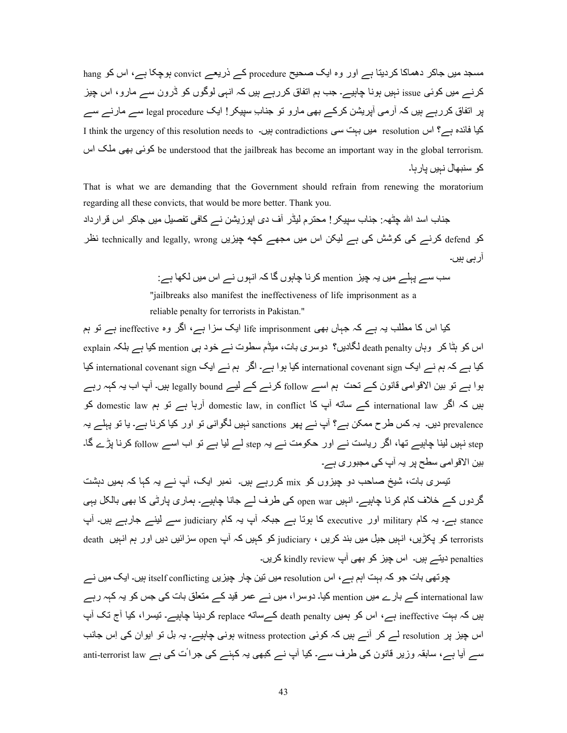مسجد میں جاکر دھماکا کردیتا ہے اور وہ ایک صحیح procedure کے ذریعے convict ہوچکا ہے، اس کو hang کرنے میں کوئی issue نہیں ہونا چاہیے۔ جب ہم اتفاق کررہے ہیں کہ انہی لوگوں کو ڈرون سے مارو، اس چیز پر اتفاق کررہے ہیں کہ آرمی آپریشن کرکے بھی مارو تو جناب سپیکر! ایک legal procedure سے مارنے سے کیا فائدہ ہے؟ اس resolution میں بہت سی contradictions ہیں۔ I think the urgency of this resolution needs to be understood that the jailbreak has become an important way in the global terrorism. کوئی بھی ملک اس کو سنبھال نہیں پارہا۔

That is what we are demanding that the Government should refrain from renewing the moratorium regarding all these convicts, that would be more better. Thank you.

جناب اسد اللہ چٹھہ: جناب سپیکر! محترم لیڈر آف دی اپوزیشن نے کافی تفصیل میں جاکر اس قرارداد کو defend کرنے کی کوشش کی ہے لیکن اس میں مجھے کچھ چیزیں technically and legally, wrong نظر آرہی ہیں۔

سب سے پہلے میں یہ چیز mention کرنا چاہوں گا کہ انہوں نے اس میں لکھا ہے:

"jailbreaks also manifest the ineffectiveness of life imprisonment as a reliable penalty for terrorists in Pakistan."

کیا اس کا مطلب یہ ہے کہ جہاں بھی life imprisonment ایک سزا ہے، اگر وہ ineffective ہے تو ہم اس کو ہٹا کر وہاں death penalty لگادیں؟ دوسری بات، میڈم سطوت نے خود ہی mention کیا ہے بلکہ explain کیا ہے کہ ہم نے ایک international covenant sign کیا ہوا ہے۔ اگر ہم نے ایک international covenant sign کیا ہوا ہے تو بین الاقوامی قانون کے تحت ہم اسے follow کرنے کے لیے legally bound ہیں۔ آپ اب یہ کہہ رہے ہیں کہ اگر international law کے ساتھ آپ کا domestic law, in conflict آرہا ہے تو ہم domestic law کو prevalence دیں۔ یہ کس طرح ممکن ہے؟ آپ نے پھر sanctions نہیں لگوانی تو اور کیا کرنا ہے۔ یا تو پہلے یہ step نہیں لینا چاہیے تھا، اگر ریاست نے اور حکومت نے یہ step لے لیا ہے تو اب اسے follow کرنا پڑے گا۔ بین الاقوامی سطح پر یہ آپ کی مجبوری ہے۔

تیسری بات، شیخ صاحب دو چیزوں کو mix کررہے ہیں۔ نمبر ایک، آپ نے یہ کہا کہ ہمیں دہشت گردوں کے خلاف کام کرنا چاہیے۔ انہیں open war کی طرف لے جانا چاہیے۔ ہماری پارٹی کا بھی بالکل یہی stance ہے۔ یہ کام military اور executive کا ہوتا ہے جبکہ آپ یہ کام judiciary سے لینے جارہے ہیں۔ آپ terrorists کو پکڑیں، انہیں جیل میں بند کریں ، judiciary کو کہیں کہ آپ open سزائیں دیں اور ہم انہیں death penalties دیتے ہیں۔ اس چیز کو بھی آپ kindly review کریں۔

چوتھی بات جو کہ بہت اہم ہے، اس resolution میں تین چار چیزیں itself conflicting ہیں۔ ایک میں نے international law کے بارے میں mention کیا۔ دوسرا، میں نے عمر قید کے متعلق بات کی جس کو یہ کہہ رہے ہیں کہ بہت ineffective ہے، اس کو ہمیں death penalty کےساتھ replace کردینا چاہیے۔ تیسرا، کیا آج تک آپ اس چیز پر resolution لے کر آئے ہیں کہ کوئی witness protection ہونی چاہیے۔ یہ بل تو ایوان کی اِس جانب سے آیا ہے، سابقہ وزیر قانون کی طرف سے۔ کیا آپ نے کبھی یہ کہنے کی جرأت کی ہے anti-terrorist law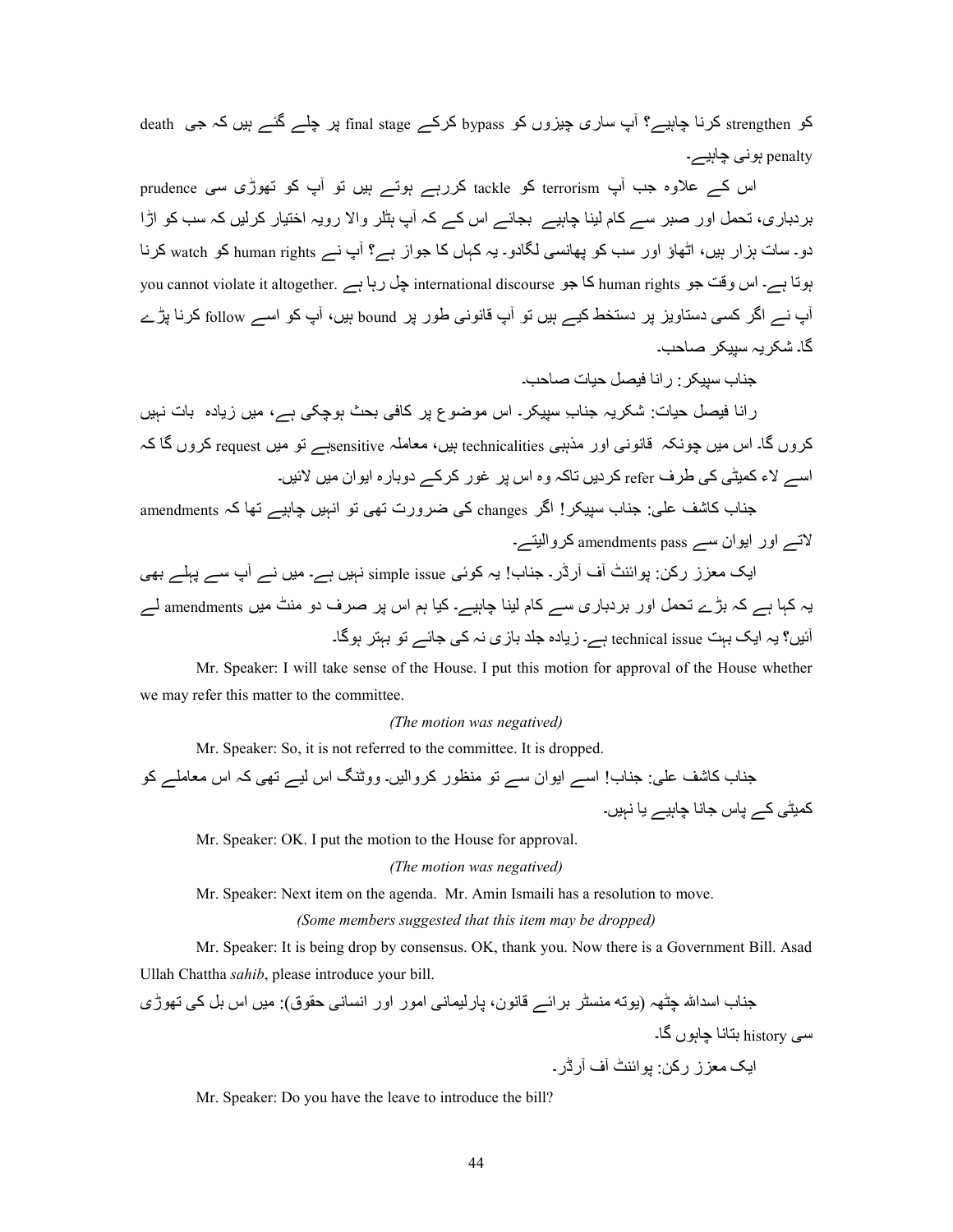کو strengthen کرنا چاہیے؟ آپ ساری چیزوں کو bypass کرکے final stage پر چلے گئے ہیں کہ جی death penalty ہونی چاہیے۔

اس کے علاوہ جب آپ terrorism کو tackle کررہے ہوتے ہیں تو آپ کو تھوڑی سی prudence بردباری، تحمل اور صبر سے کام لینا چاہیے بجائے اس کے کہ آپ ہٹلر والا رویہ اختیار کرلیں کہ سب کو اڑا دو۔ سات ہزار ہیں، اٹھاؤ اور سب کو پھانسی لگادو۔ یہ کہاں کا جواز ہے؟ آپ نے human rights کو watch کرنا ہوتا ہے۔ اس وقت جو human rights کا جو international discourse چل رہا ہے .you cannot violate it altogether آپ نے اگر کسی دستاویز پر دستخط کیے ہیں تو آپ قانونی طور پر bound ہیں، آپ کو اسے follow کرنا پڑے گا۔ شکریہ سپیکر صاحب۔

جناب سپیکر: رانا فیصل حیات صاحب۔

رانا فیصل حیات: شکریہ جناب سپیکر۔ اس موضوع پر کافی بحث ہوچکی ہے، میں زیادہ بات نہیں کروں گا۔ اس میں چونکہ قانونی اور مذہبی technicalities ہیں، معاملہ sensitiveہے تو میں request کروں گا کہ اسے لاء کمیٹی کی طرف refer کردیں تاکہ وہ اس پر غور کرکے دوبارہ ایوان میں لائیں۔

جناب کاشف علی: جناب سپیکر! اگر changes کی ضرورت تھی تو انہیں چاہیے تھا کہ amendments لاتے اور ایوان سے amendments pass کروالیتے۔

ایک معزز رکن: پوائنٹ آف آرڈر۔ جناب! یہ کوئی simple issue نہیں ہے۔ میں نے آپ سے پہلے بھی یہ کہا ہے کہ بڑے تحمل اور بردباری سے کام لینا چاہیے۔ کیا ہم اس پر صرف دو منٹ میں amendments لے آئیں؟ یہ ایک بہت technical issue ہے۔ زیادہ جلد بازی نہ کی جائے تو بہتر ہوگا۔

Mr. Speaker: I will take sense of the House. I put this motion for approval of the House whether we may refer this matter to the committee.

*(The motion was negatived)*

Mr. Speaker: So, it is not referred to the committee. It is dropped.

جناب کاشف علی: جناب! اسے ایوان سے تو منظور کروالیں۔ ووٹنگ اس لیے تھی کہ اس معاملے کو کمیٹی کے پاس جانا چاہیے یا نہیں۔

Mr. Speaker: OK. I put the motion to the House for approval.

*(The motion was negatived)*

Mr. Speaker: Next item on the agenda. Mr. Amin Ismaili has a resolution to move.

*(Some members suggested that this item may be dropped)*

Mr. Speaker: It is being drop by consensus. OK, thank you. Now there is a Government Bill. Asad Ullah Chattha *sahib*, please introduce your bill.

جناب اسداللہ چٹھہ (یوتھ منسٹر برائے قانون، پارلیمانی امور اور انسانی حقوق): میں اس بل کی تھوڑی سی history بتانا چاہوں گا۔

ایک معزز رکن: پوائنٹ آف آرڈر۔

Mr. Speaker: Do you have the leave to introduce the bill?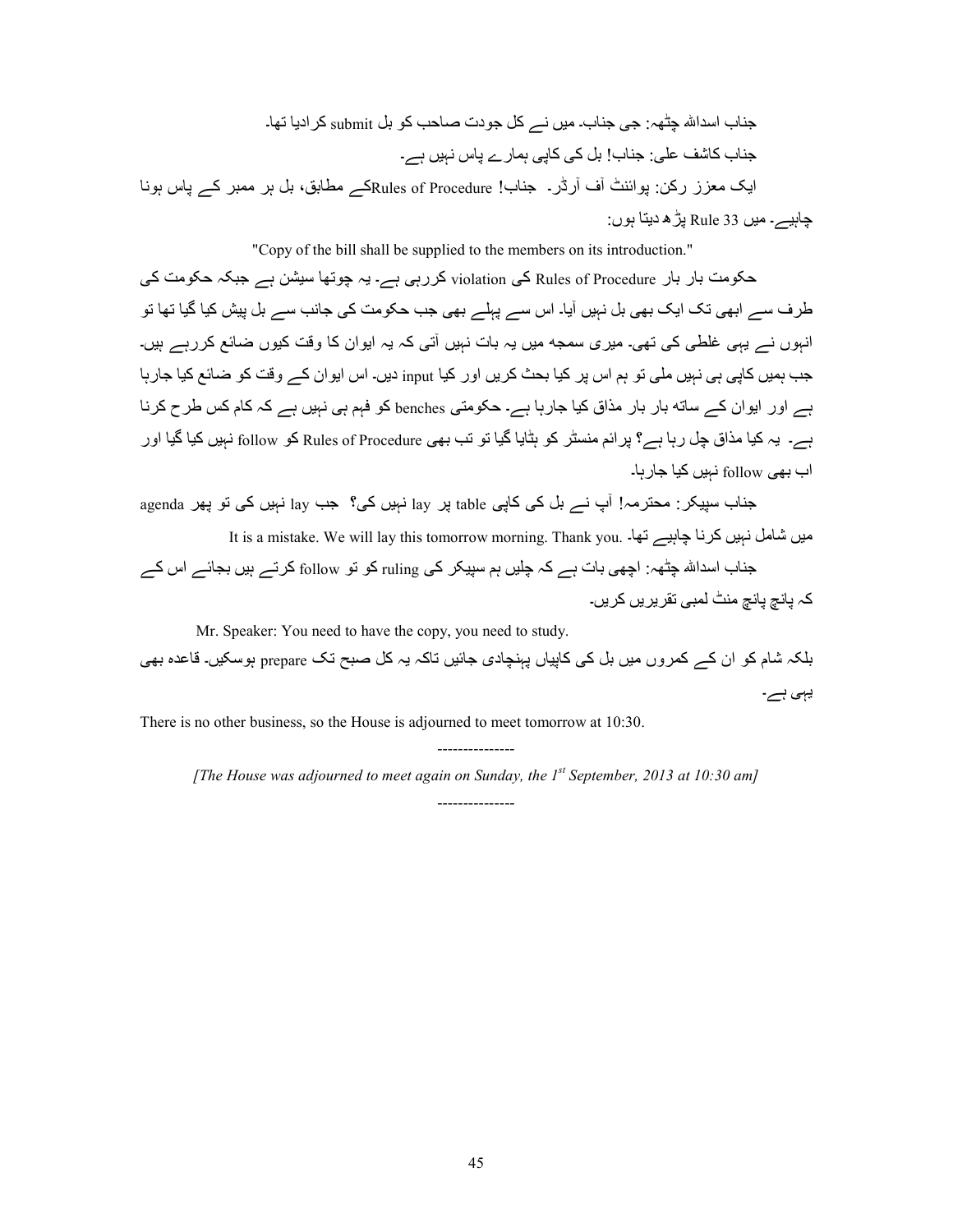جناب اسداللہ چٹھہ: جی جناب۔ میں نے کل جودت صاحب کو بل submit کرادیا تھا۔

جناب کاشف علی: جناب! بل کی کاپی ہمارے پاس نہیں ہے۔

ایک معزز رکن: پوائنٹ آف آرڈر۔ جناب! Rules of Procedureکے مطابق، بل ہر ممبر کے پاس ہونا چاہیے۔ میں Rule 33 پڑھ دیتا ہوں:

"Copy of the bill shall be supplied to the members on its introduction."

حکومت بار بار Rules of Procedure کی violation کررہی ہے۔ یہ چوتھا سیشن ہے جبکہ حکومت کی طرف سے ابھی تک ایک بھی بل نہیں آیا۔ اس سے پہلے بھی جب حکومت کی جانب سے بل پیش کیا گیا تھا تو انہوں نے یہی غلطی کی تھی۔ میری سمجھ میں یہ بات نہیں آتی کہ یہ ایوان کا وقت کیوں ضائع کررہے ہیں۔ جب ہمیں کاپی ہی نہیں ملی تو ہم اس پر کیا بحث کریں اور کیا input دیں۔ اس ایوان کے وقت کو ضائع کیا جارہا ہے اور ایوان کے ساتھ بار بار مذاق کیا جارہا ہے۔ حکومتی benches کو فہم ہی نہیں ہے کہ کام کس طرح کرنا ہے۔ یہ کیا مذاق چل رہا ہے؟ پرائم منسٹر کو ہٹایا گیا تو تب بھی Rules of Procedure کو follow نہیں کیا گیا اور اب بھی follow نہیں کیا جارہا۔

جناب سپیکر: محترمہ! آپ نے بل کی کاپی table پر lay نہیں کی؟ جب lay نہیں کی تو پھر agenda میں شامل نہیں کرنا چاہیے تھا۔ It is a mistake. We will lay this tomorrow morning. Thank you.

جناب اسداللہ چٹھہ: اچھی بات ہے کہ چلیں ہم سپیکر کی ruling کو تو follow کرتے ہیں بجائے اس کے کہ پانچ پانچ منٹ لمبی تقریریں کریں۔

Mr. Speaker: You need to have the copy, you need to study.

بلکہ شام کو ان کے کمروں میں بل کی کاپیاں پہنچادی جائیں تاکہ یہ کل صبح تک prepare ہوسکیں۔ قاعدہ بھی یہی ہے۔

There is no other business, so the House is adjourned to meet tomorrow at 10:30.

---------------

*[The House was adjourned to meet again on Sunday, the 1st September, 2013 at 10:30 am]*

---------------